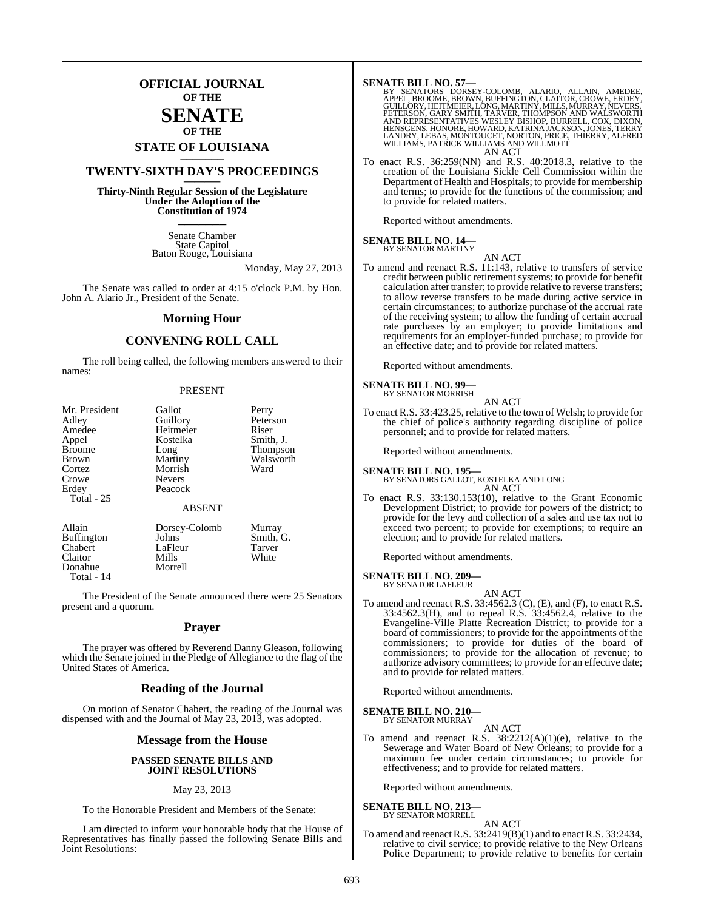# OFFICIAL JOURNAL OF THE SENATE OF THE STATE OF LOUISIANA

## TWENTY-SIXTH DAY'S PROCEEDINGS

**Thirty-Ninth Regular Session of the Legislature Under the Adoption of the Constitution of 1974**

Senate Chamber
State Capitol
Baton Rouge, Louisiana

Monday, May 27, 2013

The Senate was called to order at 4:15 o'clock P.M. by Hon. John A. Alario Jr., President of the Senate.

## Morning Hour

## CONVENING ROLL CALL

The roll being called, the following members answered to their names:

PRESENT

| | | |
|---|---|---|
| Mr. President | Gallot | Perry |
| Adley | Guillory | Peterson |
| Amedee | Heitmeier | Riser |
| Appel | Kostelka | Smith, J. |
| Broome | Long | Thompson |
| Brown | Martiny | Walsworth |
| Cortez | Morrish | Ward |
| Crowe | Nevers | |
| Erdey | Peacock | |
| Total - 25 | | |

ABSENT

| | | |
|---|---|---|
| Allain | Dorsey-Colomb | Murray |
| Buffington | Johns | Smith, G. |
| Chabert | LaFleur | Tarver |
| Claitor | Mills | White |
| Donahue | Morrell | |
| Total - 14 | | |

The President of the Senate announced there were 25 Senators present and a quorum.

## Prayer

The prayer was offered by Reverend Danny Gleason, following which the Senate joined in the Pledge of Allegiance to the flag of the United States of America.

## Reading of the Journal

On motion of Senator Chabert, the reading of the Journal was dispensed with and the Journal of May 23, 2013, was adopted.

## Message from the House

**PASSED SENATE BILLS AND JOINT RESOLUTIONS**

May 23, 2013

To the Honorable President and Members of the Senate:

I am directed to inform your honorable body that the House of Representatives has finally passed the following Senate Bills and Joint Resolutions:

**SENATE BILL NO. 57—**
BY SENATORS DORSEY-COLOMB, ALARIO, ALLAIN, AMEDEE, APPEL, BROOME, BROWN, BUFFINGTON, CLAITOR, CROWE, ERDEY, GUILLORY, HEITMEIER, LONG, MARTINY, MILLS, MURRAY, NEVERS, PETERSON, GARY SMITH, TARVER, THOMPSON AND WALSWORTH AND REPRESENTATIVES WESLEY BISHOP, BURRELL, COX, DIXON, HENSGENS, HONORE, HOWARD, KATRINA JACKSON, JONES, TERRY LANDRY, LEBAS, MONTOUCET, NORTON, PRICE, THIERRY, ALFRED WILLIAMS, PATRICK WILLIAMS AND WILLMOTT

AN ACT

To enact R.S. 36:259(NN) and R.S. 40:2018.3, relative to the creation of the Louisiana Sickle Cell Commission within the Department of Health and Hospitals; to provide for membership and terms; to provide for the functions of the commission; and to provide for related matters.

Reported without amendments.

**SENATE BILL NO. 14—**
BY SENATOR MARTINY

AN ACT

To amend and reenact R.S. 11:143, relative to transfers of service credit between public retirement systems; to provide for benefit calculation after transfer; to provide relative to reverse transfers; to allow reverse transfers to be made during active service in certain circumstances; to authorize purchase of the accrual rate of the receiving system; to allow the funding of certain accrual rate purchases by an employer; to provide limitations and requirements for an employer-funded purchase; to provide for an effective date; and to provide for related matters.

Reported without amendments.

**SENATE BILL NO. 99—**
BY SENATOR MORRISH

AN ACT

To enact R.S. 33:423.25, relative to the town of Welsh; to provide for the chief of police's authority regarding discipline of police personnel; and to provide for related matters.

Reported without amendments.

**SENATE BILL NO. 195—**
BY SENATORS GALLOT, KOSTELKA AND LONG

AN ACT

To enact R.S. 33:130.153(10), relative to the Grant Economic Development District; to provide for powers of the district; to provide for the levy and collection of a sales and use tax not to exceed two percent; to provide for exemptions; to require an election; and to provide for related matters.

Reported without amendments.

**SENATE BILL NO. 209—**
BY SENATOR LAFLEUR

AN ACT

To amend and reenact R.S. 33:4562.3 (C), (E), and (F), to enact R.S. 33:4562.3(H), and to repeal R.S. 33:4562.4, relative to the Evangeline-Ville Platte Recreation District; to provide for a board of commissioners; to provide for the appointments of the commissioners; to provide for duties of the board of commissioners; to provide for the allocation of revenue; to authorize advisory committees; to provide for an effective date; and to provide for related matters.

Reported without amendments.

**SENATE BILL NO. 210—**
BY SENATOR MURRAY

AN ACT

To amend and reenact R.S. 38:2212(A)(1)(e), relative to the Sewerage and Water Board of New Orleans; to provide for a maximum fee under certain circumstances; to provide for effectiveness; and to provide for related matters.

Reported without amendments.

**SENATE BILL NO. 213—**
BY SENATOR MORRELL

AN ACT

To amend and reenact R.S. 33:2419(B)(1) and to enact R.S. 33:2434, relative to civil service; to provide relative to the New Orleans Police Department; to provide relative to benefits for certain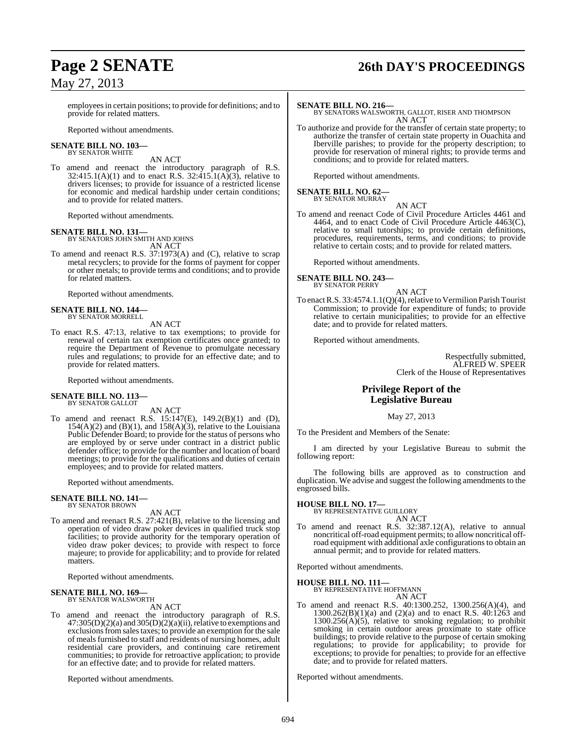employees in certain positions; to provide for definitions; and to provide for related matters.

Reported without amendments.

**SENATE BILL NO. 103—**
BY SENATOR WHITE

AN ACT

To amend and reenact the introductory paragraph of R.S. 32:415.1(A)(1) and to enact R.S. 32:415.1(A)(3), relative to drivers licenses; to provide for issuance of a restricted license for economic and medical hardship under certain conditions; and to provide for related matters.

Reported without amendments.

**SENATE BILL NO. 131—**
BY SENATORS JOHN SMITH AND JOHNS

AN ACT

To amend and reenact R.S. 37:1973(A) and (C), relative to scrap metal recyclers; to provide for the forms of payment for copper or other metals; to provide terms and conditions; and to provide for related matters.

Reported without amendments.

**SENATE BILL NO. 144—**
BY SENATOR MORRELL

AN ACT

To enact R.S. 47:13, relative to tax exemptions; to provide for renewal of certain tax exemption certificates once granted; to require the Department of Revenue to promulgate necessary rules and regulations; to provide for an effective date; and to provide for related matters.

Reported without amendments.

**SENATE BILL NO. 113—**
BY SENATOR GALLOT

AN ACT

To amend and reenact R.S. 15:147(E), 149.2(B)(1) and (D), 154(A)(2) and (B)(1), and 158(A)(3), relative to the Louisiana Public Defender Board; to provide for the status of persons who are employed by or serve under contract in a district public defender office; to provide for the number and location of board meetings; to provide for the qualifications and duties of certain employees; and to provide for related matters.

Reported without amendments.

**SENATE BILL NO. 141—**
BY SENATOR BROWN

AN ACT

To amend and reenact R.S. 27:421(B), relative to the licensing and operation of video draw poker devices in qualified truck stop facilities; to provide authority for the temporary operation of video draw poker devices; to provide with respect to force majeure; to provide for applicability; and to provide for related matters.

Reported without amendments.

**SENATE BILL NO. 169—**
BY SENATOR WALSWORTH

AN ACT

To amend and reenact the introductory paragraph of R.S. 47:305(D)(2)(a) and 305(D)(2)(a)(ii), relative to exemptions and exclusions from sales taxes; to provide an exemption for the sale of meals furnished to staff and residents of nursing homes, adult residential care providers, and continuing care retirement communities; to provide for retroactive application; to provide for an effective date; and to provide for related matters.

Reported without amendments.

**SENATE BILL NO. 216—**
BY SENATORS WALSWORTH, GALLOT, RISER AND THOMPSON

AN ACT

To authorize and provide for the transfer of certain state property; to authorize the transfer of certain state property in Ouachita and Iberville parishes; to provide for the property description; to provide for reservation of mineral rights; to provide terms and conditions; and to provide for related matters.

Reported without amendments.

**SENATE BILL NO. 62—**
BY SENATOR MURRAY

AN ACT

To amend and reenact Code of Civil Procedure Articles 4461 and 4464, and to enact Code of Civil Procedure Article 4463(C), relative to small tutorships; to provide certain definitions, procedures, requirements, terms, and conditions; to provide relative to certain costs; and to provide for related matters.

Reported without amendments.

**SENATE BILL NO. 243—**
BY SENATOR PERRY

AN ACT

To enact R.S. 33:4574.1.1(Q)(4), relative to Vermilion Parish Tourist Commission; to provide for expenditure of funds; to provide relative to certain municipalities; to provide for an effective date; and to provide for related matters.

Reported without amendments.

Respectfully submitted,
ALFRED W. SPEER
Clerk of the House of Representatives

## Privilege Report of the Legislative Bureau

May 27, 2013

To the President and Members of the Senate:

I am directed by your Legislative Bureau to submit the following report:

The following bills are approved as to construction and duplication. We advise and suggest the following amendments to the engrossed bills.

**HOUSE BILL NO. 17—**
BY REPRESENTATIVE GUILLORY

AN ACT

To amend and reenact R.S. 32:387.12(A), relative to annual noncritical off-road equipment permits; to allow noncritical off-road equipment with additional axle configurations to obtain an annual permit; and to provide for related matters.

Reported without amendments.

**HOUSE BILL NO. 111—**
BY REPRESENTATIVE HOFFMANN

AN ACT

To amend and reenact R.S. 40:1300.252, 1300.256(A)(4), and 1300.262(B)(1)(a) and (2)(a) and to enact R.S. 40:1263 and 1300.256(A)(5), relative to smoking regulation; to prohibit smoking in certain outdoor areas proximate to state office buildings; to provide relative to the purpose of certain smoking regulations; to provide for applicability; to provide for exceptions; to provide for penalties; to provide for an effective date; and to provide for related matters.

Reported without amendments.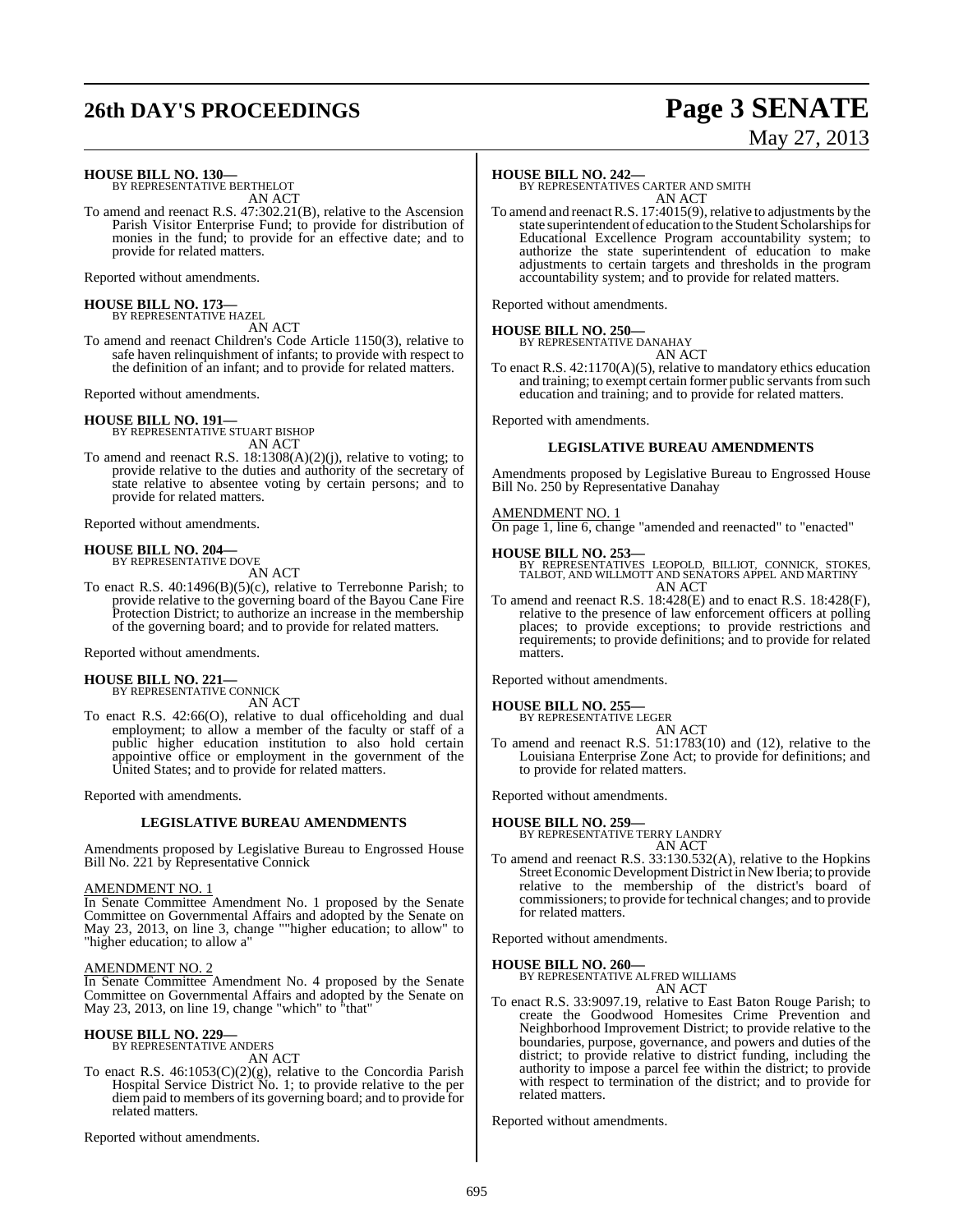**HOUSE BILL NO. 130—**
BY REPRESENTATIVE BERTHELOT
AN ACT

To amend and reenact R.S. 47:302.21(B), relative to the Ascension Parish Visitor Enterprise Fund; to provide for distribution of monies in the fund; to provide for an effective date; and to provide for related matters.

Reported without amendments.

**HOUSE BILL NO. 173—**
BY REPRESENTATIVE HAZEL
AN ACT

To amend and reenact Children's Code Article 1150(3), relative to safe haven relinquishment of infants; to provide with respect to the definition of an infant; and to provide for related matters.

Reported without amendments.

**HOUSE BILL NO. 191—**
BY REPRESENTATIVE STUART BISHOP
AN ACT

To amend and reenact R.S. 18:1308(A)(2)(j), relative to voting; to provide relative to the duties and authority of the secretary of state relative to absentee voting by certain persons; and to provide for related matters.

Reported without amendments.

**HOUSE BILL NO. 204—**
BY REPRESENTATIVE DOVE
AN ACT

To enact R.S. 40:1496(B)(5)(c), relative to Terrebonne Parish; to provide relative to the governing board of the Bayou Cane Fire Protection District; to authorize an increase in the membership of the governing board; and to provide for related matters.

Reported without amendments.

**HOUSE BILL NO. 221—**
BY REPRESENTATIVE CONNICK
AN ACT

To enact R.S. 42:66(O), relative to dual officeholding and dual employment; to allow a member of the faculty or staff of a public higher education institution to also hold certain appointive office or employment in the government of the United States; and to provide for related matters.

Reported with amendments.

**LEGISLATIVE BUREAU AMENDMENTS**

Amendments proposed by Legislative Bureau to Engrossed House Bill No. 221 by Representative Connick

AMENDMENT NO. 1
In Senate Committee Amendment No. 1 proposed by the Senate Committee on Governmental Affairs and adopted by the Senate on May 23, 2013, on line 3, change ""higher education; to allow" to "higher education; to allow a"

AMENDMENT NO. 2
In Senate Committee Amendment No. 4 proposed by the Senate Committee on Governmental Affairs and adopted by the Senate on May 23, 2013, on line 19, change "which" to "that"

**HOUSE BILL NO. 229—**
BY REPRESENTATIVE ANDERS
AN ACT

To enact R.S. 46:1053(C)(2)(g), relative to the Concordia Parish Hospital Service District No. 1; to provide relative to the per diem paid to members of its governing board; and to provide for related matters.

Reported without amendments.

**HOUSE BILL NO. 242—**
BY REPRESENTATIVES CARTER AND SMITH
AN ACT

To amend and reenact R.S. 17:4015(9), relative to adjustments by the state superintendent of education to the Student Scholarships for Educational Excellence Program accountability system; to authorize the state superintendent of education to make adjustments to certain targets and thresholds in the program accountability system; and to provide for related matters.

Reported without amendments.

**HOUSE BILL NO. 250—**
BY REPRESENTATIVE DANAHAY
AN ACT

To enact R.S. 42:1170(A)(5), relative to mandatory ethics education and training; to exempt certain former public servants from such education and training; and to provide for related matters.

Reported with amendments.

**LEGISLATIVE BUREAU AMENDMENTS**

Amendments proposed by Legislative Bureau to Engrossed House Bill No. 250 by Representative Danahay

AMENDMENT NO. 1
On page 1, line 6, change "amended and reenacted" to "enacted"

**HOUSE BILL NO. 253—**
BY REPRESENTATIVES LEOPOLD, BILLIOT, CONNICK, STOKES, TALBOT, AND WILLMOTT AND SENATORS APPEL AND MARTINY
AN ACT

To amend and reenact R.S. 18:428(E) and to enact R.S. 18:428(F), relative to the presence of law enforcement officers at polling places; to provide exceptions; to provide restrictions and requirements; to provide definitions; and to provide for related matters.

Reported without amendments.

**HOUSE BILL NO. 255—**
BY REPRESENTATIVE LEGER
AN ACT

To amend and reenact R.S. 51:1783(10) and (12), relative to the Louisiana Enterprise Zone Act; to provide for definitions; and to provide for related matters.

Reported without amendments.

**HOUSE BILL NO. 259—**
BY REPRESENTATIVE TERRY LANDRY
AN ACT

To amend and reenact R.S. 33:130.532(A), relative to the Hopkins Street Economic Development District in New Iberia; to provide relative to the membership of the district's board of commissioners; to provide for technical changes; and to provide for related matters.

Reported without amendments.

**HOUSE BILL NO. 260—**
BY REPRESENTATIVE ALFRED WILLIAMS
AN ACT

To enact R.S. 33:9097.19, relative to East Baton Rouge Parish; to create the Goodwood Homesites Crime Prevention and Neighborhood Improvement District; to provide relative to the boundaries, purpose, governance, and powers and duties of the district; to provide relative to district funding, including the authority to impose a parcel fee within the district; to provide with respect to termination of the district; and to provide for related matters.

Reported without amendments.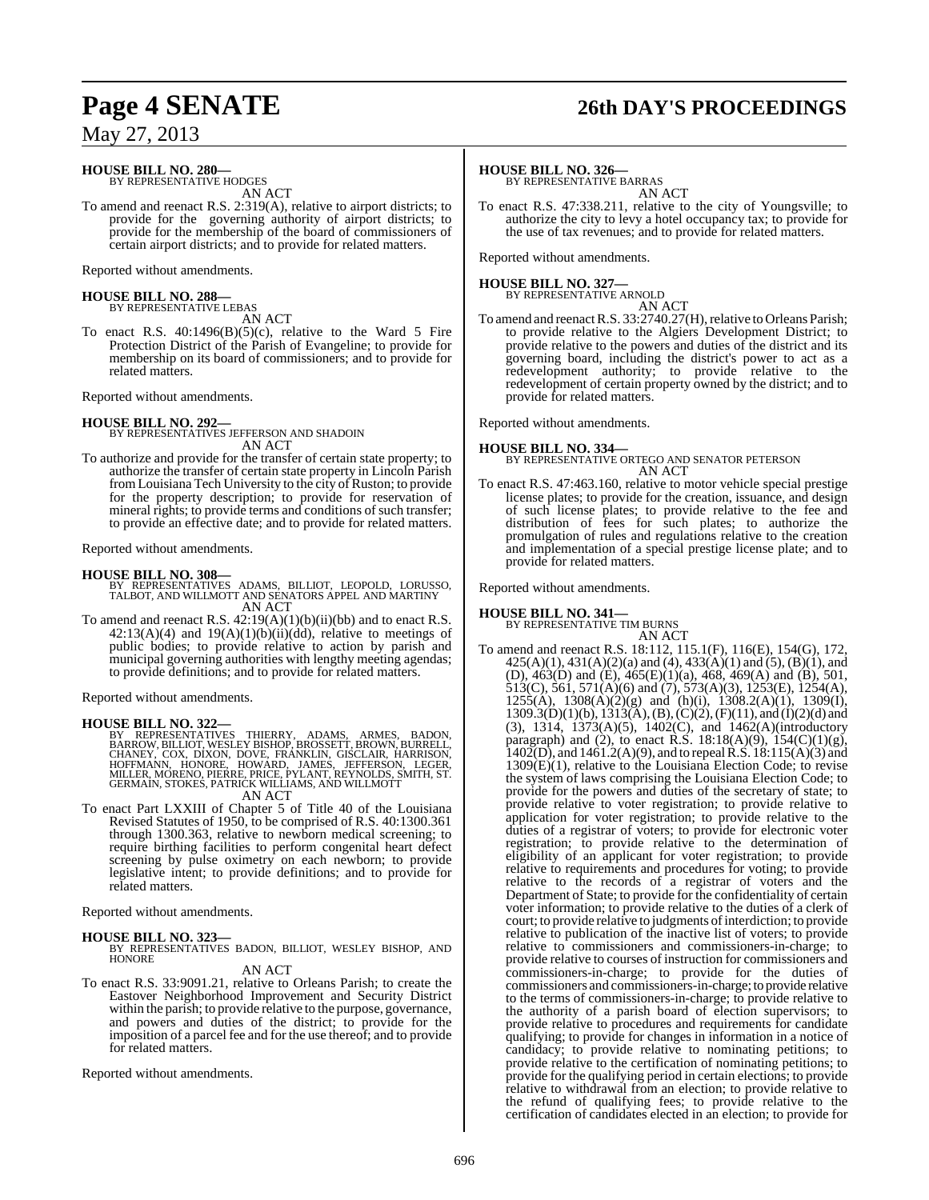**HOUSE BILL NO. 280—**
BY REPRESENTATIVE HODGES

AN ACT

To amend and reenact R.S. 2:319(A), relative to airport districts; to provide for the governing authority of airport districts; to provide for the membership of the board of commissioners of certain airport districts; and to provide for related matters.

Reported without amendments.

**HOUSE BILL NO. 288—**
BY REPRESENTATIVE LEBAS

AN ACT

To enact R.S. 40:1496(B)(5)(c), relative to the Ward 5 Fire Protection District of the Parish of Evangeline; to provide for membership on its board of commissioners; and to provide for related matters.

Reported without amendments.

**HOUSE BILL NO. 292—**
BY REPRESENTATIVES JEFFERSON AND SHADOIN

AN ACT

To authorize and provide for the transfer of certain state property; to authorize the transfer of certain state property in Lincoln Parish from Louisiana Tech University to the city of Ruston; to provide for the property description; to provide for reservation of mineral rights; to provide terms and conditions of such transfer; to provide an effective date; and to provide for related matters.

Reported without amendments.

**HOUSE BILL NO. 308—**
BY REPRESENTATIVES ADAMS, BILLIOT, LEOPOLD, LORUSSO, TALBOT, AND WILLMOTT AND SENATORS APPEL AND MARTINY

AN ACT

To amend and reenact R.S. 42:19(A)(1)(b)(ii)(bb) and to enact R.S. 42:13(A)(4) and 19(A)(1)(b)(ii)(dd), relative to meetings of public bodies; to provide relative to action by parish and municipal governing authorities with lengthy meeting agendas; to provide definitions; and to provide for related matters.

Reported without amendments.

**HOUSE BILL NO. 322—**
BY REPRESENTATIVES THIERRY, ADAMS, ARMES, BADON, BARROW, BILLIOT, WESLEY BISHOP, BROSSETT, BROWN, BURRELL, CHANEY, COX, DIXON, DOVE, FRANKLIN, GISCLAIR, HARRISON, HOFFMANN, HONORE, HOWARD, JAMES, JEFFERSON, LEGER, MILLER, MORENO, PIERRE, PRICE, PYLANT, REYNOLDS, SMITH, ST. GERMAIN, STOKES, PATRICK WILLIAMS, AND WILLMOTT

AN ACT

To enact Part LXXIII of Chapter 5 of Title 40 of the Louisiana Revised Statutes of 1950, to be comprised of R.S. 40:1300.361 through 1300.363, relative to newborn medical screening; to require birthing facilities to perform congenital heart defect screening by pulse oximetry on each newborn; to provide legislative intent; to provide definitions; and to provide for related matters.

Reported without amendments.

**HOUSE BILL NO. 323—**
BY REPRESENTATIVES BADON, BILLIOT, WESLEY BISHOP, AND HONORE

AN ACT

To enact R.S. 33:9091.21, relative to Orleans Parish; to create the Eastover Neighborhood Improvement and Security District within the parish; to provide relative to the purpose, governance, and powers and duties of the district; to provide for the imposition of a parcel fee and for the use thereof; and to provide for related matters.

Reported without amendments.

**HOUSE BILL NO. 326—**
BY REPRESENTATIVE BARRAS

AN ACT

To enact R.S. 47:338.211, relative to the city of Youngsville; to authorize the city to levy a hotel occupancy tax; to provide for the use of tax revenues; and to provide for related matters.

Reported without amendments.

**HOUSE BILL NO. 327—**
BY REPRESENTATIVE ARNOLD

AN ACT

To amend and reenact R.S. 33:2740.27(H), relative to Orleans Parish; to provide relative to the Algiers Development District; to provide relative to the powers and duties of the district and its governing board, including the district's power to act as a redevelopment authority; to provide relative to the redevelopment of certain property owned by the district; and to provide for related matters.

Reported without amendments.

**HOUSE BILL NO. 334—**
BY REPRESENTATIVE ORTEGO AND SENATOR PETERSON

AN ACT

To enact R.S. 47:463.160, relative to motor vehicle special prestige license plates; to provide for the creation, issuance, and design of such license plates; to provide relative to the fee and distribution of fees for such plates; to authorize the promulgation of rules and regulations relative to the creation and implementation of a special prestige license plate; and to provide for related matters.

Reported without amendments.

**HOUSE BILL NO. 341—**
BY REPRESENTATIVE TIM BURNS

AN ACT

To amend and reenact R.S. 18:112, 115.1(F), 116(E), 154(G), 172, 425(A)(1), 431(A)(2)(a) and (4), 433(A)(1) and (5), (B)(1), and (D), 463(D) and (E), 465(E)(1)(a), 468, 469(A) and (B), 501, 513(C), 561, 571(A)(6) and (7), 573(A)(3), 1253(E), 1254(A), 1255(A), 1308(A)(2)(g) and (h)(i), 1308.2(A)(1), 1309(I), 1309.3(D)(1)(b), 1313(A), (B), (C)(2), (F)(11), and (I)(2)(d) and (3), 1314, 1373(A)(5), 1402(C), and 1462(A)(introductory paragraph) and (2), to enact R.S. 18:18(A)(9), 154(C)(1)(g), 1402(D), and 1461.2(A)(9), and to repeal R.S. 18:115(A)(3) and 1309(E)(1), relative to the Louisiana Election Code; to revise the system of laws comprising the Louisiana Election Code; to provide for the powers and duties of the secretary of state; to provide relative to voter registration; to provide relative to application for voter registration; to provide relative to the duties of a registrar of voters; to provide for electronic voter registration; to provide relative to the determination of eligibility of an applicant for voter registration; to provide relative to requirements and procedures for voting; to provide relative to the records of a registrar of voters and the Department of State; to provide for the confidentiality of certain voter information; to provide relative to the duties of a clerk of court; to provide relative to judgments of interdiction; to provide relative to publication of the inactive list of voters; to provide relative to commissioners and commissioners-in-charge; to provide relative to courses of instruction for commissioners and commissioners-in-charge; to provide for the duties of commissioners and commissioners-in-charge; to provide relative to the terms of commissioners-in-charge; to provide relative to the authority of a parish board of election supervisors; to provide relative to procedures and requirements for candidate qualifying; to provide for changes in information in a notice of candidacy; to provide relative to nominating petitions; to provide relative to the certification of nominating petitions; to provide for the qualifying period in certain elections; to provide relative to withdrawal from an election; to provide relative to the refund of qualifying fees; to provide relative to the certification of candidates elected in an election; to provide for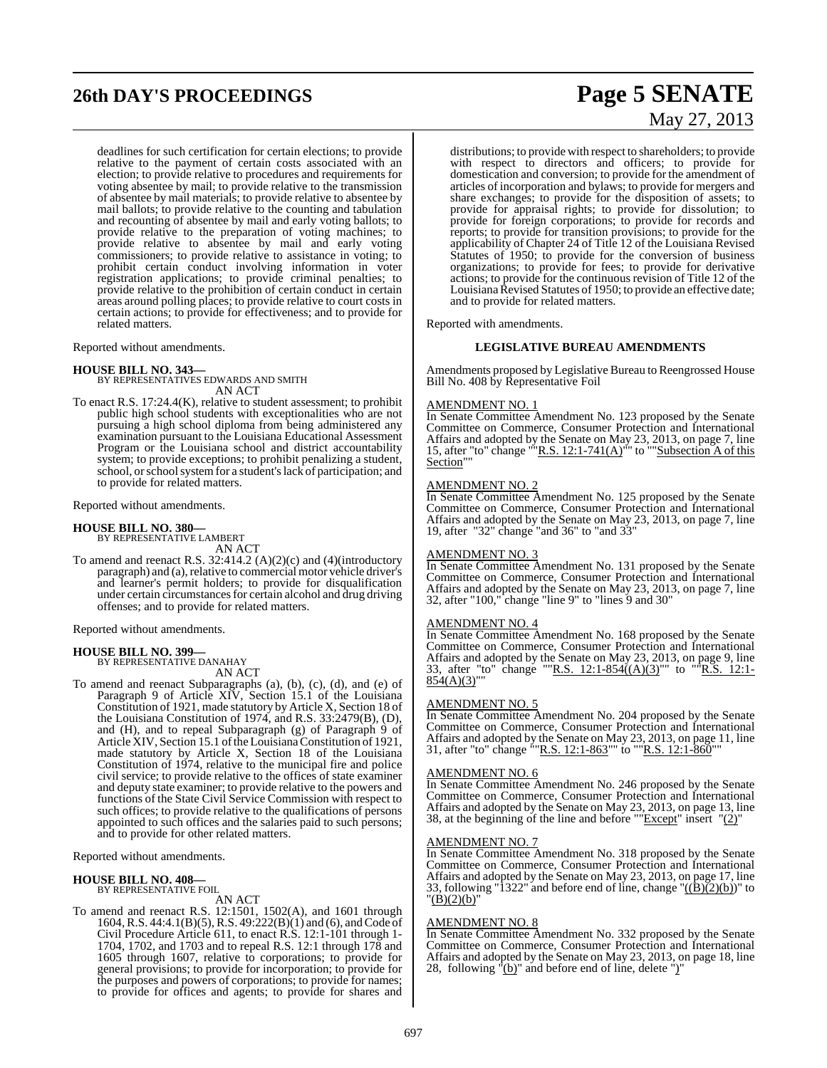deadlines for such certification for certain elections; to provide relative to the payment of certain costs associated with an election; to provide relative to procedures and requirements for voting absentee by mail; to provide relative to the transmission of absentee by mail materials; to provide relative to absentee by mail ballots; to provide relative to the counting and tabulation and recounting of absentee by mail and early voting ballots; to provide relative to the preparation of voting machines; to provide relative to absentee by mail and early voting commissioners; to provide relative to assistance in voting; to prohibit certain conduct involving information in voter registration applications; to provide criminal penalties; to provide relative to the prohibition of certain conduct in certain areas around polling places; to provide relative to court costs in certain actions; to provide for effectiveness; and to provide for related matters.

Reported without amendments.

**HOUSE BILL NO. 343—**
BY REPRESENTATIVES EDWARDS AND SMITH
AN ACT

To enact R.S. 17:24.4(K), relative to student assessment; to prohibit public high school students with exceptionalities who are not pursuing a high school diploma from being administered any examination pursuant to the Louisiana Educational Assessment Program or the Louisiana school and district accountability system; to provide exceptions; to prohibit penalizing a student, school, or school system for a student's lack of participation; and to provide for related matters.

Reported without amendments.

**HOUSE BILL NO. 380—**
BY REPRESENTATIVE LAMBERT
AN ACT

To amend and reenact R.S. 32:414.2 (A)(2)(c) and (4)(introductory paragraph) and (a), relative to commercial motor vehicle driver's and learner's permit holders; to provide for disqualification under certain circumstances for certain alcohol and drug driving offenses; and to provide for related matters.

Reported without amendments.

**HOUSE BILL NO. 399—**
BY REPRESENTATIVE DANAHAY
AN ACT

To amend and reenact Subparagraphs (a), (b), (c), (d), and (e) of Paragraph 9 of Article XIV, Section 15.1 of the Louisiana Constitution of 1921, made statutory by Article X, Section 18 of the Louisiana Constitution of 1974, and R.S. 33:2479(B), (D), and (H), and to repeal Subparagraph (g) of Paragraph 9 of Article XIV, Section 15.1 of the Louisiana Constitution of 1921, made statutory by Article X, Section 18 of the Louisiana Constitution of 1974, relative to the municipal fire and police civil service; to provide relative to the offices of state examiner and deputy state examiner; to provide relative to the powers and functions of the State Civil Service Commission with respect to such offices; to provide relative to the qualifications of persons appointed to such offices and the salaries paid to such persons; and to provide for other related matters.

Reported without amendments.

**HOUSE BILL NO. 408—**
BY REPRESENTATIVE FOIL
AN ACT

To amend and reenact R.S. 12:1501, 1502(A), and 1601 through 1604, R.S. 44:4.1(B)(5), R.S. 49:222(B)(1) and (6), and Code of Civil Procedure Article 611, to enact R.S. 12:1-101 through 1-1704, 1702, and 1703 and to repeal R.S. 12:1 through 178 and 1605 through 1607, relative to corporations; to provide for general provisions; to provide for incorporation; to provide for the purposes and powers of corporations; to provide for names; to provide for offices and agents; to provide for shares and distributions; to provide with respect to shareholders; to provide with respect to directors and officers; to provide for domestication and conversion; to provide for the amendment of articles of incorporation and bylaws; to provide for mergers and share exchanges; to provide for the disposition of assets; to provide for appraisal rights; to provide for dissolution; to provide for foreign corporations; to provide for records and reports; to provide for transition provisions; to provide for the applicability of Chapter 24 of Title 12 of the Louisiana Revised Statutes of 1950; to provide for the conversion of business organizations; to provide for fees; to provide for derivative actions; to provide for the continuous revision of Title 12 of the Louisiana Revised Statutes of 1950; to provide an effective date; and to provide for related matters.

Reported with amendments.

**LEGISLATIVE BUREAU AMENDMENTS**

Amendments proposed by Legislative Bureau to Reengrossed House Bill No. 408 by Representative Foil

AMENDMENT NO. 1
In Senate Committee Amendment No. 123 proposed by the Senate Committee on Commerce, Consumer Protection and International Affairs and adopted by the Senate on May 23, 2013, on page 7, line 15, after "to" change ""R.S. 12:1-741(A)"" to ""Subsection A of this Section""

AMENDMENT NO. 2
In Senate Committee Amendment No. 125 proposed by the Senate Committee on Commerce, Consumer Protection and International Affairs and adopted by the Senate on May 23, 2013, on page 7, line 19, after "32" change "and 36" to "and 33"

AMENDMENT NO. 3
In Senate Committee Amendment No. 131 proposed by the Senate Committee on Commerce, Consumer Protection and International Affairs and adopted by the Senate on May 23, 2013, on page 7, line 32, after "100," change "line 9" to "lines 9 and 30"

AMENDMENT NO. 4
In Senate Committee Amendment No. 168 proposed by the Senate Committee on Commerce, Consumer Protection and International Affairs and adopted by the Senate on May 23, 2013, on page 9, line 33, after "to" change ""R.S. 12:1-854((A)(3)"" to ""R.S. 12:1-854(A)(3)""

AMENDMENT NO. 5
In Senate Committee Amendment No. 204 proposed by the Senate Committee on Commerce, Consumer Protection and International Affairs and adopted by the Senate on May 23, 2013, on page 11, line 31, after "to" change ""R.S. 12:1-863"" to ""R.S. 12:1-860""

AMENDMENT NO. 6
In Senate Committee Amendment No. 246 proposed by the Senate Committee on Commerce, Consumer Protection and International Affairs and adopted by the Senate on May 23, 2013, on page 13, line 38, at the beginning of the line and before ""Except" insert "(2)"

AMENDMENT NO. 7
In Senate Committee Amendment No. 318 proposed by the Senate Committee on Commerce, Consumer Protection and International Affairs and adopted by the Senate on May 23, 2013, on page 17, line 33, following "1322" and before end of line, change "((B)(2)(b))" to "(B)(2)(b)"

AMENDMENT NO. 8
In Senate Committee Amendment No. 332 proposed by the Senate Committee on Commerce, Consumer Protection and International Affairs and adopted by the Senate on May 23, 2013, on page 18, line 28, following "(b)" and before end of line, delete ")"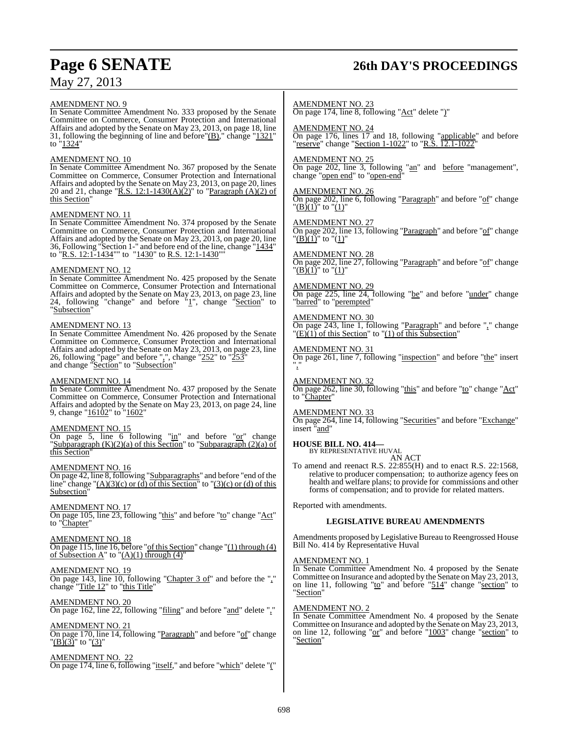AMENDMENT NO. 9

In Senate Committee Amendment No. 333 proposed by the Senate Committee on Commerce, Consumer Protection and International Affairs and adopted by the Senate on May 23, 2013, on page 18, line 31, following the beginning of line and before "(B)," change "1321" to "1324"

AMENDMENT NO. 10

In Senate Committee Amendment No. 367 proposed by the Senate Committee on Commerce, Consumer Protection and International Affairs and adopted by the Senate on May 23, 2013, on page 20, lines 20 and 21, change "R.S. 12:1-1430(A)(2)" to "Paragraph (A)(2) of this Section"

AMENDMENT NO. 11

In Senate Committee Amendment No. 374 proposed by the Senate Committee on Commerce, Consumer Protection and International Affairs and adopted by the Senate on May 23, 2013, on page 20, line 36, Following "Section 1-" and before end of the line, change "1434" to "R.S. 12:1-1434"" to "1430" to R.S. 12:1-1430""

AMENDMENT NO. 12

In Senate Committee Amendment No. 425 proposed by the Senate Committee on Commerce, Consumer Protection and International Affairs and adopted by the Senate on May 23, 2013, on page 23, line 24, following "change" and before "1", change "Section" to "Subsection"

AMENDMENT NO. 13

In Senate Committee Amendment No. 426 proposed by the Senate Committee on Commerce, Consumer Protection and International Affairs and adopted by the Senate on May 23, 2013, on page 23, line 26, following "page" and before ",", change "252" to "253" and change "Section" to "Subsection"

AMENDMENT NO. 14

In Senate Committee Amendment No. 437 proposed by the Senate Committee on Commerce, Consumer Protection and International Affairs and adopted by the Senate on May 23, 2013, on page 24, line 9, change "16102" to "1602"

AMENDMENT NO. 15

On page 5, line 6 following "in" and before "or" change "Subparagraph (K)(2)(a) of this Section" to "Subparagraph (2)(a) of this Section"

AMENDMENT NO. 16

On page 42, line 8, following "Subparagraphs" and before "end of the line" change "(A)(3)(c) or (d) of this Section" to "(3)(c) or (d) of this Subsection"

AMENDMENT NO. 17

On page 105, line 23, following "this" and before "to" change "Act" to "Chapter"

AMENDMENT NO. 18

On page 115, line 16, before "of this Section" change "(1) through (4) of Subsection A" to "(A)(1) through (4)"

AMENDMENT NO. 19

On page 143, line 10, following "Chapter 3 of" and before the "," change "Title 12" to "this Title"

AMENDMENT NO. 20

On page 162, line 22, following "filing" and before "and" delete ","

AMENDMENT NO. 21

On page 170, line 14, following "Paragraph" and before "of" change "(B)(3)" to "(3)"

AMENDMENT NO. 22

On page 174, line 6, following "itself," and before "which" delete "("

AMENDMENT NO. 23

On page 174, line 8, following "Act" delete ")"

AMENDMENT NO. 24

On page 176, lines 17 and 18, following "applicable" and before "reserve" change "Section 1-1022" to "R.S. 12.1-1022"

AMENDMENT NO. 25

On page 202, line 3, following "an" and before "management", change "open end" to "open-end"

AMENDMENT NO. 26

On page 202, line 6, following "Paragraph" and before "of" change "(B)(1)" to "(1)"

AMENDMENT NO. 27

On page 202, line 13, following "Paragraph" and before "of" change "(B)(1)" to "(1)"

AMENDMENT NO. 28

On page 202, line 27, following "Paragraph" and before "of" change "(B)(1)" to "(1)"

AMENDMENT NO. 29

On page 225, line 24, following "be" and before "under" change "barred" to "perempted"

AMENDMENT NO. 30

On page 243, line 1, following "Paragraph" and before "," change "(E)(1) of this Section" to "(1) of this Subsection"

AMENDMENT NO. 31

On page 261, line 7, following "inspection" and before "the" insert ","

AMENDMENT NO. 32

On page 262, line 30, following "this" and before "to" change "Act" to "Chapter"

AMENDMENT NO. 33

On page 264, line 14, following "Securities" and before "Exchange" insert "and"

**HOUSE BILL NO. 414—**
BY REPRESENTATIVE HUVAL

AN ACT

To amend and reenact R.S. 22:855(H) and to enact R.S. 22:1568, relative to producer compensation; to authorize agency fees on health and welfare plans; to provide for commissions and other forms of compensation; and to provide for related matters.

Reported with amendments.

## LEGISLATIVE BUREAU AMENDMENTS

Amendments proposed by Legislative Bureau to Reengrossed House Bill No. 414 by Representative Huval

AMENDMENT NO. 1

In Senate Committee Amendment No. 4 proposed by the Senate Committee on Insurance and adopted by the Senate on May 23, 2013, on line 11, following "to" and before "514" change "section" to "Section"

AMENDMENT NO. 2

In Senate Committee Amendment No. 4 proposed by the Senate Committee on Insurance and adopted by the Senate on May 23, 2013, on line 12, following "or" and before "1003" change "section" to "Section"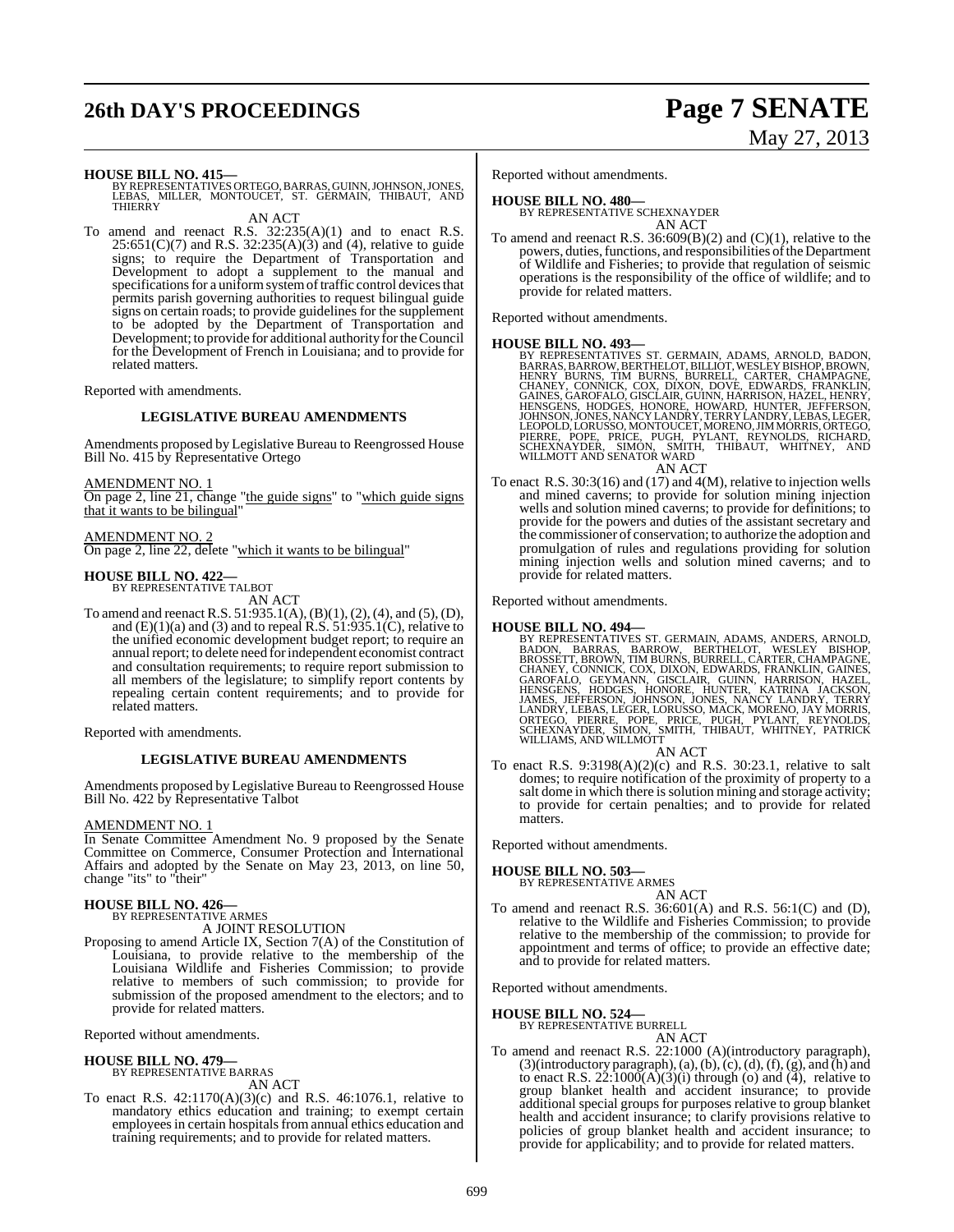**HOUSE BILL NO. 415—**
BY REPRESENTATIVES ORTEGO, BARRAS, GUINN, JOHNSON, JONES, LEBAS, MILLER, MONTOUCET, ST. GERMAIN, THIBAUT, AND THIERRY

AN ACT

To amend and reenact R.S. 32:235(A)(1) and to enact R.S. 25:651(C)(7) and R.S. 32:235(A)(3) and (4), relative to guide signs; to require the Department of Transportation and Development to adopt a supplement to the manual and specifications for a uniform system of traffic control devices that permits parish governing authorities to request bilingual guide signs on certain roads; to provide guidelines for the supplement to be adopted by the Department of Transportation and Development; to provide for additional authority for the Council for the Development of French in Louisiana; and to provide for related matters.

Reported with amendments.

**LEGISLATIVE BUREAU AMENDMENTS**

Amendments proposed by Legislative Bureau to Reengrossed House Bill No. 415 by Representative Ortego

AMENDMENT NO. 1
On page 2, line 21, change "the guide signs" to "which guide signs that it wants to be bilingual"

AMENDMENT NO. 2
On page 2, line 22, delete "which it wants to be bilingual"

**HOUSE BILL NO. 422—**
BY REPRESENTATIVE TALBOT

AN ACT

To amend and reenact R.S. 51:935.1(A), (B)(1), (2), (4), and (5), (D), and (E)(1)(a) and (3) and to repeal R.S. 51:935.1(C), relative to the unified economic development budget report; to require an annual report; to delete need for independent economist contract and consultation requirements; to require report submission to all members of the legislature; to simplify report contents by repealing certain content requirements; and to provide for related matters.

Reported with amendments.

**LEGISLATIVE BUREAU AMENDMENTS**

Amendments proposed by Legislative Bureau to Reengrossed House Bill No. 422 by Representative Talbot

AMENDMENT NO. 1
In Senate Committee Amendment No. 9 proposed by the Senate Committee on Commerce, Consumer Protection and International Affairs and adopted by the Senate on May 23, 2013, on line 50, change "its" to "their"

**HOUSE BILL NO. 426—**
BY REPRESENTATIVE ARMES

A JOINT RESOLUTION

Proposing to amend Article IX, Section 7(A) of the Constitution of Louisiana, to provide relative to the membership of the Louisiana Wildlife and Fisheries Commission; to provide relative to members of such commission; to provide for submission of the proposed amendment to the electors; and to provide for related matters.

Reported without amendments.

**HOUSE BILL NO. 479—**
BY REPRESENTATIVE BARRAS

AN ACT

To enact R.S. 42:1170(A)(3)(c) and R.S. 46:1076.1, relative to mandatory ethics education and training; to exempt certain employees in certain hospitals from annual ethics education and training requirements; and to provide for related matters.

Reported without amendments.

**HOUSE BILL NO. 480—**
BY REPRESENTATIVE SCHEXNAYDER

AN ACT

To amend and reenact R.S. 36:609(B)(2) and (C)(1), relative to the powers, duties, functions, and responsibilities of the Department of Wildlife and Fisheries; to provide that regulation of seismic operations is the responsibility of the office of wildlife; and to provide for related matters.

Reported without amendments.

**HOUSE BILL NO. 493—**
BY REPRESENTATIVES ST. GERMAIN, ADAMS, ARNOLD, BADON, BARRAS, BARROW, BERTHELOT, BILLIOT, WESLEY BISHOP, BROWN, HENRY BURNS, TIM BURNS, BURRELL, CARTER, CHAMPAGNE, CHANEY, CONNICK, COX, DIXON, DOVE, EDWARDS, FRANKLIN, GAINES, GAROFALO, GISCLAIR, GUINN, HARRISON, HAZEL, HENRY, HENSGENS, HODGES, HONORE, HOWARD, HUNTER, JEFFERSON, JOHNSON, JONES, NANCY LANDRY, TERRY LANDRY, LEBAS, LEGER, LEOPOLD, LORUSSO, MONTOUCET, MORENO, JIM MORRIS, ORTEGO, PIERRE, POPE, PRICE, PUGH, PYLANT, REYNOLDS, RICHARD, SCHEXNAYDER, SIMON, SMITH, THIBAUT, WHITNEY, AND WILLMOTT AND SENATOR WARD

AN ACT

To enact R.S. 30:3(16) and (17) and 4(M), relative to injection wells and mined caverns; to provide for solution mining injection wells and solution mined caverns; to provide for definitions; to provide for the powers and duties of the assistant secretary and the commissioner of conservation; to authorize the adoption and promulgation of rules and regulations providing for solution mining injection wells and solution mined caverns; and to provide for related matters.

Reported without amendments.

**HOUSE BILL NO. 494—**
BY REPRESENTATIVES ST. GERMAIN, ADAMS, ANDERS, ARNOLD, BADON, BARRAS, BARROW, BERTHELOT, WESLEY BISHOP, BROSSETT, BROWN, TIM BURNS, BURRELL, CARTER, CHAMPAGNE, CHANEY, CONNICK, COX, DIXON, EDWARDS, FRANKLIN, GAINES, GAROFALO, GEYMANN, GISCLAIR, GUINN, HARRISON, HAZEL, HENSGENS, HODGES, HONORE, HUNTER, KATRINA JACKSON, JAMES, JEFFERSON, JOHNSON, JONES, NANCY LANDRY, TERRY LANDRY, LEBAS, LEGER, LORUSSO, MACK, MORENO, JAY MORRIS, ORTEGO, PIERRE, POPE, PRICE, PUGH, PYLANT, REYNOLDS, SCHEXNAYDER, SIMON, SMITH, THIBAUT, WHITNEY, PATRICK WILLIAMS, AND WILLMOTT

AN ACT

To enact R.S. 9:3198(A)(2)(c) and R.S. 30:23.1, relative to salt domes; to require notification of the proximity of property to a salt dome in which there is solution mining and storage activity; to provide for certain penalties; and to provide for related matters.

Reported without amendments.

**HOUSE BILL NO. 503—**
BY REPRESENTATIVE ARMES

AN ACT

To amend and reenact R.S. 36:601(A) and R.S. 56:1(C) and (D), relative to the Wildlife and Fisheries Commission; to provide relative to the membership of the commission; to provide for appointment and terms of office; to provide an effective date; and to provide for related matters.

Reported without amendments.

**HOUSE BILL NO. 524—**
BY REPRESENTATIVE BURRELL

AN ACT

To amend and reenact R.S. 22:1000 (A)(introductory paragraph), (3)(introductory paragraph), (a), (b), (c), (d), (f), (g), and (h) and to enact R.S. 22:1000(A)(3)(i) through (o) and (4), relative to group blanket health and accident insurance; to provide additional special groups for purposes relative to group blanket health and accident insurance; to clarify provisions relative to policies of group blanket health and accident insurance; to provide for applicability; and to provide for related matters.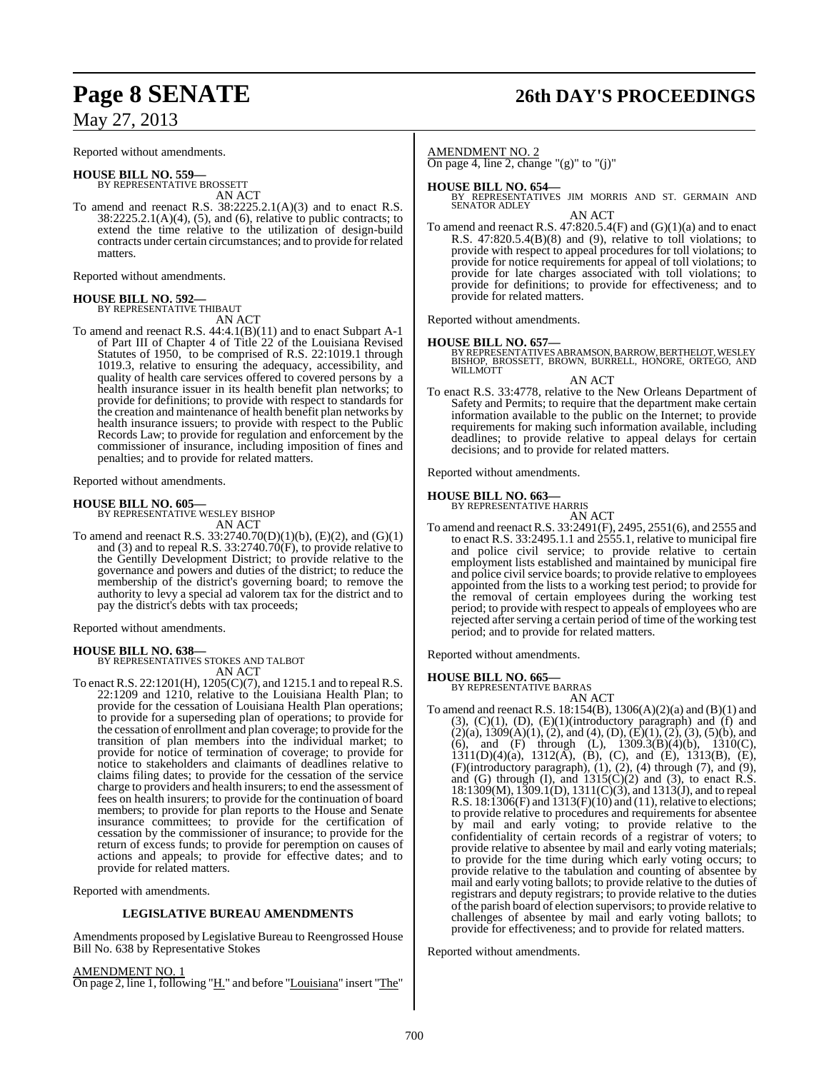Reported without amendments.

**HOUSE BILL NO. 559—**
BY REPRESENTATIVE BROSSETT
AN ACT

To amend and reenact R.S. 38:2225.2.1(A)(3) and to enact R.S. 38:2225.2.1(A)(4), (5), and (6), relative to public contracts; to extend the time relative to the utilization of design-build contracts under certain circumstances; and to provide for related matters.

Reported without amendments.

**HOUSE BILL NO. 592—**
BY REPRESENTATIVE THIBAUT
AN ACT

To amend and reenact R.S. 44:4.1(B)(11) and to enact Subpart A-1 of Part III of Chapter 4 of Title 22 of the Louisiana Revised Statutes of 1950, to be comprised of R.S. 22:1019.1 through 1019.3, relative to ensuring the adequacy, accessibility, and quality of health care services offered to covered persons by a health insurance issuer in its health benefit plan networks; to provide for definitions; to provide with respect to standards for the creation and maintenance of health benefit plan networks by health insurance issuers; to provide with respect to the Public Records Law; to provide for regulation and enforcement by the commissioner of insurance, including imposition of fines and penalties; and to provide for related matters.

Reported without amendments.

**HOUSE BILL NO. 605—**
BY REPRESENTATIVE WESLEY BISHOP
AN ACT

To amend and reenact R.S. 33:2740.70(D)(1)(b), (E)(2), and (G)(1) and (3) and to repeal R.S. 33:2740.70(F), to provide relative to the Gentilly Development District; to provide relative to the governance and powers and duties of the district; to reduce the membership of the district's governing board; to remove the authority to levy a special ad valorem tax for the district and to pay the district's debts with tax proceeds;

Reported without amendments.

**HOUSE BILL NO. 638—**
BY REPRESENTATIVES STOKES AND TALBOT
AN ACT

To enact R.S. 22:1201(H), 1205(C)(7), and 1215.1 and to repeal R.S. 22:1209 and 1210, relative to the Louisiana Health Plan; to provide for the cessation of Louisiana Health Plan operations; to provide for a superseding plan of operations; to provide for the cessation of enrollment and plan coverage; to provide for the transition of plan members into the individual market; to provide for notice of termination of coverage; to provide for notice to stakeholders and claimants of deadlines relative to claims filing dates; to provide for the cessation of the service charge to providers and health insurers; to end the assessment of fees on health insurers; to provide for the continuation of board members; to provide for plan reports to the House and Senate insurance committees; to provide for the certification of cessation by the commissioner of insurance; to provide for the return of excess funds; to provide for peremption on causes of actions and appeals; to provide for effective dates; and to provide for related matters.

Reported with amendments.

**LEGISLATIVE BUREAU AMENDMENTS**

Amendments proposed by Legislative Bureau to Reengrossed House Bill No. 638 by Representative Stokes

AMENDMENT NO. 1
On page 2, line 1, following "H." and before "Louisiana" insert "The"

AMENDMENT NO. 2
On page 4, line 2, change "(g)" to "(j)"

**HOUSE BILL NO. 654—**
BY REPRESENTATIVES JIM MORRIS AND ST. GERMAIN AND SENATOR ADLEY
AN ACT

To amend and reenact R.S. 47:820.5.4(F) and (G)(1)(a) and to enact R.S. 47:820.5.4(B)(8) and (9), relative to toll violations; to provide with respect to appeal procedures for toll violations; to provide for notice requirements for appeal of toll violations; to provide for late charges associated with toll violations; to provide for definitions; to provide for effectiveness; and to provide for related matters.

Reported without amendments.

**HOUSE BILL NO. 657—**
BY REPRESENTATIVES ABRAMSON, BARROW, BERTHELOT, WESLEY BISHOP, BROSSETT, BROWN, BURRELL, HONORE, ORTEGO, AND WILLMOTT
AN ACT

To enact R.S. 33:4778, relative to the New Orleans Department of Safety and Permits; to require that the department make certain information available to the public on the Internet; to provide requirements for making such information available, including deadlines; to provide relative to appeal delays for certain decisions; and to provide for related matters.

Reported without amendments.

**HOUSE BILL NO. 663—**
BY REPRESENTATIVE HARRIS
AN ACT

To amend and reenact R.S. 33:2491(F), 2495, 2551(6), and 2555 and to enact R.S. 33:2495.1.1 and 2555.1, relative to municipal fire and police civil service; to provide relative to certain employment lists established and maintained by municipal fire and police civil service boards; to provide relative to employees appointed from the lists to a working test period; to provide for the removal of certain employees during the working test period; to provide with respect to appeals of employees who are rejected after serving a certain period of time of the working test period; and to provide for related matters.

Reported without amendments.

**HOUSE BILL NO. 665—**
BY REPRESENTATIVE BARRAS
AN ACT

To amend and reenact R.S. 18:154(B), 1306(A)(2)(a) and (B)(1) and (3), (C)(1), (D), (E)(1)(introductory paragraph) and (f) and (2)(a), 1309(A)(1), (2), and (4), (D), (E)(1), (2), (3), (5)(b), and (6), and (F) through (L), 1309.3(B)(4)(b), 1310(C), 1311(D)(4)(a), 1312(A), (B), (C), and (E), 1313(B), (E), (F)(introductory paragraph), (1), (2), (4) through (7), and (9), and (G) through (I), and 1315(C)(2) and (3), to enact R.S. 18:1309(M), 1309.1(D), 1311(C)(3), and 1313(J), and to repeal R.S. 18:1306(F) and 1313(F)(10) and (11), relative to elections; to provide relative to procedures and requirements for absentee by mail and early voting; to provide relative to the confidentiality of certain records of a registrar of voters; to provide relative to absentee by mail and early voting materials; to provide for the time during which early voting occurs; to provide relative to the tabulation and counting of absentee by mail and early voting ballots; to provide relative to the duties of registrars and deputy registrars; to provide relative to the duties of the parish board of election supervisors; to provide relative to challenges of absentee by mail and early voting ballots; to provide for effectiveness; and to provide for related matters.

Reported without amendments.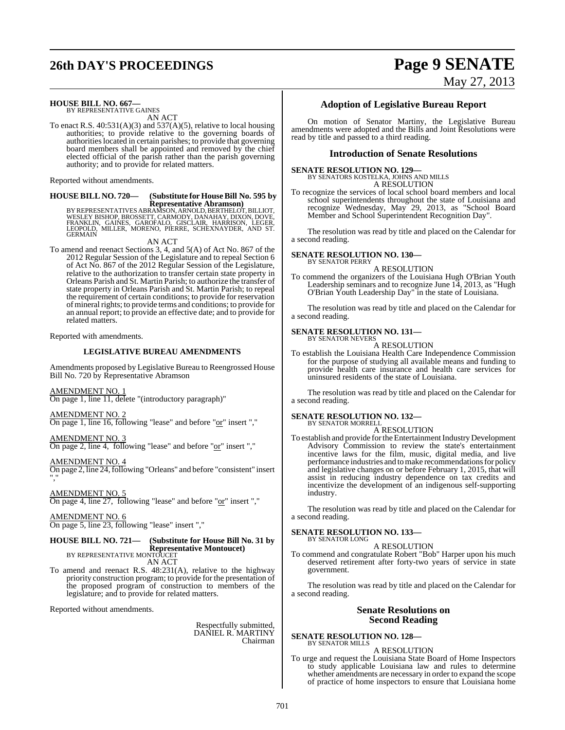**HOUSE BILL NO. 667—**
BY REPRESENTATIVE GAINES
AN ACT

To enact R.S. 40:531(A)(3) and 537(A)(5), relative to local housing authorities; to provide relative to the governing boards of authorities located in certain parishes; to provide that governing board members shall be appointed and removed by the chief elected official of the parish rather than the parish governing authority; and to provide for related matters.

Reported without amendments.

**HOUSE BILL NO. 720— (Substitute for House Bill No. 595 by Representative Abramson)**
BY REPRESENTATIVES ABRAMSON, ARNOLD, BERTHELOT, BILLIOT, WESLEY BISHOP, BROSSETT, CARMODY, DANAHAY, DIXON, DOVE, FRANKLIN, GAINES, GAROFALO, GISCLAIR, HARRISON, LEGER, LEOPOLD, MILLER, MORENO, PIERRE, SCHEXNAYDER, AND ST. GERMAIN
AN ACT

To amend and reenact Sections 3, 4, and 5(A) of Act No. 867 of the 2012 Regular Session of the Legislature and to repeal Section 6 of Act No. 867 of the 2012 Regular Session of the Legislature, relative to the authorization to transfer certain state property in Orleans Parish and St. Martin Parish; to authorize the transfer of state property in Orleans Parish and St. Martin Parish; to repeal the requirement of certain conditions; to provide for reservation of mineral rights; to provide terms and conditions; to provide for an annual report; to provide an effective date; and to provide for related matters.

Reported with amendments.

**LEGISLATIVE BUREAU AMENDMENTS**

Amendments proposed by Legislative Bureau to Reengrossed House Bill No. 720 by Representative Abramson

AMENDMENT NO. 1
On page 1, line 11, delete "(introductory paragraph)"

AMENDMENT NO. 2
On page 1, line 16, following "lease" and before "or" insert ","

AMENDMENT NO. 3
On page 2, line 4, following "lease" and before "or" insert ","

AMENDMENT NO. 4
On page 2, line 24, following "Orleans" and before "consistent" insert ","

AMENDMENT NO. 5
On page 4, line 27, following "lease" and before "or" insert ","

AMENDMENT NO. 6
On page 5, line 23, following "lease" insert ","

**HOUSE BILL NO. 721— (Substitute for House Bill No. 31 by Representative Montoucet)**
BY REPRESENTATIVE MONTOUCET
AN ACT

To amend and reenact R.S. 48:231(A), relative to the highway priority construction program; to provide for the presentation of the proposed program of construction to members of the legislature; and to provide for related matters.

Reported without amendments.

Respectfully submitted,
DANIEL R. MARTINY
Chairman

## Adoption of Legislative Bureau Report

On motion of Senator Martiny, the Legislative Bureau amendments were adopted and the Bills and Joint Resolutions were read by title and passed to a third reading.

## Introduction of Senate Resolutions

**SENATE RESOLUTION NO. 129—**
BY SENATORS KOSTELKA, JOHNS AND MILLS
A RESOLUTION

To recognize the services of local school board members and local school superintendents throughout the state of Louisiana and recognize Wednesday, May 29, 2013, as "School Board Member and School Superintendent Recognition Day".

The resolution was read by title and placed on the Calendar for a second reading.

**SENATE RESOLUTION NO. 130—**
BY SENATOR PERRY
A RESOLUTION

To commend the organizers of the Louisiana Hugh O'Brian Youth Leadership seminars and to recognize June 14, 2013, as "Hugh O'Brian Youth Leadership Day" in the state of Louisiana.

The resolution was read by title and placed on the Calendar for a second reading.

**SENATE RESOLUTION NO. 131—**
BY SENATOR NEVERS
A RESOLUTION

To establish the Louisiana Health Care Independence Commission for the purpose of studying all available means and funding to provide health care insurance and health care services for uninsured residents of the state of Louisiana.

The resolution was read by title and placed on the Calendar for a second reading.

**SENATE RESOLUTION NO. 132—**
BY SENATOR MORRELL
A RESOLUTION

To establish and provide for the Entertainment Industry Development Advisory Commission to review the state's entertainment incentive laws for the film, music, digital media, and live performance industries and to make recommendations for policy and legislative changes on or before February 1, 2015, that will assist in reducing industry dependence on tax credits and incentivize the development of an indigenous self-supporting industry.

The resolution was read by title and placed on the Calendar for a second reading.

**SENATE RESOLUTION NO. 133—**
BY SENATOR LONG
A RESOLUTION

To commend and congratulate Robert "Bob" Harper upon his much deserved retirement after forty-two years of service in state government.

The resolution was read by title and placed on the Calendar for a second reading.

## Senate Resolutions on Second Reading

**SENATE RESOLUTION NO. 128—**
BY SENATOR MILLS
A RESOLUTION

To urge and request the Louisiana State Board of Home Inspectors to study applicable Louisiana law and rules to determine whether amendments are necessary in order to expand the scope of practice of home inspectors to ensure that Louisiana home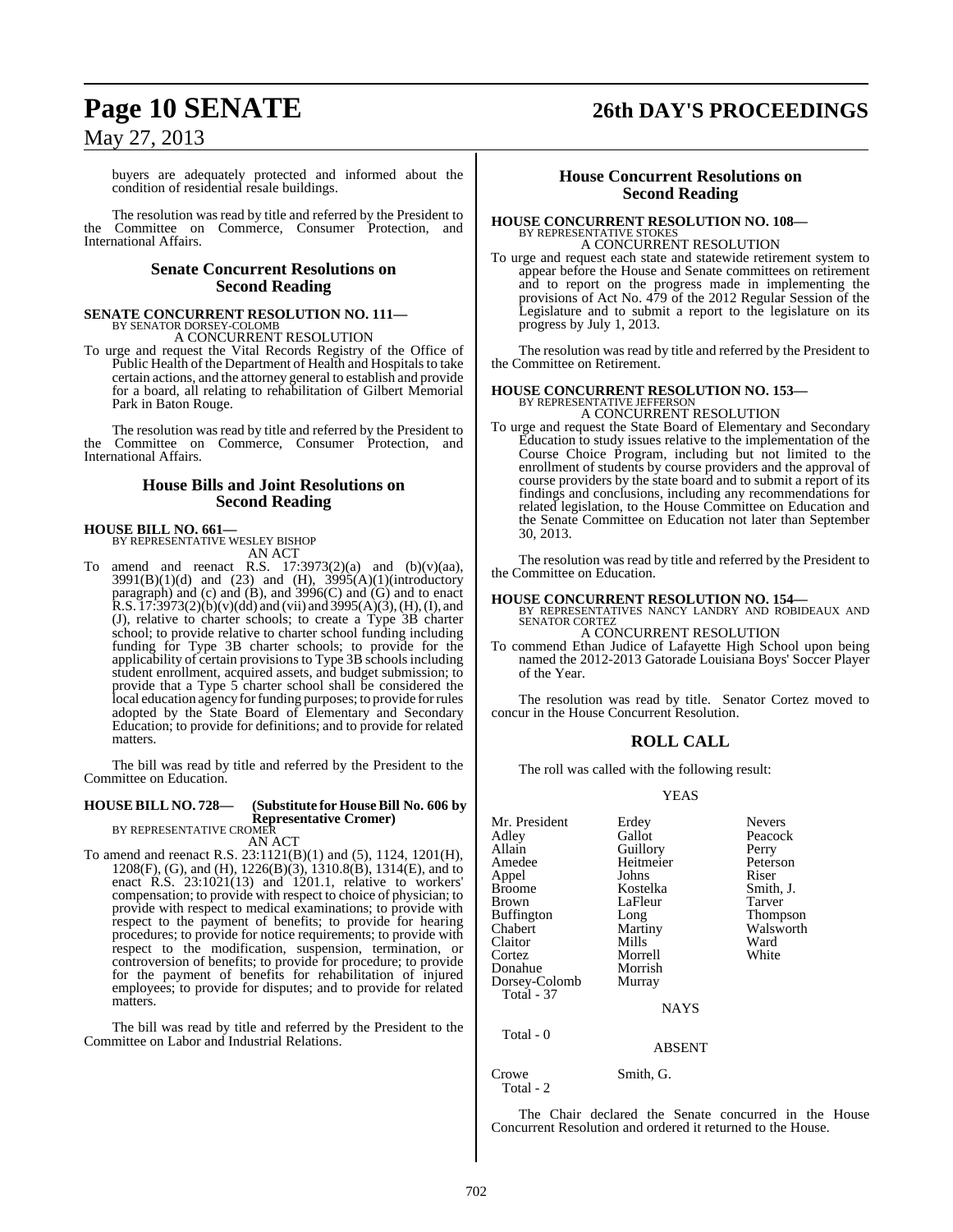buyers are adequately protected and informed about the condition of residential resale buildings.

The resolution was read by title and referred by the President to the Committee on Commerce, Consumer Protection, and International Affairs.

## Senate Concurrent Resolutions on Second Reading

**SENATE CONCURRENT RESOLUTION NO. 111—**
BY SENATOR DORSEY-COLOMB
A CONCURRENT RESOLUTION

To urge and request the Vital Records Registry of the Office of Public Health of the Department of Health and Hospitals to take certain actions, and the attorney general to establish and provide for a board, all relating to rehabilitation of Gilbert Memorial Park in Baton Rouge.

The resolution was read by title and referred by the President to the Committee on Commerce, Consumer Protection, and International Affairs.

## House Bills and Joint Resolutions on Second Reading

**HOUSE BILL NO. 661—**
BY REPRESENTATIVE WESLEY BISHOP
AN ACT

To amend and reenact R.S. 17:3973(2)(a) and (b)(v)(aa), 3991(B)(1)(d) and (23) and (H), 3995(A)(1)(introductory paragraph) and (c) and (B), and 3996(C) and (G) and to enact R.S. 17:3973(2)(b)(v)(dd) and (vii) and 3995(A)(3), (H), (I), and (J), relative to charter schools; to create a Type 3B charter school; to provide relative to charter school funding including funding for Type 3B charter schools; to provide for the applicability of certain provisions to Type 3B schools including student enrollment, acquired assets, and budget submission; to provide that a Type 5 charter school shall be considered the local education agency for funding purposes; to provide for rules adopted by the State Board of Elementary and Secondary Education; to provide for definitions; and to provide for related matters.

The bill was read by title and referred by the President to the Committee on Education.

**HOUSE BILL NO. 728— (Substitute for House Bill No. 606 by Representative Cromer)**
BY REPRESENTATIVE CROMER
AN ACT

To amend and reenact R.S. 23:1121(B)(1) and (5), 1124, 1201(H), 1208(F), (G), and (H), 1226(B)(3), 1310.8(B), 1314(E), and to enact R.S. 23:1021(13) and 1201.1, relative to workers' compensation; to provide with respect to choice of physician; to provide with respect to medical examinations; to provide with respect to the payment of benefits; to provide for hearing procedures; to provide for notice requirements; to provide with respect to the modification, suspension, termination, or controversion of benefits; to provide for procedure; to provide for the payment of benefits for rehabilitation of injured employees; to provide for disputes; and to provide for related matters.

The bill was read by title and referred by the President to the Committee on Labor and Industrial Relations.

## House Concurrent Resolutions on Second Reading

**HOUSE CONCURRENT RESOLUTION NO. 108—**
BY REPRESENTATIVE STOKES
A CONCURRENT RESOLUTION

To urge and request each state and statewide retirement system to appear before the House and Senate committees on retirement and to report on the progress made in implementing the provisions of Act No. 479 of the 2012 Regular Session of the Legislature and to submit a report to the legislature on its progress by July 1, 2013.

The resolution was read by title and referred by the President to the Committee on Retirement.

**HOUSE CONCURRENT RESOLUTION NO. 153—**
BY REPRESENTATIVE JEFFERSON
A CONCURRENT RESOLUTION

To urge and request the State Board of Elementary and Secondary Education to study issues relative to the implementation of the Course Choice Program, including but not limited to the enrollment of students by course providers and the approval of course providers by the state board and to submit a report of its findings and conclusions, including any recommendations for related legislation, to the House Committee on Education and the Senate Committee on Education not later than September 30, 2013.

The resolution was read by title and referred by the President to the Committee on Education.

**HOUSE CONCURRENT RESOLUTION NO. 154—**
BY REPRESENTATIVES NANCY LANDRY AND ROBIDEAUX AND SENATOR CORTEZ
A CONCURRENT RESOLUTION

To commend Ethan Judice of Lafayette High School upon being named the 2012-2013 Gatorade Louisiana Boys' Soccer Player of the Year.

The resolution was read by title. Senator Cortez moved to concur in the House Concurrent Resolution.

## ROLL CALL

The roll was called with the following result:

YEAS

| | | |
|---|---|---|
| Mr. President | Erdey | Nevers |
| Adley | Gallot | Peacock |
| Allain | Guillory | Perry |
| Amedee | Heitmeier | Peterson |
| Appel | Johns | Riser |
| Broome | Kostelka | Smith, J. |
| Brown | LaFleur | Tarver |
| Buffington | Long | Thompson |
| Chabert | Martiny | Walsworth |
| Claitor | Mills | Ward |
| Cortez | Morrell | White |
| Donahue | Morrish | |
| Dorsey-Colomb | Murray | |

Total - 37

NAYS

Total - 0

ABSENT

Crowe    Smith, G.

Total - 2

The Chair declared the Senate concurred in the House Concurrent Resolution and ordered it returned to the House.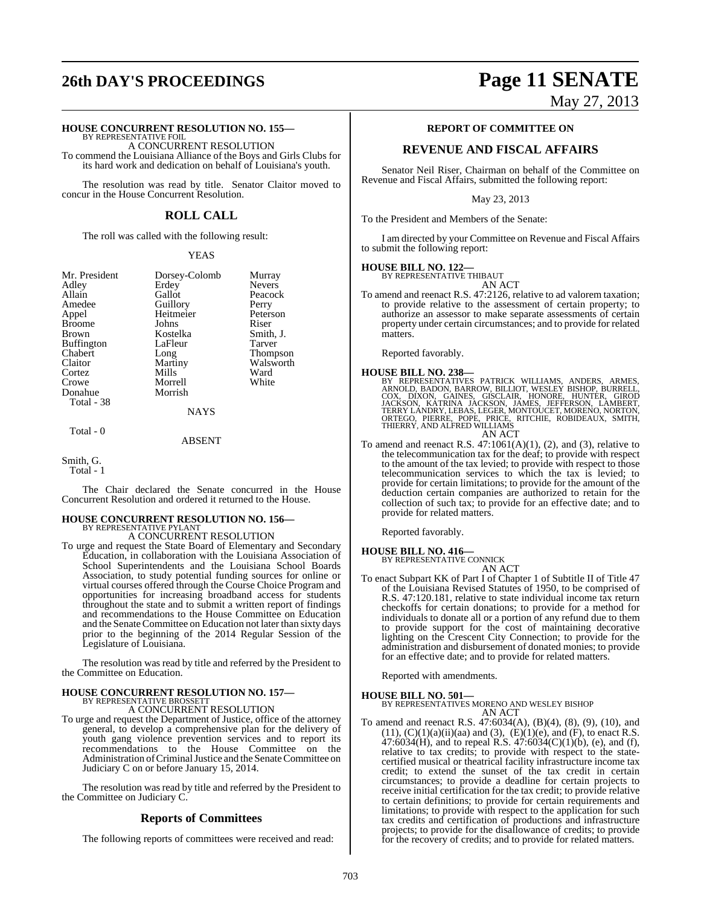**HOUSE CONCURRENT RESOLUTION NO. 155—**
BY REPRESENTATIVE FOIL

A CONCURRENT RESOLUTION

To commend the Louisiana Alliance of the Boys and Girls Clubs for its hard work and dedication on behalf of Louisiana's youth.

The resolution was read by title. Senator Claitor moved to concur in the House Concurrent Resolution.

## ROLL CALL

The roll was called with the following result:

YEAS

| | | |
|---|---|---|
| Mr. President | Dorsey-Colomb | Murray |
| Adley | Erdey | Nevers |
| Allain | Gallot | Peacock |
| Amedee | Guillory | Perry |
| Appel | Heitmeier | Peterson |
| Broome | Johns | Riser |
| Brown | Kostelka | Smith, J. |
| Buffington | LaFleur | Tarver |
| Chabert | Long | Thompson |
| Claitor | Martiny | Walsworth |
| Cortez | Mills | Ward |
| Crowe | Morrell | White |
| Donahue | Morrish | |

Total - 38

NAYS

Total - 0

ABSENT

Smith, G.

Total - 1

The Chair declared the Senate concurred in the House Concurrent Resolution and ordered it returned to the House.

**HOUSE CONCURRENT RESOLUTION NO. 156—**
BY REPRESENTATIVE PYLANT

A CONCURRENT RESOLUTION

To urge and request the State Board of Elementary and Secondary Education, in collaboration with the Louisiana Association of School Superintendents and the Louisiana School Boards Association, to study potential funding sources for online or virtual courses offered through the Course Choice Program and opportunities for increasing broadband access for students throughout the state and to submit a written report of findings and recommendations to the House Committee on Education and the Senate Committee on Education not later than sixty days prior to the beginning of the 2014 Regular Session of the Legislature of Louisiana.

The resolution was read by title and referred by the President to the Committee on Education.

**HOUSE CONCURRENT RESOLUTION NO. 157—**
BY REPRESENTATIVE BROSSETT

A CONCURRENT RESOLUTION

To urge and request the Department of Justice, office of the attorney general, to develop a comprehensive plan for the delivery of youth gang violence prevention services and to report its recommendations to the House Committee on the Administration of Criminal Justice and the Senate Committee on Judiciary C on or before January 15, 2014.

The resolution was read by title and referred by the President to the Committee on Judiciary C.

## Reports of Committees

The following reports of committees were received and read:

## REPORT OF COMMITTEE ON

## REVENUE AND FISCAL AFFAIRS

Senator Neil Riser, Chairman on behalf of the Committee on Revenue and Fiscal Affairs, submitted the following report:

May 23, 2013

To the President and Members of the Senate:

I am directed by your Committee on Revenue and Fiscal Affairs to submit the following report:

**HOUSE BILL NO. 122—**
BY REPRESENTATIVE THIBAUT

AN ACT

To amend and reenact R.S. 47:2126, relative to ad valorem taxation; to provide relative to the assessment of certain property; to authorize an assessor to make separate assessments of certain property under certain circumstances; and to provide for related matters.

Reported favorably.

**HOUSE BILL NO. 238—**
BY REPRESENTATIVES PATRICK WILLIAMS, ANDERS, ARMES, ARNOLD, BADON, BARROW, BILLIOT, WESLEY BISHOP, BURRELL, COX, DIXON, GAINES, GISCLAIR, HONORE, HUNTER, GIROD JACKSON, KATRINA JACKSON, JAMES, JEFFERSON, LAMBERT, TERRY LANDRY, LEBAS, LEGER, MONTOUCET, MORENO, NORTON, ORTEGO, PIERRE, POPE, PRICE, RITCHIE, ROBIDEAUX, SMITH, THIERRY, AND ALFRED WILLIAMS

AN ACT

To amend and reenact R.S. 47:1061(A)(1), (2), and (3), relative to the telecommunication tax for the deaf; to provide with respect to the amount of the tax levied; to provide with respect to those telecommunication services to which the tax is levied; to provide for certain limitations; to provide for the amount of the deduction certain companies are authorized to retain for the collection of such tax; to provide for an effective date; and to provide for related matters.

Reported favorably.

**HOUSE BILL NO. 416—**
BY REPRESENTATIVE CONNICK

AN ACT

To enact Subpart KK of Part I of Chapter 1 of Subtitle II of Title 47 of the Louisiana Revised Statutes of 1950, to be comprised of R.S. 47:120.181, relative to state individual income tax return checkoffs for certain donations; to provide for a method for individuals to donate all or a portion of any refund due to them to provide support for the cost of maintaining decorative lighting on the Crescent City Connection; to provide for the administration and disbursement of donated monies; to provide for an effective date; and to provide for related matters.

Reported with amendments.

**HOUSE BILL NO. 501—**
BY REPRESENTATIVES MORENO AND WESLEY BISHOP

AN ACT

To amend and reenact R.S. 47:6034(A), (B)(4), (8), (9), (10), and (11), (C)(1)(a)(ii)(aa) and (3), (E)(1)(e), and (F), to enact R.S. 47:6034(H), and to repeal R.S. 47:6034(C)(1)(b), (e), and (f), relative to tax credits; to provide with respect to the state-certified musical or theatrical facility infrastructure income tax credit; to extend the sunset of the tax credit in certain circumstances; to provide a deadline for certain projects to receive initial certification for the tax credit; to provide relative to certain definitions; to provide for certain requirements and limitations; to provide with respect to the application for such tax credits and certification of productions and infrastructure projects; to provide for the disallowance of credits; to provide for the recovery of credits; and to provide for related matters.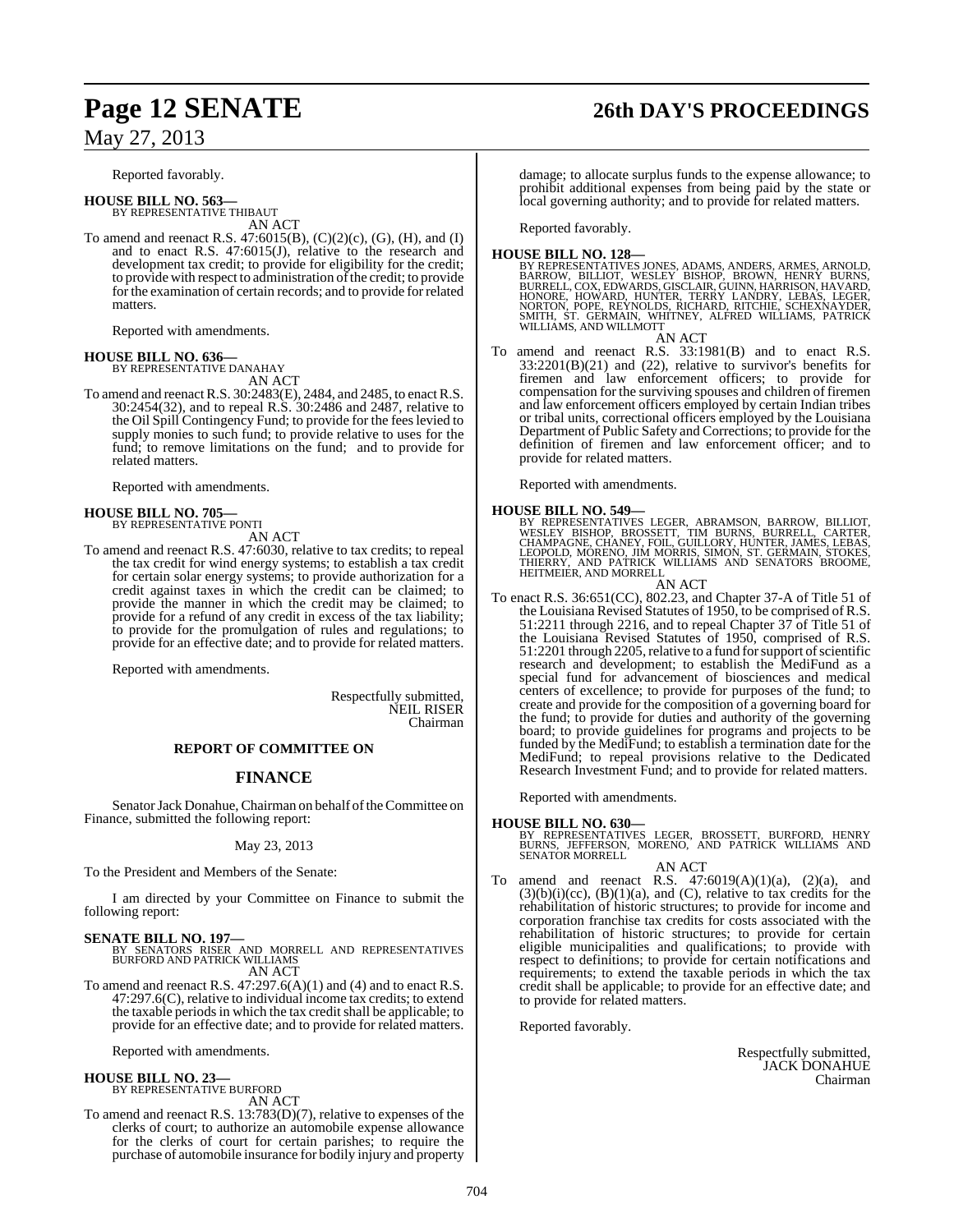Reported favorably.

**HOUSE BILL NO. 563—**
BY REPRESENTATIVE THIBAUT
AN ACT

To amend and reenact R.S. 47:6015(B), (C)(2)(c), (G), (H), and (I) and to enact R.S. 47:6015(J), relative to the research and development tax credit; to provide for eligibility for the credit; to provide with respect to administration of the credit; to provide for the examination of certain records; and to provide for related matters.

Reported with amendments.

**HOUSE BILL NO. 636—**
BY REPRESENTATIVE DANAHAY
AN ACT

To amend and reenact R.S. 30:2483(E), 2484, and 2485, to enact R.S. 30:2454(32), and to repeal R.S. 30:2486 and 2487, relative to the Oil Spill Contingency Fund; to provide for the fees levied to supply monies to such fund; to provide relative to uses for the fund; to remove limitations on the fund; and to provide for related matters.

Reported with amendments.

**HOUSE BILL NO. 705—**
BY REPRESENTATIVE PONTI
AN ACT

To amend and reenact R.S. 47:6030, relative to tax credits; to repeal the tax credit for wind energy systems; to establish a tax credit for certain solar energy systems; to provide authorization for a credit against taxes in which the credit can be claimed; to provide the manner in which the credit may be claimed; to provide for a refund of any credit in excess of the tax liability; to provide for the promulgation of rules and regulations; to provide for an effective date; and to provide for related matters.

Reported with amendments.

Respectfully submitted,
NEIL RISER
Chairman

**REPORT OF COMMITTEE ON**

## FINANCE

Senator Jack Donahue, Chairman on behalf of the Committee on Finance, submitted the following report:

May 23, 2013

To the President and Members of the Senate:

I am directed by your Committee on Finance to submit the following report:

**SENATE BILL NO. 197—**
BY SENATORS RISER AND MORRELL AND REPRESENTATIVES BURFORD AND PATRICK WILLIAMS
AN ACT

To amend and reenact R.S. 47:297.6(A)(1) and (4) and to enact R.S. 47:297.6(C), relative to individual income tax credits; to extend the taxable periods in which the tax credit shall be applicable; to provide for an effective date; and to provide for related matters.

Reported with amendments.

**HOUSE BILL NO. 23—**
BY REPRESENTATIVE BURFORD
AN ACT

To amend and reenact R.S. 13:783(D)(7), relative to expenses of the clerks of court; to authorize an automobile expense allowance for the clerks of court for certain parishes; to require the purchase of automobile insurance for bodily injury and property damage; to allocate surplus funds to the expense allowance; to prohibit additional expenses from being paid by the state or local governing authority; and to provide for related matters.

Reported favorably.

**HOUSE BILL NO. 128—**
BY REPRESENTATIVES JONES, ADAMS, ANDERS, ARMES, ARNOLD, BARROW, BILLIOT, WESLEY BISHOP, BROWN, HENRY BURNS, BURRELL, COX, EDWARDS, GISCLAIR, GUINN, HARRISON, HAVARD, HONORE, HOWARD, HUNTER, TERRY LANDRY, LEBAS, LEGER, NORTON, POPE, REYNOLDS, RICHARD, RITCHIE, SCHEXNAYDER, SMITH, ST. GERMAIN, WHITNEY, ALFRED WILLIAMS, PATRICK WILLIAMS, AND WILLMOTT
AN ACT

To amend and reenact R.S. 33:1981(B) and to enact R.S. 33:2201(B)(21) and (22), relative to survivor's benefits for firemen and law enforcement officers; to provide for compensation for the surviving spouses and children of firemen and law enforcement officers employed by certain Indian tribes or tribal units, correctional officers employed by the Louisiana Department of Public Safety and Corrections; to provide for the definition of firemen and law enforcement officer; and to provide for related matters.

Reported with amendments.

**HOUSE BILL NO. 549—**
BY REPRESENTATIVES LEGER, ABRAMSON, BARROW, BILLIOT, WESLEY BISHOP, BROSSETT, TIM BURNS, BURRELL, CARTER, CHAMPAGNE, CHANEY, FOIL, GUILLORY, HUNTER, JAMES, LEBAS, LEOPOLD, MORENO, JIM MORRIS, SIMON, ST. GERMAIN, STOKES, THIERRY, AND PATRICK WILLIAMS AND SENATORS BROOME, HEITMEIER, AND MORRELL
AN ACT

To enact R.S. 36:651(CC), 802.23, and Chapter 37-A of Title 51 of the Louisiana Revised Statutes of 1950, to be comprised of R.S. 51:2211 through 2216, and to repeal Chapter 37 of Title 51 of the Louisiana Revised Statutes of 1950, comprised of R.S. 51:2201 through 2205, relative to a fund for support of scientific research and development; to establish the MediFund as a special fund for advancement of biosciences and medical centers of excellence; to provide for purposes of the fund; to create and provide for the composition of a governing board for the fund; to provide for duties and authority of the governing board; to provide guidelines for programs and projects to be funded by the MediFund; to establish a termination date for the MediFund; to repeal provisions relative to the Dedicated Research Investment Fund; and to provide for related matters.

Reported with amendments.

**HOUSE BILL NO. 630—**
BY REPRESENTATIVES LEGER, BROSSETT, BURFORD, HENRY BURNS, JEFFERSON, MORENO, AND PATRICK WILLIAMS AND SENATOR MORRELL
AN ACT

To amend and reenact R.S. 47:6019(A)(1)(a), (2)(a), and (3)(b)(i)(cc), (B)(1)(a), and (C), relative to tax credits for the rehabilitation of historic structures; to provide for income and corporation franchise tax credits for costs associated with the rehabilitation of historic structures; to provide for certain eligible municipalities and qualifications; to provide with respect to definitions; to provide for certain notifications and requirements; to extend the taxable periods in which the tax credit shall be applicable; to provide for an effective date; and to provide for related matters.

Reported favorably.

Respectfully submitted,
JACK DONAHUE
Chairman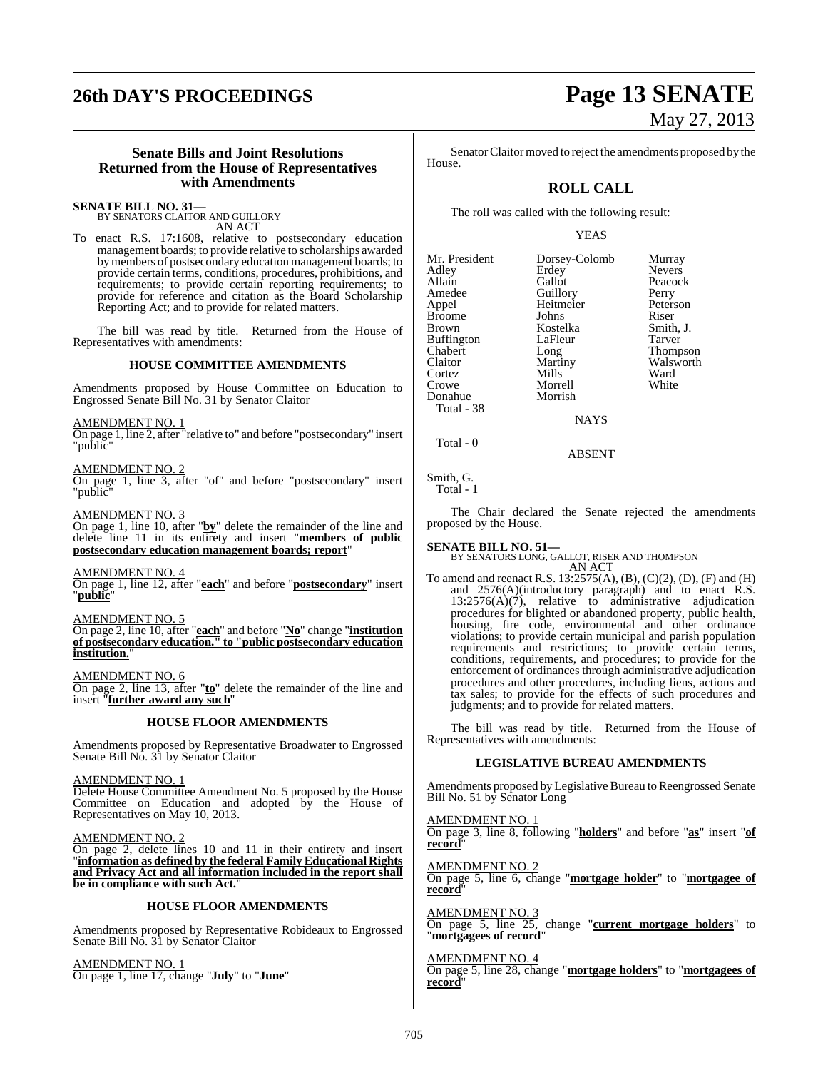## Senate Bills and Joint Resolutions Returned from the House of Representatives with Amendments

**SENATE BILL NO. 31—**
BY SENATORS CLAITOR AND GUILLORY
AN ACT

To enact R.S. 17:1608, relative to postsecondary education management boards; to provide relative to scholarships awarded by members of postsecondary education management boards; to provide certain terms, conditions, procedures, prohibitions, and requirements; to provide certain reporting requirements; to provide for reference and citation as the Board Scholarship Reporting Act; and to provide for related matters.

The bill was read by title. Returned from the House of Representatives with amendments:

### HOUSE COMMITTEE AMENDMENTS

Amendments proposed by House Committee on Education to Engrossed Senate Bill No. 31 by Senator Claitor

AMENDMENT NO. 1
On page 1, line 2, after "relative to" and before "postsecondary" insert "public"

AMENDMENT NO. 2
On page 1, line 3, after "of" and before "postsecondary" insert "public"

AMENDMENT NO. 3
On page 1, line 10, after "**by**" delete the remainder of the line and delete line 11 in its entirety and insert "**members of public postsecondary education management boards; report**"

AMENDMENT NO. 4
On page 1, line 12, after "**each**" and before "**postsecondary**" insert "**public**"

AMENDMENT NO. 5
On page 2, line 10, after "**each**" and before "**No**" change "**institution of postsecondary education." to "public postsecondary education institution.**"

AMENDMENT NO. 6
On page 2, line 13, after "**to**" delete the remainder of the line and insert "**further award any such**"

### HOUSE FLOOR AMENDMENTS

Amendments proposed by Representative Broadwater to Engrossed Senate Bill No. 31 by Senator Claitor

AMENDMENT NO. 1
Delete House Committee Amendment No. 5 proposed by the House Committee on Education and adopted by the House of Representatives on May 10, 2013.

AMENDMENT NO. 2
On page 2, delete lines 10 and 11 in their entirety and insert "**information as defined by the federal Family Educational Rights and Privacy Act and all information included in the report shall be in compliance with such Act.**"

### HOUSE FLOOR AMENDMENTS

Amendments proposed by Representative Robideaux to Engrossed Senate Bill No. 31 by Senator Claitor

AMENDMENT NO. 1
On page 1, line 17, change "**July**" to "**June**"

Senator Claitor moved to reject the amendments proposed by the House.

## ROLL CALL

The roll was called with the following result:

YEAS

| | | |
|---|---|---|
| Mr. President | Dorsey-Colomb | Murray |
| Adley | Erdey | Nevers |
| Allain | Gallot | Peacock |
| Amedee | Guillory | Perry |
| Appel | Heitmeier | Peterson |
| Broome | Johns | Riser |
| Brown | Kostelka | Smith, J. |
| Buffington | LaFleur | Tarver |
| Chabert | Long | Thompson |
| Claitor | Martiny | Walsworth |
| Cortez | Mills | Ward |
| Crowe | Morrell | White |
| Donahue | Morrish | |

Total - 38

NAYS

Total - 0

ABSENT

Smith, G.

Total - 1

The Chair declared the Senate rejected the amendments proposed by the House.

**SENATE BILL NO. 51—**
BY SENATORS LONG, GALLOT, RISER AND THOMPSON
AN ACT

To amend and reenact R.S. 13:2575(A), (B), (C)(2), (D), (F) and (H) and 2576(A)(introductory paragraph) and to enact R.S. 13:2576(A)(7), relative to administrative adjudication procedures for blighted or abandoned property, public health, housing, fire code, environmental and other ordinance violations; to provide certain municipal and parish population requirements and restrictions; to provide certain terms, conditions, requirements, and procedures; to provide for the enforcement of ordinances through administrative adjudication procedures and other procedures, including liens, actions and tax sales; to provide for the effects of such procedures and judgments; and to provide for related matters.

The bill was read by title. Returned from the House of Representatives with amendments:

### LEGISLATIVE BUREAU AMENDMENTS

Amendments proposed by Legislative Bureau to Reengrossed Senate Bill No. 51 by Senator Long

AMENDMENT NO. 1
On page 3, line 8, following "**holders**" and before "**as**" insert "**of record**"

AMENDMENT NO. 2
On page 5, line 6, change "**mortgage holder**" to "**mortgagee of record**"

AMENDMENT NO. 3
On page 5, line 25, change "**current mortgage holders**" to "**mortgagees of record**"

AMENDMENT NO. 4
On page 5, line 28, change "**mortgage holders**" to "**mortgagees of record**"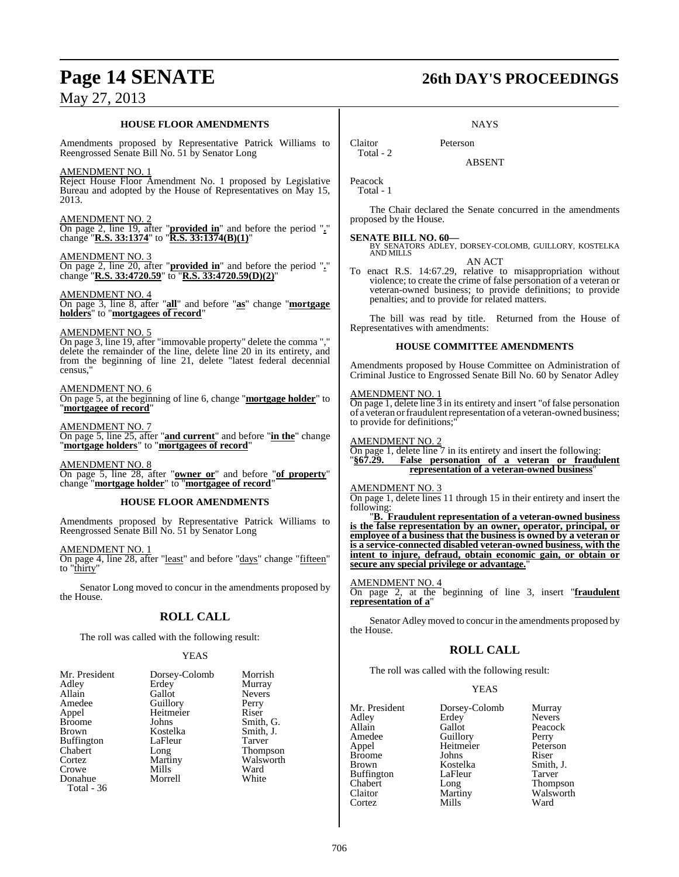### HOUSE FLOOR AMENDMENTS

Amendments proposed by Representative Patrick Williams to Reengrossed Senate Bill No. 51 by Senator Long

AMENDMENT NO. 1

Reject House Floor Amendment No. 1 proposed by Legislative Bureau and adopted by the House of Representatives on May 15, 2013.

AMENDMENT NO. 2

On page 2, line 19, after "**provided in**" and before the period "**.**" change "**R.S. 33:1374**" to "**R.S. 33:1374(B)(1)**"

AMENDMENT NO. 3

On page 2, line 20, after "**provided in**" and before the period "**.**" change "**R.S. 33:4720.59**" to "**R.S. 33:4720.59(D)(2)**"

AMENDMENT NO. 4

On page 3, line 8, after "**all**" and before "**as**" change "**mortgage holders**" to "**mortgagees of record**"

AMENDMENT NO. 5

On page 3, line 19, after "immovable property" delete the comma "," delete the remainder of the line, delete line 20 in its entirety, and from the beginning of line 21, delete "latest federal decennial census,"

AMENDMENT NO. 6

On page 5, at the beginning of line 6, change "**mortgage holder**" to "**mortgagee of record**"

AMENDMENT NO. 7

On page 5, line 25, after "**and current**" and before "**in the**" change "**mortgage holders**" to "**mortgagees of record**"

AMENDMENT NO. 8

On page 5, line 28, after "**owner or**" and before "**of property**" change "**mortgage holder**" to "**mortgagee of record**"

### HOUSE FLOOR AMENDMENTS

Amendments proposed by Representative Patrick Williams to Reengrossed Senate Bill No. 51 by Senator Long

AMENDMENT NO. 1

On page 4, line 28, after "least" and before "days" change "fifteen" to "thirty"

Senator Long moved to concur in the amendments proposed by the House.

## ROLL CALL

The roll was called with the following result:

YEAS

| | | |
|---|---|---|
| Mr. President | Dorsey-Colomb | Morrish |
| Adley | Erdey | Murray |
| Allain | Gallot | Nevers |
| Amedee | Guillory | Perry |
| Appel | Heitmeier | Riser |
| Broome | Johns | Smith, G. |
| Brown | Kostelka | Smith, J. |
| Buffington | LaFleur | Tarver |
| Chabert | Long | Thompson |
| Cortez | Martiny | Walsworth |
| Crowe | Mills | Ward |
| Donahue | Morrell | White |

Total - 36

NAYS

| | |
|---|---|
| Claitor | Peterson |

Total - 2

ABSENT

Peacock

Total - 1

The Chair declared the Senate concurred in the amendments proposed by the House.

**SENATE BILL NO. 60—**
BY SENATORS ADLEY, DORSEY-COLOMB, GUILLORY, KOSTELKA AND MILLS

AN ACT

To enact R.S. 14:67.29, relative to misappropriation without violence; to create the crime of false personation of a veteran or veteran-owned business; to provide definitions; to provide penalties; and to provide for related matters.

The bill was read by title. Returned from the House of Representatives with amendments:

### HOUSE COMMITTEE AMENDMENTS

Amendments proposed by House Committee on Administration of Criminal Justice to Engrossed Senate Bill No. 60 by Senator Adley

AMENDMENT NO. 1

On page 1, delete line 3 in its entirety and insert "of false personation of a veteran or fraudulent representation of a veteran-owned business; to provide for definitions;"

AMENDMENT NO. 2

On page 1, delete line 7 in its entirety and insert the following:
"**§67.29. False personation of a veteran or fraudulent representation of a veteran-owned business**"

AMENDMENT NO. 3

On page 1, delete lines 11 through 15 in their entirety and insert the following:

"**B. Fraudulent representation of a veteran-owned business is the false representation by an owner, operator, principal, or employee of a business that the business is owned by a veteran or is a service-connected disabled veteran-owned business, with the intent to injure, defraud, obtain economic gain, or obtain or secure any special privilege or advantage.**"

AMENDMENT NO. 4

On page 2, at the beginning of line 3, insert "**fraudulent representation of a**"

Senator Adley moved to concur in the amendments proposed by the House.

## ROLL CALL

The roll was called with the following result:

YEAS

| | | |
|---|---|---|
| Mr. President | Dorsey-Colomb | Murray |
| Adley | Erdey | Nevers |
| Allain | Gallot | Peacock |
| Amedee | Guillory | Perry |
| Appel | Heitmeier | Peterson |
| Broome | Johns | Riser |
| Brown | Kostelka | Smith, J. |
| Buffington | LaFleur | Tarver |
| Chabert | Long | Thompson |
| Claitor | Martiny | Walsworth |
| Cortez | Mills | Ward |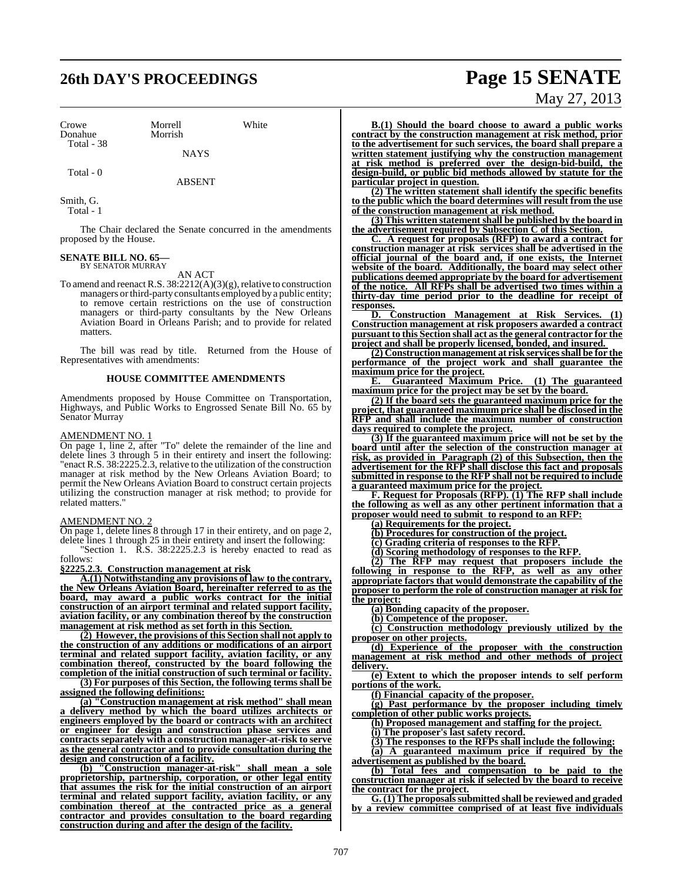Crowe Morrell White
Donahue Morrish
Total - 38

NAYS

Total - 0

ABSENT

Smith, G.
Total - 1

The Chair declared the Senate concurred in the amendments proposed by the House.

**SENATE BILL NO. 65—**
BY SENATOR MURRAY

AN ACT

To amend and reenact R.S. 38:2212(A)(3)(g), relative to construction managers or third-party consultants employed by a public entity; to remove certain restrictions on the use of construction managers or third-party consultants by the New Orleans Aviation Board in Orleans Parish; and to provide for related matters.

The bill was read by title. Returned from the House of Representatives with amendments:

**HOUSE COMMITTEE AMENDMENTS**

Amendments proposed by House Committee on Transportation, Highways, and Public Works to Engrossed Senate Bill No. 65 by Senator Murray

AMENDMENT NO. 1

On page 1, line 2, after "To" delete the remainder of the line and delete lines 3 through 5 in their entirety and insert the following: "enact R.S. 38:2225.2.3, relative to the utilization of the construction manager at risk method by the New Orleans Aviation Board; to permit the New Orleans Aviation Board to construct certain projects utilizing the construction manager at risk method; to provide for related matters."

AMENDMENT NO. 2

On page 1, delete lines 8 through 17 in their entirety, and on page 2, delete lines 1 through 25 in their entirety and insert the following:

"Section 1. R.S. 38:2225.2.3 is hereby enacted to read as follows:

**§2225.2.3. Construction management at risk**

**A.(1) Notwithstanding any provisions of law to the contrary, the New Orleans Aviation Board, hereinafter referred to as the board, may award a public works contract for the initial construction of an airport terminal and related support facility, aviation facility, or any combination thereof by the construction management at risk method as set forth in this Section.**

**(2) However, the provisions of this Section shall not apply to the construction of any additions or modifications of an airport terminal and related support facility, aviation facility, or any combination thereof, constructed by the board following the completion of the initial construction of such terminal or facility.**

**(3) For purposes of this Section, the following terms shall be assigned the following definitions:**

**(a) "Construction management at risk method" shall mean a delivery method by which the board utilizes architects or engineers employed by the board or contracts with an architect or engineer for design and construction phase services and contracts separately with a construction manager-at-risk to serve as the general contractor and to provide consultation during the design and construction of a facility.**

**(b) "Construction manager-at-risk" shall mean a sole proprietorship, partnership, corporation, or other legal entity that assumes the risk for the initial construction of an airport terminal and related support facility, aviation facility, or any combination thereof at the contracted price as a general contractor and provides consultation to the board regarding construction during and after the design of the facility.**

**B.(1) Should the board choose to award a public works contract by the construction management at risk method, prior to the advertisement for such services, the board shall prepare a written statement justifying why the construction management at risk method is preferred over the design-bid-build, the design-build, or public bid methods allowed by statute for the particular project in question.**

**(2) The written statement shall identify the specific benefits to the public which the board determines will result from the use of the construction management at risk method.**

**(3) This written statement shall be published by the board in the advertisement required by Subsection C of this Section.**

**C. A request for proposals (RFP) to award a contract for construction manager at risk services shall be advertised in the official journal of the board and, if one exists, the Internet website of the board. Additionally, the board may select other publications deemed appropriate by the board for advertisement of the notice. All RFPs shall be advertised two times within a thirty-day time period prior to the deadline for receipt of responses.**

**D. Construction Management at Risk Services. (1) Construction management at risk proposers awarded a contract pursuant to this Section shall act as the general contractor for the project and shall be properly licensed, bonded, and insured.**

**(2) Construction management at risk services shall be for the performance of the project work and shall guarantee the maximum price for the project.**

**E. Guaranteed Maximum Price. (1) The guaranteed maximum price for the project may be set by the board.**

**(2) If the board sets the guaranteed maximum price for the project, that guaranteed maximum price shall be disclosed in the RFP and shall include the maximum number of construction days required to complete the project.**

**(3) If the guaranteed maximum price will not be set by the board until after the selection of the construction manager at risk, as provided in Paragraph (2) of this Subsection, then the advertisement for the RFP shall disclose this fact and proposals submitted in response to the RFP shall not be required to include a guaranteed maximum price for the project.**

**F. Request for Proposals (RFP). (1) The RFP shall include the following as well as any other pertinent information that a proposer would need to submit to respond to an RFP:**

**(a) Requirements for the project.**

**(b) Procedures for construction of the project.**

**(c) Grading criteria of responses to the RFP.**

**(d) Scoring methodology of responses to the RFP.**

**(2) The RFP may request that proposers include the following in response to the RFP, as well as any other appropriate factors that would demonstrate the capability of the proposer to perform the role of construction manager at risk for the project:**

**(a) Bonding capacity of the proposer.**

**(b) Competence of the proposer.**

**(c) Construction methodology previously utilized by the proposer on other projects.**

**(d) Experience of the proposer with the construction management at risk method and other methods of project delivery.**

**(e) Extent to which the proposer intends to self perform portions of the work.**

**(f) Financial capacity of the proposer.**

**(g) Past performance by the proposer including timely completion of other public works projects.**

**(h) Proposed management and staffing for the project.**

**(i) The proposer's last safety record.**

**(3) The responses to the RFPs shall include the following:**

**(a) A guaranteed maximum price if required by the advertisement as published by the board.**

**(b) Total fees and compensation to be paid to the construction manager at risk if selected by the board to receive the contract for the project.**

**G. (1) The proposals submitted shall be reviewed and graded by a review committee comprised of at least five individuals**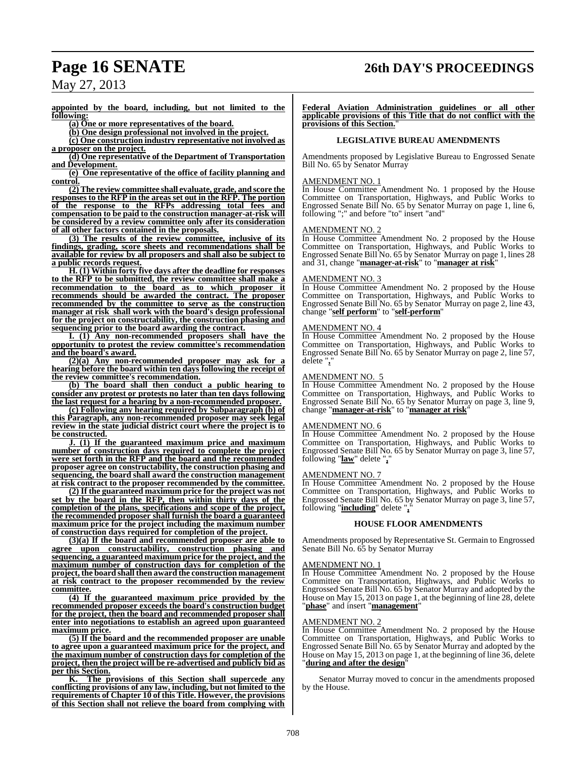**appointed by the board, including, but not limited to the following:**

**(a) One or more representatives of the board.**

**(b) One design professional not involved in the project.**

**(c) One construction industry representative not involved as a proposer on the project.**

**(d) One representative of the Department of Transportation and Development.**

**(e) One representative of the office of facility planning and control.**

**(2) The review committee shall evaluate, grade, and score the responses to the RFP in the areas set out in the RFP. The portion of the response to the RFPs addressing total fees and compensation to be paid to the construction manager-at-risk will be considered by a review committee only after its consideration of all other factors contained in the proposals.**

**(3) The results of the review committee, inclusive of its findings, grading, score sheets and recommendations shall be available for review by all proposers and shall also be subject to a public records request.**

**H. (1) Within forty five days after the deadline for responses to the RFP to be submitted, the review committee shall make a recommendation to the board as to which proposer it recommends should be awarded the contract. The proposer recommended by the committee to serve as the construction manager at risk shall work with the board's design professional for the project on constructability, the construction phasing and sequencing prior to the board awarding the contract.**

**I. (1) Any non-recommended proposers shall have the opportunity to protest the review committee's recommendation and the board's award.**

**(2)(a) Any non-recommended proposer may ask for a hearing before the board within ten days following the receipt of the review committee's recommendation.**

**(b) The board shall then conduct a public hearing to consider any protest or protests no later than ten days following the last request for a hearing by a non-recommended proposer.**

**(c) Following any hearing required by Subparagraph (b) of this Paragraph, any non-recommended proposer may seek legal review in the state judicial district court where the project is to be constructed.**

**J. (1) If the guaranteed maximum price and maximum number of construction days required to complete the project were set forth in the RFP and the board and the recommended proposer agree on constructability, the construction phasing and sequencing, the board shall award the construction management at risk contract to the proposer recommended by the committee.**

**(2) If the guaranteed maximum price for the project was not set by the board in the RFP, then within thirty days of the completion of the plans, specifications and scope of the project, the recommended proposer shall furnish the board a guaranteed maximum price for the project including the maximum number of construction days required for completion of the project.**

**(3)(a) If the board and recommended proposer are able to agree upon constructability, construction phasing and sequencing, a guaranteed maximum price for the project, and the maximum number of construction days for completion of the project, the board shall then award the construction management at risk contract to the proposer recommended by the review committee.**

**(4) If the guaranteed maximum price provided by the recommended proposer exceeds the board's construction budget for the project, then the board and recommended proposer shall enter into negotiations to establish an agreed upon guaranteed maximum price.**

**(5) If the board and the recommended proposer are unable to agree upon a guaranteed maximum price for the project, and the maximum number of construction days for completion of the project, then the project will be re-advertised and publicly bid as per this Section.**

**K. The provisions of this Section shall supercede any conflicting provisions of any law, including, but not limited to the requirements of Chapter 10 of this Title. However, the provisions of this Section shall not relieve the board from complying with Federal Aviation Administration guidelines or all other applicable provisions of this Title that do not conflict with the provisions of this Section.**"

### LEGISLATIVE BUREAU AMENDMENTS

Amendments proposed by Legislative Bureau to Engrossed Senate Bill No. 65 by Senator Murray

AMENDMENT NO. 1

In House Committee Amendment No. 1 proposed by the House Committee on Transportation, Highways, and Public Works to Engrossed Senate Bill No. 65 by Senator Murray on page 1, line 6, following ";" and before "to" insert "and"

AMENDMENT NO. 2

In House Committee Amendment No. 2 proposed by the House Committee on Transportation, Highways, and Public Works to Engrossed Senate Bill No. 65 by Senator Murray on page 1, lines 28 and 31, change "**manager-at-risk**" to "**manager at risk**"

AMENDMENT NO. 3

In House Committee Amendment No. 2 proposed by the House Committee on Transportation, Highways, and Public Works to Engrossed Senate Bill No. 65 by Senator Murray on page 2, line 43, change "**self perform**" to "**self-perform**"

AMENDMENT NO. 4

In House Committee Amendment No. 2 proposed by the House Committee on Transportation, Highways, and Public Works to Engrossed Senate Bill No. 65 by Senator Murray on page 2, line 57, delete "**,**"

AMENDMENT NO. 5

In House Committee Amendment No. 2 proposed by the House Committee on Transportation, Highways, and Public Works to Engrossed Senate Bill No. 65 by Senator Murray on page 3, line 9, change "**manager-at-risk**" to "**manager at risk**"

AMENDMENT NO. 6

In House Committee Amendment No. 2 proposed by the House Committee on Transportation, Highways, and Public Works to Engrossed Senate Bill No. 65 by Senator Murray on page 3, line 57, following "**law**" delete "**,**"

AMENDMENT NO. 7

In House Committee Amendment No. 2 proposed by the House Committee on Transportation, Highways, and Public Works to Engrossed Senate Bill No. 65 by Senator Murray on page 3, line 57, following "**including**" delete "**,**"

### HOUSE FLOOR AMENDMENTS

Amendments proposed by Representative St. Germain to Engrossed Senate Bill No. 65 by Senator Murray

AMENDMENT NO. 1

In House Committee Amendment No. 2 proposed by the House Committee on Transportation, Highways, and Public Works to Engrossed Senate Bill No. 65 by Senator Murray and adopted by the House on May 15, 2013 on page 1, at the beginning of line 28, delete "**phase**" and insert "**management**"

AMENDMENT NO. 2

In House Committee Amendment No. 2 proposed by the House Committee on Transportation, Highways, and Public Works to Engrossed Senate Bill No. 65 by Senator Murray and adopted by the House on May 15, 2013 on page 1, at the beginning of line 36, delete "**during and after the design**"

Senator Murray moved to concur in the amendments proposed by the House.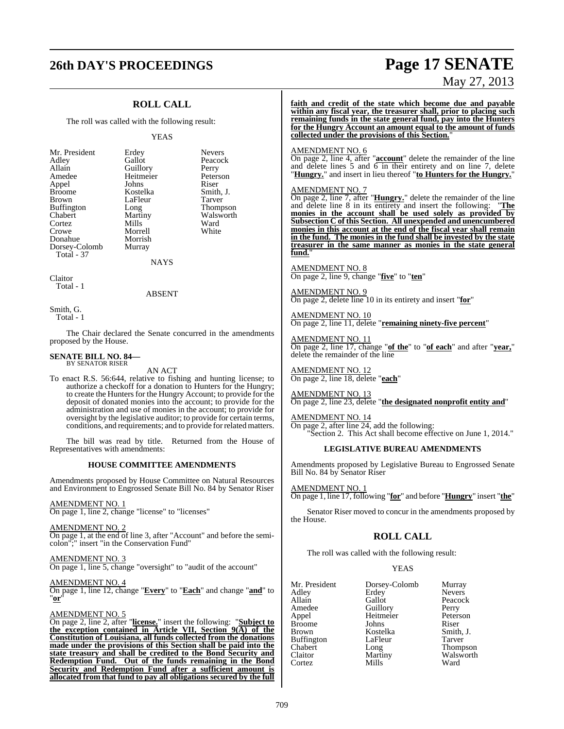## ROLL CALL

The roll was called with the following result:

YEAS

| | | |
|---|---|---|
| Mr. President | Erdey | Nevers |
| Adley | Gallot | Peacock |
| Allain | Guillory | Perry |
| Amedee | Heitmeier | Peterson |
| Appel | Johns | Riser |
| Broome | Kostelka | Smith, J. |
| Brown | LaFleur | Tarver |
| Buffington | Long | Thompson |
| Chabert | Martiny | Walsworth |
| Cortez | Mills | Ward |
| Crowe | Morrell | White |
| Donahue | Morrish | |
| Dorsey-Colomb | Murray | |

Total - 37

NAYS

Claitor

Total - 1

ABSENT

Smith, G.

Total - 1

The Chair declared the Senate concurred in the amendments proposed by the House.

**SENATE BILL NO. 84—**
BY SENATOR RISER

AN ACT

To enact R.S. 56:644, relative to fishing and hunting license; to authorize a checkoff for a donation to Hunters for the Hungry; to create the Hunters for the Hungry Account; to provide for the deposit of donated monies into the account; to provide for the administration and use of monies in the account; to provide for oversight by the legislative auditor; to provide for certain terms, conditions, and requirements; and to provide for related matters.

The bill was read by title. Returned from the House of Representatives with amendments:

### HOUSE COMMITTEE AMENDMENTS

Amendments proposed by House Committee on Natural Resources and Environment to Engrossed Senate Bill No. 84 by Senator Riser

AMENDMENT NO. 1
On page 1, line 2, change "license" to "licenses"

AMENDMENT NO. 2
On page 1, at the end of line 3, after "Account" and before the semi-colon";" insert "in the Conservation Fund"

AMENDMENT NO. 3
On page 1, line 5, change "oversight" to "audit of the account"

AMENDMENT NO. 4
On page 1, line 12, change "**Every**" to "**Each**" and change "**and**" to "**or**"

AMENDMENT NO. 5
On page 2, line 2, after "**license.**" insert the following: "**Subject to the exception contained in Article VII, Section 9(A) of the Constitution of Louisiana, all funds collected from the donations made under the provisions of this Section shall be paid into the state treasury and shall be credited to the Bond Security and Redemption Fund. Out of the funds remaining in the Bond Security and Redemption Fund after a sufficient amount is allocated from that fund to pay all obligations secured by the full faith and credit of the state which become due and payable within any fiscal year, the treasurer shall, prior to placing such remaining funds in the state general fund, pay into the Hunters for the Hungry Account an amount equal to the amount of funds collected under the provisions of this Section.**"

AMENDMENT NO. 6
On page 2, line 4, after "**account**" delete the remainder of the line and delete lines 5 and 6 in their entirety and on line 7, delete "**Hungry.**" and insert in lieu thereof "**to Hunters for the Hungry.**"

AMENDMENT NO. 7
On page 2, line 7, after "**Hungry.**" delete the remainder of the line and delete line 8 in its entirety and insert the following: "**The monies in the account shall be used solely as provided by Subsection C of this Section. All unexpended and unencumbered monies in this account at the end of the fiscal year shall remain in the fund. The monies in the fund shall be invested by the state treasurer in the same manner as monies in the state general fund.**"

AMENDMENT NO. 8
On page 2, line 9, change "**five**" to "**ten**"

AMENDMENT NO. 9
On page 2, delete line 10 in its entirety and insert "**for**"

AMENDMENT NO. 10
On page 2, line 11, delete "**remaining ninety-five percent**"

AMENDMENT NO. 11
On page 2, line 17, change "**of the**" to "**of each**" and after "**year,**" delete the remainder of the line

AMENDMENT NO. 12
On page 2, line 18, delete "**each**"

AMENDMENT NO. 13
On page 2, line 23, delete "**the designated nonprofit entity and**"

AMENDMENT NO. 14
On page 2, after line 24, add the following:
"Section 2. This Act shall become effective on June 1, 2014."

### LEGISLATIVE BUREAU AMENDMENTS

Amendments proposed by Legislative Bureau to Engrossed Senate Bill No. 84 by Senator Riser

AMENDMENT NO. 1
On page 1, line 17, following "**for**" and before "**Hungry**" insert "**the**"

Senator Riser moved to concur in the amendments proposed by the House.

## ROLL CALL

The roll was called with the following result:

YEAS

| | | |
|---|---|---|
| Mr. President | Dorsey-Colomb | Murray |
| Adley | Erdey | Nevers |
| Allain | Gallot | Peacock |
| Amedee | Guillory | Perry |
| Appel | Heitmeier | Peterson |
| Broome | Johns | Riser |
| Brown | Kostelka | Smith, J. |
| Buffington | LaFleur | Tarver |
| Chabert | Long | Thompson |
| Claitor | Martiny | Walsworth |
| Cortez | Mills | Ward |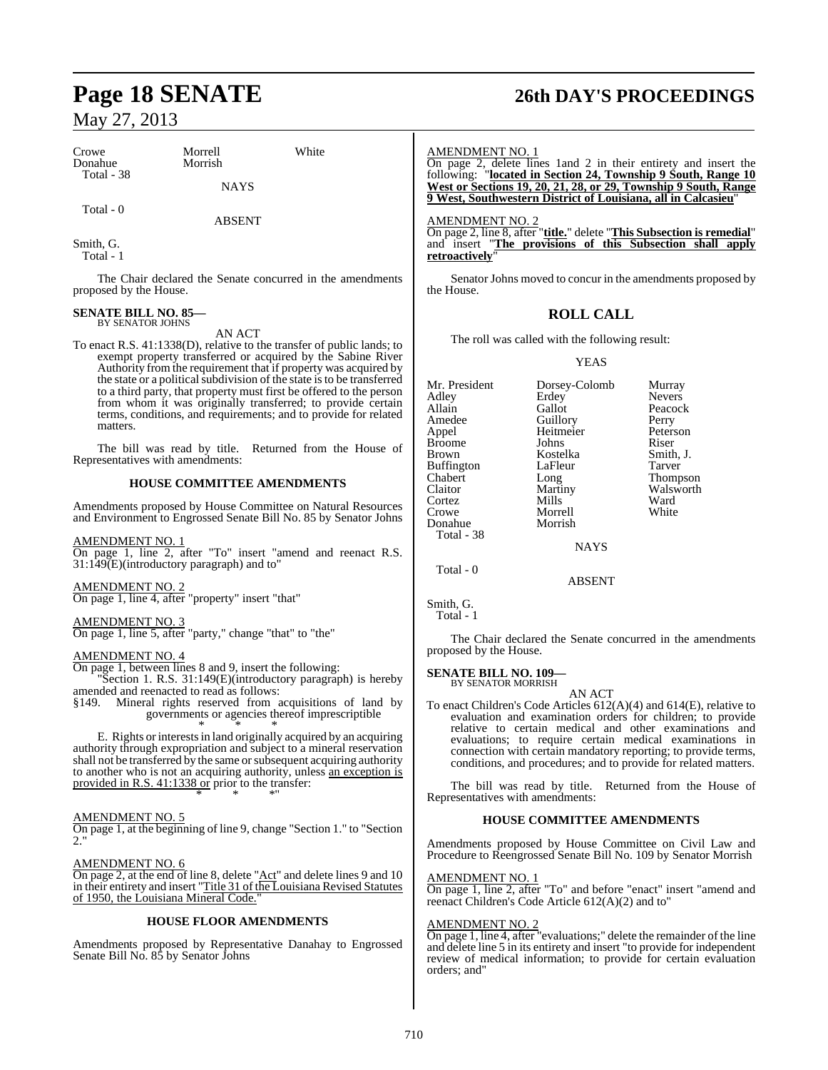| | | |
|---|---|---|
| Crowe | Morrell | White |
| Donahue | Morrish | |
| Total - 38 | | |

NAYS

Total - 0

ABSENT

Smith, G.
Total - 1

The Chair declared the Senate concurred in the amendments proposed by the House.

**SENATE BILL NO. 85—**
BY SENATOR JOHNS

AN ACT

To enact R.S. 41:1338(D), relative to the transfer of public lands; to exempt property transferred or acquired by the Sabine River Authority from the requirement that if property was acquired by the state or a political subdivision of the state is to be transferred to a third party, that property must first be offered to the person from whom it was originally transferred; to provide certain terms, conditions, and requirements; and to provide for related matters.

The bill was read by title. Returned from the House of Representatives with amendments:

**HOUSE COMMITTEE AMENDMENTS**

Amendments proposed by House Committee on Natural Resources and Environment to Engrossed Senate Bill No. 85 by Senator Johns

AMENDMENT NO. 1
On page 1, line 2, after "To" insert "amend and reenact R.S. 31:149(E)(introductory paragraph) and to"

AMENDMENT NO. 2
On page 1, line 4, after "property" insert "that"

AMENDMENT NO. 3
On page 1, line 5, after "party," change "that" to "the"

AMENDMENT NO. 4
On page 1, between lines 8 and 9, insert the following:

"Section 1. R.S. 31:149(E)(introductory paragraph) is hereby amended and reenacted to read as follows:

§149. Mineral rights reserved from acquisitions of land by governments or agencies thereof imprescriptible

\* \* \*

E. Rights or interests in land originally acquired by an acquiring authority through expropriation and subject to a mineral reservation shall not be transferred by the same or subsequent acquiring authority to another who is not an acquiring authority, unless an exception is provided in R.S. 41:1338 or prior to the transfer:

\* \* \*"

AMENDMENT NO. 5
On page 1, at the beginning of line 9, change "Section 1." to "Section 2."

AMENDMENT NO. 6
On page 2, at the end of line 8, delete "Act" and delete lines 9 and 10 in their entirety and insert "Title 31 of the Louisiana Revised Statutes of 1950, the Louisiana Mineral Code."

**HOUSE FLOOR AMENDMENTS**

Amendments proposed by Representative Danahay to Engrossed Senate Bill No. 85 by Senator Johns

AMENDMENT NO. 1
On page 2, delete lines 1and 2 in their entirety and insert the following: "**located in Section 24, Township 9 South, Range 10 West or Sections 19, 20, 21, 28, or 29, Township 9 South, Range 9 West, Southwestern District of Louisiana, all in Calcasieu**"

AMENDMENT NO. 2
On page 2, line 8, after "**title.**" delete "**This Subsection is remedial**" and insert "**The provisions of this Subsection shall apply retroactively**"

Senator Johns moved to concur in the amendments proposed by the House.

## ROLL CALL

The roll was called with the following result:

YEAS

| | | |
|---|---|---|
| Mr. President | Dorsey-Colomb | Murray |
| Adley | Erdey | Nevers |
| Allain | Gallot | Peacock |
| Amedee | Guillory | Perry |
| Appel | Heitmeier | Peterson |
| Broome | Johns | Riser |
| Brown | Kostelka | Smith, J. |
| Buffington | LaFleur | Tarver |
| Chabert | Long | Thompson |
| Claitor | Martiny | Walsworth |
| Cortez | Mills | Ward |
| Crowe | Morrell | White |
| Donahue | Morrish | |
| Total - 38 | | |

NAYS

Total - 0

ABSENT

Smith, G.
Total - 1

The Chair declared the Senate concurred in the amendments proposed by the House.

**SENATE BILL NO. 109—**
BY SENATOR MORRISH

AN ACT

To enact Children's Code Articles 612(A)(4) and 614(E), relative to evaluation and examination orders for children; to provide relative to certain medical and other examinations and evaluations; to require certain medical examinations in connection with certain mandatory reporting; to provide terms, conditions, and procedures; and to provide for related matters.

The bill was read by title. Returned from the House of Representatives with amendments:

**HOUSE COMMITTEE AMENDMENTS**

Amendments proposed by House Committee on Civil Law and Procedure to Reengrossed Senate Bill No. 109 by Senator Morrish

AMENDMENT NO. 1
On page 1, line 2, after "To" and before "enact" insert "amend and reenact Children's Code Article 612(A)(2) and to"

AMENDMENT NO. 2
On page 1, line 4, after "evaluations;" delete the remainder of the line and delete line 5 in its entirety and insert "to provide for independent review of medical information; to provide for certain evaluation orders; and"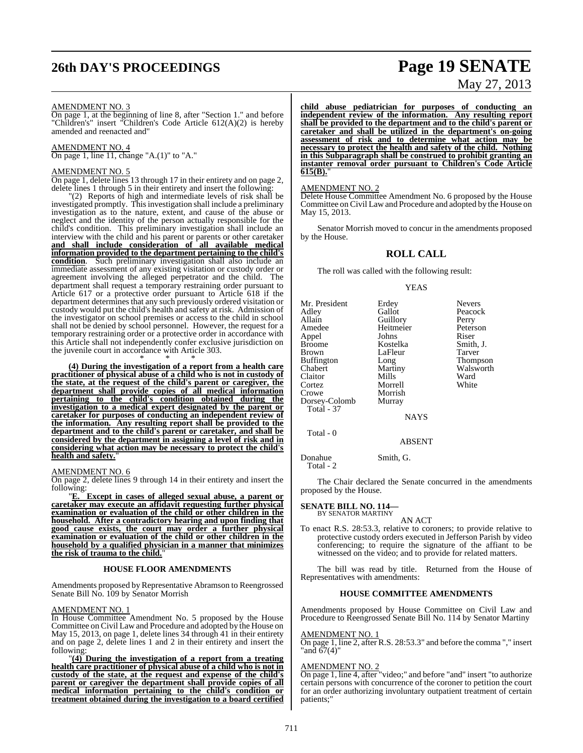AMENDMENT NO. 3

On page 1, at the beginning of line 8, after "Section 1." and before "Children's" insert "Children's Code Article 612(A)(2) is hereby amended and reenacted and"

AMENDMENT NO. 4

On page 1, line 11, change "A.(1)" to "A."

AMENDMENT NO. 5

On page 1, delete lines 13 through 17 in their entirety and on page 2, delete lines 1 through 5 in their entirety and insert the following:

"(2) Reports of high and intermediate levels of risk shall be investigated promptly. This investigation shall include a preliminary investigation as to the nature, extent, and cause of the abuse or neglect and the identity of the person actually responsible for the child's condition. This preliminary investigation shall include an interview with the child and his parent or parents or other caretaker **and shall include consideration of all available medical information provided to the department pertaining to the child's condition**. Such preliminary investigation shall also include an immediate assessment of any existing visitation or custody order or agreement involving the alleged perpetrator and the child. The department shall request a temporary restraining order pursuant to Article 617 or a protective order pursuant to Article 618 if the department determines that any such previously ordered visitation or custody would put the child's health and safety at risk. Admission of the investigator on school premises or access to the child in school shall not be denied by school personnel. However, the request for a temporary restraining order or a protective order in accordance with this Article shall not independently confer exclusive jurisdiction on the juvenile court in accordance with Article 303.

\* \* \*

**(4) During the investigation of a report from a health care practitioner of physical abuse of a child who is not in custody of the state, at the request of the child's parent or caregiver, the department shall provide copies of all medical information pertaining to the child's condition obtained during the investigation to a medical expert designated by the parent or caretaker for purposes of conducting an independent review of the information. Any resulting report shall be provided to the department and to the child's parent or caretaker, and shall be considered by the department in assigning a level of risk and in considering what action may be necessary to protect the child's health and safety.**"

AMENDMENT NO. 6

On page 2, delete lines 9 through 14 in their entirety and insert the following:

"**E. Except in cases of alleged sexual abuse, a parent or caretaker may execute an affidavit requesting further physical examination or evaluation of the child or other children in the household. After a contradictory hearing and upon finding that good cause exists, the court may order a further physical examination or evaluation of the child or other children in the household by a qualified physician in a manner that minimizes the risk of trauma to the child.**"

### HOUSE FLOOR AMENDMENTS

Amendments proposed by Representative Abramson to Reengrossed Senate Bill No. 109 by Senator Morrish

AMENDMENT NO. 1

In House Committee Amendment No. 5 proposed by the House Committee on Civil Law and Procedure and adopted by the House on May 15, 2013, on page 1, delete lines 34 through 41 in their entirety and on page 2, delete lines 1 and 2 in their entirety and insert the following:

"**(4) During the investigation of a report from a treating health care practitioner of physical abuse of a child who is not in custody of the state, at the request and expense of the child's parent or caregiver the department shall provide copies of all medical information pertaining to the child's condition or treatment obtained during the investigation to a board certified child abuse pediatrician for purposes of conducting an independent review of the information. Any resulting report shall be provided to the department and to the child's parent or caretaker and shall be utilized in the department's on-going assessment of risk and to determine what action may be necessary to protect the health and safety of the child. Nothing in this Subparagraph shall be construed to prohibit granting an instanter removal order pursuant to Children's Code Article 615(B).**"

AMENDMENT NO. 2

Delete House Committee Amendment No. 6 proposed by the House Committee on Civil Law and Procedure and adopted by the House on May 15, 2013.

Senator Morrish moved to concur in the amendments proposed by the House.

## ROLL CALL

The roll was called with the following result:

YEAS

| | | |
|---|---|---|
| Mr. President | Erdey | Nevers |
| Adley | Gallot | Peacock |
| Allain | Guillory | Perry |
| Amedee | Heitmeier | Peterson |
| Appel | Johns | Riser |
| Broome | Kostelka | Smith, J. |
| Brown | LaFleur | Tarver |
| Buffington | Long | Thompson |
| Chabert | Martiny | Walsworth |
| Claitor | Mills | Ward |
| Cortez | Morrell | White |
| Crowe | Morrish | |
| Dorsey-Colomb | Murray | |

Total - 37

NAYS

Total - 0

ABSENT

| | |
|---|---|
| Donahue | Smith, G. |

Total - 2

The Chair declared the Senate concurred in the amendments proposed by the House.

**SENATE BILL NO. 114—**
BY SENATOR MARTINY

AN ACT

To enact R.S. 28:53.3, relative to coroners; to provide relative to protective custody orders executed in Jefferson Parish by video conferencing; to require the signature of the affiant to be witnessed on the video; and to provide for related matters.

The bill was read by title. Returned from the House of Representatives with amendments:

### HOUSE COMMITTEE AMENDMENTS

Amendments proposed by House Committee on Civil Law and Procedure to Reengrossed Senate Bill No. 114 by Senator Martiny

AMENDMENT NO. 1

On page 1, line 2, after R.S. 28:53.3" and before the comma "," insert "and 67(4)"

AMENDMENT NO. 2

On page 1, line 4, after "video;" and before "and" insert "to authorize certain persons with concurrence of the coroner to petition the court for an order authorizing involuntary outpatient treatment of certain patients;"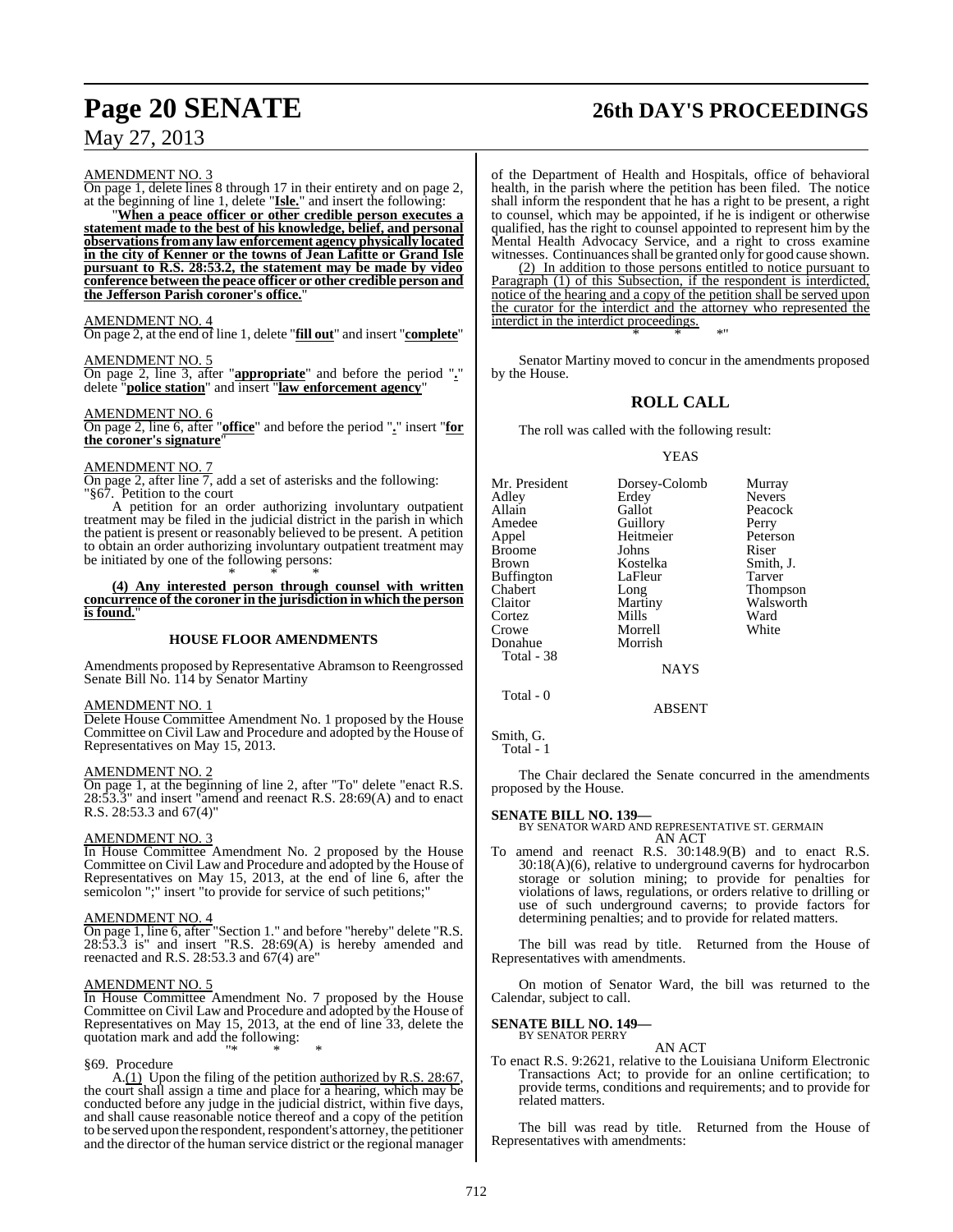AMENDMENT NO. 3

On page 1, delete lines 8 through 17 in their entirety and on page 2, at the beginning of line 1, delete "**Isle.**" and insert the following:

"**When a peace officer or other credible person executes a statement made to the best of his knowledge, belief, and personal observations from any law enforcement agency physically located in the city of Kenner or the towns of Jean Lafitte or Grand Isle pursuant to R.S. 28:53.2, the statement may be made by video conference between the peace officer or other credible person and the Jefferson Parish coroner's office.**"

AMENDMENT NO. 4

On page 2, at the end of line 1, delete "**fill out**" and insert "**complete**"

AMENDMENT NO. 5

On page 2, line 3, after "**appropriate**" and before the period "**.**" delete "**police station**" and insert "**law enforcement agency**"

AMENDMENT NO. 6

On page 2, line 6, after "**office**" and before the period "**.**" insert "**for the coroner's signature**"

AMENDMENT NO. 7

On page 2, after line 7, add a set of asterisks and the following:

"§67. Petition to the court

A petition for an order authorizing involuntary outpatient treatment may be filed in the judicial district in the parish in which the patient is present or reasonably believed to be present. A petition to obtain an order authorizing involuntary outpatient treatment may be initiated by one of the following persons:

\* \* \*

**(4) Any interested person through counsel with written concurrence of the coroner in the jurisdiction in which the person is found.**"

## HOUSE FLOOR AMENDMENTS

Amendments proposed by Representative Abramson to Reengrossed Senate Bill No. 114 by Senator Martiny

AMENDMENT NO. 1

Delete House Committee Amendment No. 1 proposed by the House Committee on Civil Law and Procedure and adopted by the House of Representatives on May 15, 2013.

AMENDMENT NO. 2

On page 1, at the beginning of line 2, after "To" delete "enact R.S. 28:53.3" and insert "amend and reenact R.S. 28:69(A) and to enact R.S. 28:53.3 and 67(4)"

AMENDMENT NO. 3

In House Committee Amendment No. 2 proposed by the House Committee on Civil Law and Procedure and adopted by the House of Representatives on May 15, 2013, at the end of line 6, after the semicolon ";" insert "to provide for service of such petitions;"

AMENDMENT NO. 4

On page 1, line 6, after "Section 1." and before "hereby" delete "R.S. 28:53.3 is" and insert "R.S. 28:69(A) is hereby amended and reenacted and R.S. 28:53.3 and 67(4) are"

AMENDMENT NO. 5

In House Committee Amendment No. 7 proposed by the House Committee on Civil Law and Procedure and adopted by the House of Representatives on May 15, 2013, at the end of line 33, delete the quotation mark and add the following:

"\* \* \*

§69. Procedure

A.(1) Upon the filing of the petition authorized by R.S. 28:67, the court shall assign a time and place for a hearing, which may be conducted before any judge in the judicial district, within five days, and shall cause reasonable notice thereof and a copy of the petition to be served upon the respondent, respondent's attorney, the petitioner and the director of the human service district or the regional manager of the Department of Health and Hospitals, office of behavioral health, in the parish where the petition has been filed. The notice shall inform the respondent that he has a right to be present, a right to counsel, which may be appointed, if he is indigent or otherwise qualified, has the right to counsel appointed to represent him by the Mental Health Advocacy Service, and a right to cross examine witnesses. Continuances shall be granted only for good cause shown.

(2) In addition to those persons entitled to notice pursuant to Paragraph (1) of this Subsection, if the respondent is interdicted, notice of the hearing and a copy of the petition shall be served upon the curator for the interdict and the attorney who represented the interdict in the interdict proceedings.

\* \* \*"

Senator Martiny moved to concur in the amendments proposed by the House.

## ROLL CALL

The roll was called with the following result:

YEAS

| | | |
|---|---|---|
| Mr. President | Dorsey-Colomb | Murray |
| Adley | Erdey | Nevers |
| Allain | Gallot | Peacock |
| Amedee | Guillory | Perry |
| Appel | Heitmeier | Peterson |
| Broome | Johns | Riser |
| Brown | Kostelka | Smith, J. |
| Buffington | LaFleur | Tarver |
| Chabert | Long | Thompson |
| Claitor | Martiny | Walsworth |
| Cortez | Mills | Ward |
| Crowe | Morrell | White |
| Donahue | Morrish | |

Total - 38

NAYS

Total - 0

ABSENT

Smith, G.

Total - 1

The Chair declared the Senate concurred in the amendments proposed by the House.

**SENATE BILL NO. 139—**
BY SENATOR WARD AND REPRESENTATIVE ST. GERMAIN

AN ACT

To amend and reenact R.S. 30:148.9(B) and to enact R.S. 30:18(A)(6), relative to underground caverns for hydrocarbon storage or solution mining; to provide for penalties for violations of laws, regulations, or orders relative to drilling or use of such underground caverns; to provide factors for determining penalties; and to provide for related matters.

The bill was read by title. Returned from the House of Representatives with amendments.

On motion of Senator Ward, the bill was returned to the Calendar, subject to call.

**SENATE BILL NO. 149—**
BY SENATOR PERRY

AN ACT

To enact R.S. 9:2621, relative to the Louisiana Uniform Electronic Transactions Act; to provide for an online certification; to provide terms, conditions and requirements; and to provide for related matters.

The bill was read by title. Returned from the House of Representatives with amendments: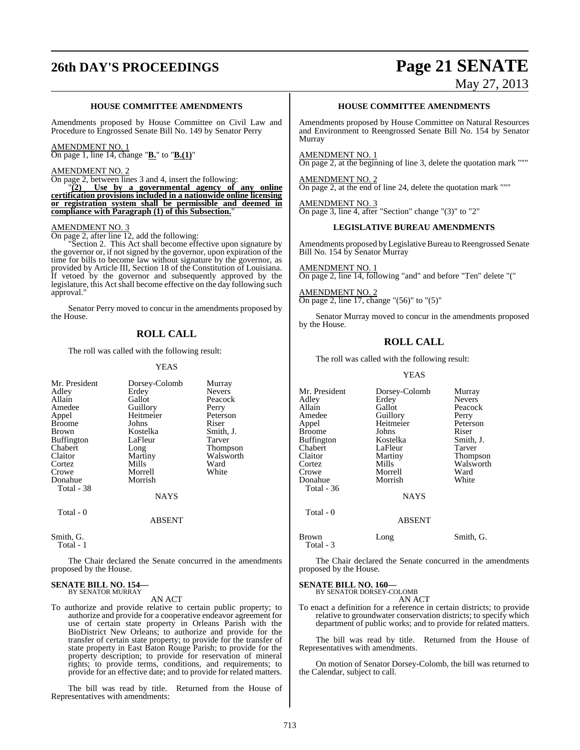### HOUSE COMMITTEE AMENDMENTS

Amendments proposed by House Committee on Civil Law and Procedure to Engrossed Senate Bill No. 149 by Senator Perry

AMENDMENT NO. 1

On page 1, line 14, change "**B.**" to "**B.(1)**"

AMENDMENT NO. 2

On page 2, between lines 3 and 4, insert the following:

"**(2) Use by a governmental agency of any online certification provisions included in a nationwide online licensing or registration system shall be permissible and deemed in compliance with Paragraph (1) of this Subsection.**"

AMENDMENT NO. 3

On page 2, after line 12, add the following:

"Section 2. This Act shall become effective upon signature by the governor or, if not signed by the governor, upon expiration of the time for bills to become law without signature by the governor, as provided by Article III, Section 18 of the Constitution of Louisiana. If vetoed by the governor and subsequently approved by the legislature, this Act shall become effective on the day following such approval."

Senator Perry moved to concur in the amendments proposed by the House.

## ROLL CALL

The roll was called with the following result:

YEAS

| | | |
|---|---|---|
| Mr. President | Dorsey-Colomb | Murray |
| Adley | Erdey | Nevers |
| Allain | Gallot | Peacock |
| Amedee | Guillory | Perry |
| Appel | Heitmeier | Peterson |
| Broome | Johns | Riser |
| Brown | Kostelka | Smith, J. |
| Buffington | LaFleur | Tarver |
| Chabert | Long | Thompson |
| Claitor | Martiny | Walsworth |
| Cortez | Mills | Ward |
| Crowe | Morrell | White |
| Donahue | Morrish | |

Total - 38

NAYS

Total - 0

ABSENT

Smith, G.

Total - 1

The Chair declared the Senate concurred in the amendments proposed by the House.

**SENATE BILL NO. 154—**
BY SENATOR MURRAY

AN ACT

To authorize and provide relative to certain public property; to authorize and provide for a cooperative endeavor agreement for use of certain state property in Orleans Parish with the BioDistrict New Orleans; to authorize and provide for the transfer of certain state property; to provide for the transfer of state property in East Baton Rouge Parish; to provide for the property description; to provide for reservation of mineral rights; to provide terms, conditions, and requirements; to provide for an effective date; and to provide for related matters.

The bill was read by title. Returned from the House of Representatives with amendments:

### HOUSE COMMITTEE AMENDMENTS

Amendments proposed by House Committee on Natural Resources and Environment to Reengrossed Senate Bill No. 154 by Senator Murray

AMENDMENT NO. 1

On page 2, at the beginning of line 3, delete the quotation mark """

AMENDMENT NO. 2

On page 2, at the end of line 24, delete the quotation mark """

AMENDMENT NO. 3

On page 3, line 4, after "Section" change "(3)" to "2"

### LEGISLATIVE BUREAU AMENDMENTS

Amendments proposed by Legislative Bureau to Reengrossed Senate Bill No. 154 by Senator Murray

AMENDMENT NO. 1

On page 2, line 14, following "and" and before "Ten" delete "("

AMENDMENT NO. 2

On page 2, line 17, change "(56)" to "(5)"

Senator Murray moved to concur in the amendments proposed by the House.

## ROLL CALL

The roll was called with the following result:

YEAS

| | | |
|---|---|---|
| Mr. President | Dorsey-Colomb | Murray |
| Adley | Erdey | Nevers |
| Allain | Gallot | Peacock |
| Amedee | Guillory | Perry |
| Appel | Heitmeier | Peterson |
| Broome | Johns | Riser |
| Buffington | Kostelka | Smith, J. |
| Chabert | LaFleur | Tarver |
| Claitor | Martiny | Thompson |
| Cortez | Mills | Walsworth |
| Crowe | Morrell | Ward |
| Donahue | Morrish | White |

Total - 36

NAYS

Total - 0

ABSENT

| | | |
|---|---|---|
| Brown | Long | Smith, G. |

Total - 3

The Chair declared the Senate concurred in the amendments proposed by the House.

**SENATE BILL NO. 160—**
BY SENATOR DORSEY-COLOMB

AN ACT

To enact a definition for a reference in certain districts; to provide relative to groundwater conservation districts; to specify which department of public works; and to provide for related matters.

The bill was read by title. Returned from the House of Representatives with amendments.

On motion of Senator Dorsey-Colomb, the bill was returned to the Calendar, subject to call.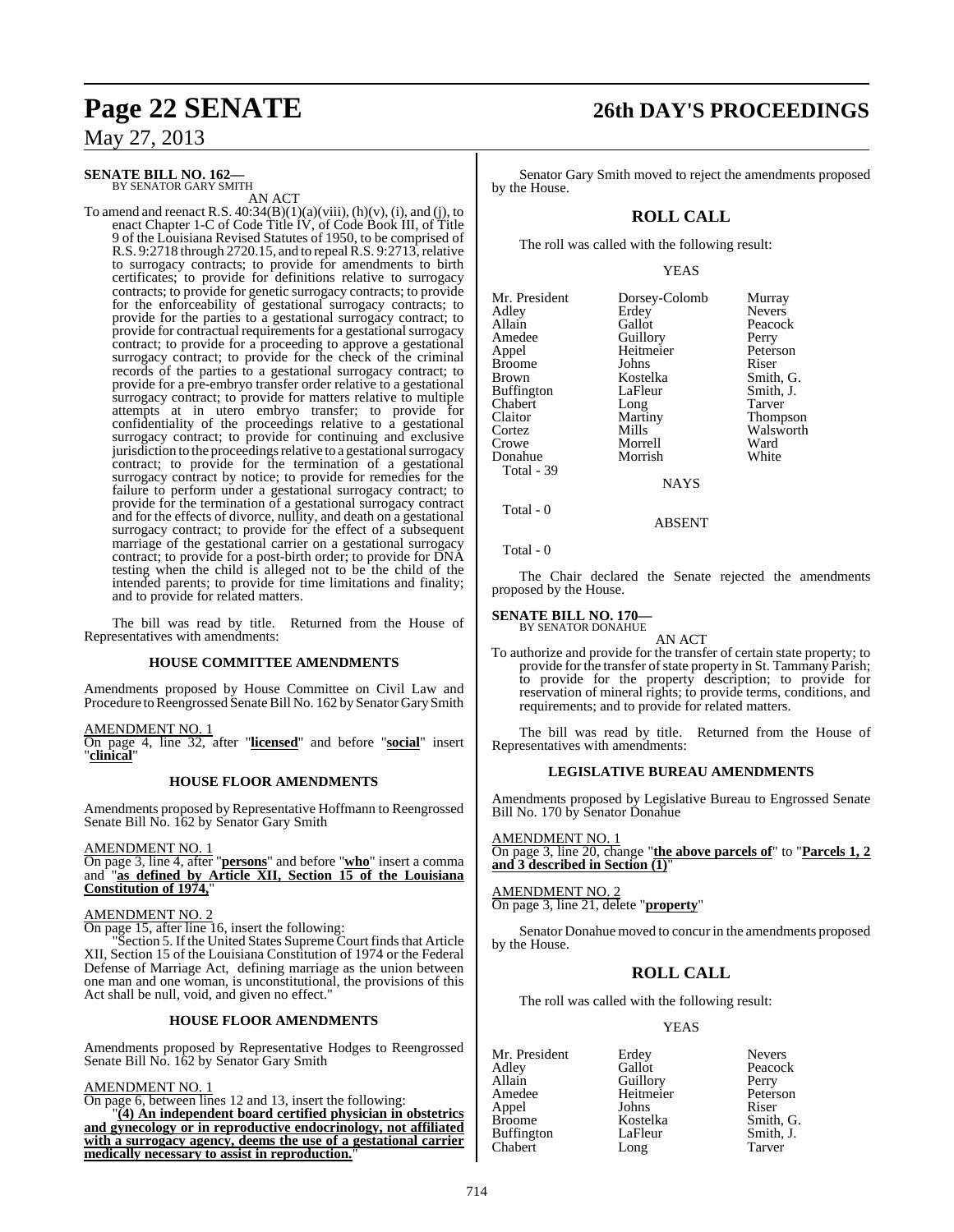**SENATE BILL NO. 162—**
BY SENATOR GARY SMITH

AN ACT

To amend and reenact R.S. 40:34(B)(1)(a)(viii), (h)(v), (i), and (j), to enact Chapter 1-C of Code Title IV, of Code Book III, of Title 9 of the Louisiana Revised Statutes of 1950, to be comprised of R.S. 9:2718 through 2720.15, and to repeal R.S. 9:2713, relative to surrogacy contracts; to provide for amendments to birth certificates; to provide for definitions relative to surrogacy contracts; to provide for genetic surrogacy contracts; to provide for the enforceability of gestational surrogacy contracts; to provide for the parties to a gestational surrogacy contract; to provide for contractual requirements for a gestational surrogacy contract; to provide for a proceeding to approve a gestational surrogacy contract; to provide for the check of the criminal records of the parties to a gestational surrogacy contract; to provide for a pre-embryo transfer order relative to a gestational surrogacy contract; to provide for matters relative to multiple attempts at in utero embryo transfer; to provide for confidentiality of the proceedings relative to a gestational surrogacy contract; to provide for continuing and exclusive jurisdiction to the proceedings relative to a gestational surrogacy contract; to provide for the termination of a gestational surrogacy contract by notice; to provide for remedies for the failure to perform under a gestational surrogacy contract; to provide for the termination of a gestational surrogacy contract and for the effects of divorce, nullity, and death on a gestational surrogacy contract; to provide for the effect of a subsequent marriage of the gestational carrier on a gestational surrogacy contract; to provide for a post-birth order; to provide for DNA testing when the child is alleged not to be the child of the intended parents; to provide for time limitations and finality; and to provide for related matters.

The bill was read by title. Returned from the House of Representatives with amendments:

**HOUSE COMMITTEE AMENDMENTS**

Amendments proposed by House Committee on Civil Law and Procedure to Reengrossed Senate Bill No. 162 by Senator Gary Smith

AMENDMENT NO. 1
On page 4, line 32, after "**licensed**" and before "**social**" insert "**clinical**"

**HOUSE FLOOR AMENDMENTS**

Amendments proposed by Representative Hoffmann to Reengrossed Senate Bill No. 162 by Senator Gary Smith

AMENDMENT NO. 1
On page 3, line 4, after "**persons**" and before "**who**" insert a comma and "**as defined by Article XII, Section 15 of the Louisiana Constitution of 1974,**"

AMENDMENT NO. 2
On page 15, after line 16, insert the following:

"Section 5. If the United States Supreme Court finds that Article XII, Section 15 of the Louisiana Constitution of 1974 or the Federal Defense of Marriage Act, defining marriage as the union between one man and one woman, is unconstitutional, the provisions of this Act shall be null, void, and given no effect."

**HOUSE FLOOR AMENDMENTS**

Amendments proposed by Representative Hodges to Reengrossed Senate Bill No. 162 by Senator Gary Smith

AMENDMENT NO. 1
On page 6, between lines 12 and 13, insert the following:

"**(4) An independent board certified physician in obstetrics and gynecology or in reproductive endocrinology, not affiliated with a surrogacy agency, deems the use of a gestational carrier medically necessary to assist in reproduction.**"

Senator Gary Smith moved to reject the amendments proposed by the House.

## ROLL CALL

The roll was called with the following result:

YEAS

| | | |
|---|---|---|
| Mr. President | Dorsey-Colomb | Murray |
| Adley | Erdey | Nevers |
| Allain | Gallot | Peacock |
| Amedee | Guillory | Perry |
| Appel | Heitmeier | Peterson |
| Broome | Johns | Riser |
| Brown | Kostelka | Smith, G. |
| Buffington | LaFleur | Smith, J. |
| Chabert | Long | Tarver |
| Claitor | Martiny | Thompson |
| Cortez | Mills | Walsworth |
| Crowe | Morrell | Ward |
| Donahue | Morrish | White |

Total - 39

NAYS

Total - 0

ABSENT

Total - 0

The Chair declared the Senate rejected the amendments proposed by the House.

**SENATE BILL NO. 170—**
BY SENATOR DONAHUE

AN ACT

To authorize and provide for the transfer of certain state property; to provide for the transfer of state property in St. Tammany Parish; to provide for the property description; to provide for reservation of mineral rights; to provide terms, conditions, and requirements; and to provide for related matters.

The bill was read by title. Returned from the House of Representatives with amendments:

**LEGISLATIVE BUREAU AMENDMENTS**

Amendments proposed by Legislative Bureau to Engrossed Senate Bill No. 170 by Senator Donahue

AMENDMENT NO. 1
On page 3, line 20, change "**the above parcels of**" to "**Parcels 1, 2 and 3 described in Section (1)**"

AMENDMENT NO. 2
On page 3, line 21, delete "**property**"

Senator Donahue moved to concur in the amendments proposed by the House.

## ROLL CALL

The roll was called with the following result:

YEAS

| | | |
|---|---|---|
| Mr. President | Erdey | Nevers |
| Adley | Gallot | Peacock |
| Allain | Guillory | Perry |
| Amedee | Heitmeier | Peterson |
| Appel | Johns | Riser |
| Broome | Kostelka | Smith, G. |
| Buffington | LaFleur | Smith, J. |
| Chabert | Long | Tarver |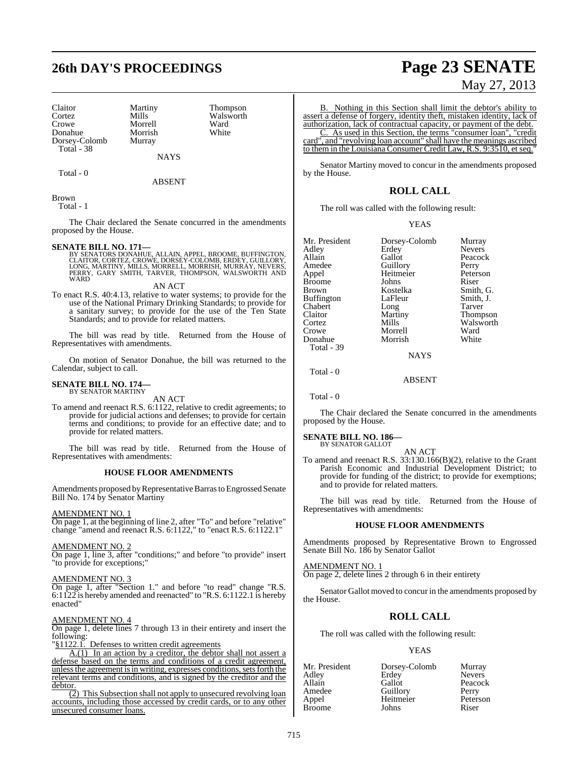| Claitor | Martiny | Thompson |
|---|---|---|
| Cortez | Mills | Walsworth |
| Crowe | Morrell | Ward |
| Donahue | Morrish | White |
| Dorsey-Colomb | Murray | |

Total - 38

NAYS

Total - 0

ABSENT

Brown

Total - 1

The Chair declared the Senate concurred in the amendments proposed by the House.

**SENATE BILL NO. 171—**
BY SENATORS DONAHUE, ALLAIN, APPEL, BROOME, BUFFINGTON, CLAITOR, CORTEZ, CROWE, DORSEY-COLOMB, ERDEY, GUILLORY, LONG, MARTINY, MILLS, MORRELL, MORRISH, MURRAY, NEVERS, PERRY, GARY SMITH, TARVER, THOMPSON, WALSWORTH AND WARD

AN ACT

To enact R.S. 40:4.13, relative to water systems; to provide for the use of the National Primary Drinking Standards; to provide for a sanitary survey; to provide for the use of the Ten State Standards; and to provide for related matters.

The bill was read by title. Returned from the House of Representatives with amendments.

On motion of Senator Donahue, the bill was returned to the Calendar, subject to call.

**SENATE BILL NO. 174—**
BY SENATOR MARTINY

AN ACT

To amend and reenact R.S. 6:1122, relative to credit agreements; to provide for judicial actions and defenses; to provide for certain terms and conditions; to provide for an effective date; and to provide for related matters.

The bill was read by title. Returned from the House of Representatives with amendments:

**HOUSE FLOOR AMENDMENTS**

Amendments proposed by Representative Barras to Engrossed Senate Bill No. 174 by Senator Martiny

AMENDMENT NO. 1

On page 1, at the beginning of line 2, after "To" and before "relative" change "amend and reenact R.S. 6:1122," to "enact R.S. 6:1122.1"

AMENDMENT NO. 2

On page 1, line 3, after "conditions;" and before "to provide" insert "to provide for exceptions;"

AMENDMENT NO. 3

On page 1, after "Section 1." and before "to read" change "R.S. 6:1122 is hereby amended and reenacted" to "R.S. 6:1122.1 is hereby enacted"

AMENDMENT NO. 4

On page 1, delete lines 7 through 13 in their entirety and insert the following:

"§1122.1. Defenses to written credit agreements

A.(1) In an action by a creditor, the debtor shall not assert a defense based on the terms and conditions of a credit agreement, unless the agreement is in writing, expresses conditions, sets forth the relevant terms and conditions, and is signed by the creditor and the debtor.

(2) This Subsection shall not apply to unsecured revolving loan accounts, including those accessed by credit cards, or to any other unsecured consumer loans.

B. Nothing in this Section shall limit the debtor's ability to assert a defense of forgery, identity theft, mistaken identity, lack of authorization, lack of contractual capacity, or payment of the debt.

C. As used in this Section, the terms "consumer loan", "credit card", and "revolving loan account" shall have the meanings ascribed to them in the Louisiana Consumer Credit Law, R.S. 9:3510, et seq."

Senator Martiny moved to concur in the amendments proposed by the House.

## ROLL CALL

The roll was called with the following result:

YEAS

| Mr. President | Dorsey-Colomb | Murray |
|---|---|---|
| Adley | Erdey | Nevers |
| Allain | Gallot | Peacock |
| Amedee | Guillory | Perry |
| Appel | Heitmeier | Peterson |
| Broome | Johns | Riser |
| Brown | Kostelka | Smith, G. |
| Buffington | LaFleur | Smith, J. |
| Chabert | Long | Tarver |
| Claitor | Martiny | Thompson |
| Cortez | Mills | Walsworth |
| Crowe | Morrell | Ward |
| Donahue | Morrish | White |

Total - 39

NAYS

Total - 0

ABSENT

Total - 0

The Chair declared the Senate concurred in the amendments proposed by the House.

**SENATE BILL NO. 186—**
BY SENATOR GALLOT

AN ACT

To amend and reenact R.S. 33:130.166(B)(2), relative to the Grant Parish Economic and Industrial Development District; to provide for funding of the district; to provide for exemptions; and to provide for related matters.

The bill was read by title. Returned from the House of Representatives with amendments:

**HOUSE FLOOR AMENDMENTS**

Amendments proposed by Representative Brown to Engrossed Senate Bill No. 186 by Senator Gallot

AMENDMENT NO. 1

On page 2, delete lines 2 through 6 in their entirety

Senator Gallot moved to concur in the amendments proposed by the House.

## ROLL CALL

The roll was called with the following result:

YEAS

| Mr. President | Dorsey-Colomb | Murray |
|---|---|---|
| Adley | Erdey | Nevers |
| Allain | Gallot | Peacock |
| Amedee | Guillory | Perry |
| Appel | Heitmeier | Peterson |
| Broome | Johns | Riser |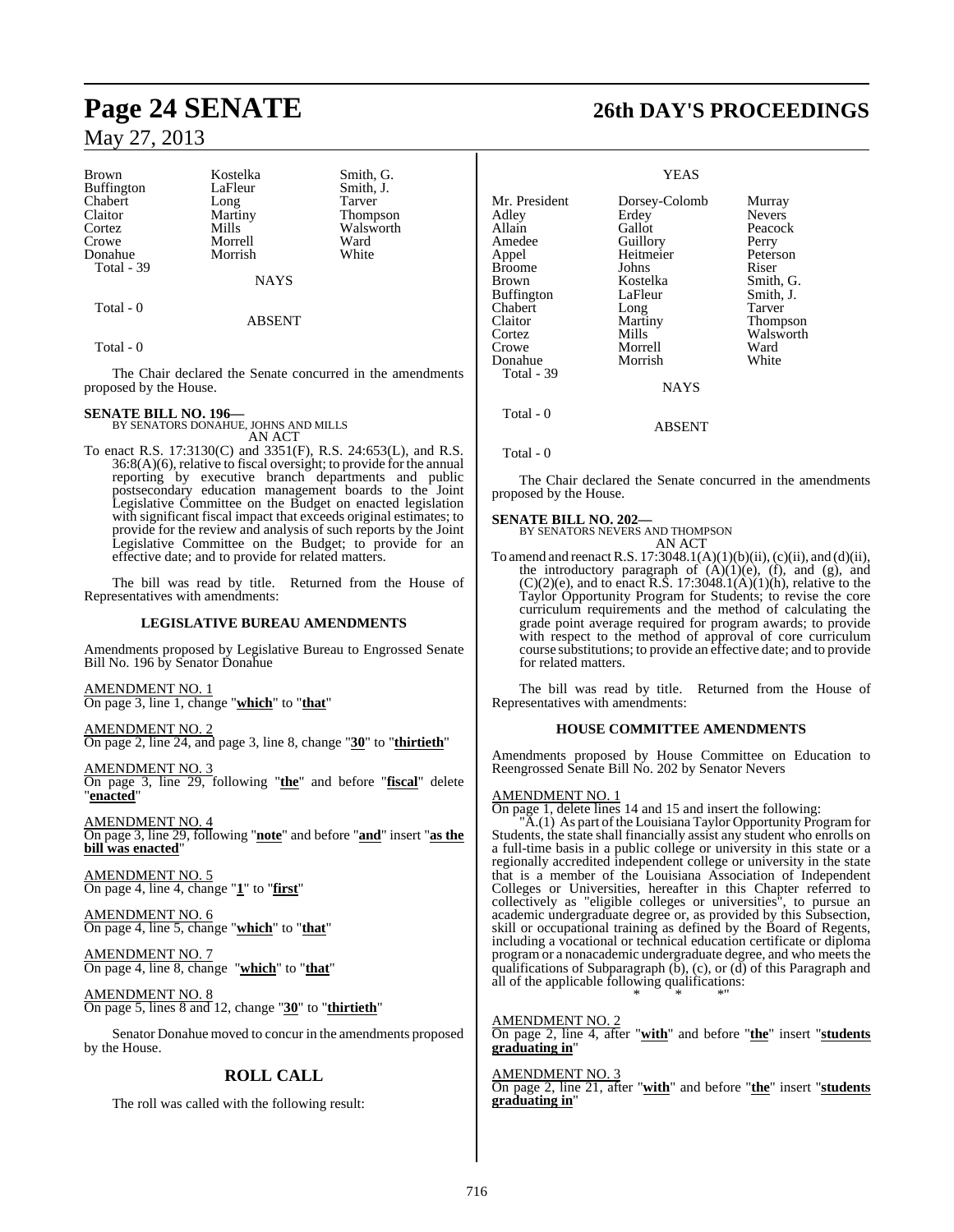| Brown | Kostelka | Smith, G. |
|---|---|---|
| Buffington | LaFleur | Smith, J. |
| Chabert | Long | Tarver |
| Claitor | Martiny | Thompson |
| Cortez | Mills | Walsworth |
| Crowe | Morrell | Ward |
| Donahue | Morrish | White |

Total - 39

NAYS

Total - 0

ABSENT

Total - 0

The Chair declared the Senate concurred in the amendments proposed by the House.

**SENATE BILL NO. 196—**
BY SENATORS DONAHUE, JOHNS AND MILLS
AN ACT

To enact R.S. 17:3130(C) and 3351(F), R.S. 24:653(L), and R.S. 36:8(A)(6), relative to fiscal oversight; to provide for the annual reporting by executive branch departments and public postsecondary education management boards to the Joint Legislative Committee on the Budget on enacted legislation with significant fiscal impact that exceeds original estimates; to provide for the review and analysis of such reports by the Joint Legislative Committee on the Budget; to provide for an effective date; and to provide for related matters.

The bill was read by title. Returned from the House of Representatives with amendments:

**LEGISLATIVE BUREAU AMENDMENTS**

Amendments proposed by Legislative Bureau to Engrossed Senate Bill No. 196 by Senator Donahue

AMENDMENT NO. 1
On page 3, line 1, change "**which**" to "**that**"

AMENDMENT NO. 2
On page 2, line 24, and page 3, line 8, change "**30**" to "**thirtieth**"

AMENDMENT NO. 3
On page 3, line 29, following "**the**" and before "**fiscal**" delete "**enacted**"

AMENDMENT NO. 4
On page 3, line 29, following "**note**" and before "**and**" insert "**as the bill was enacted**"

AMENDMENT NO. 5
On page 4, line 4, change "**1**" to "**first**"

AMENDMENT NO. 6
On page 4, line 5, change "**which**" to "**that**"

AMENDMENT NO. 7
On page 4, line 8, change "**which**" to "**that**"

AMENDMENT NO. 8
On page 5, lines 8 and 12, change "**30**" to "**thirtieth**"

Senator Donahue moved to concur in the amendments proposed by the House.

## ROLL CALL

The roll was called with the following result:

YEAS

| Mr. President | Dorsey-Colomb | Murray |
|---|---|---|
| Adley | Erdey | Nevers |
| Allain | Gallot | Peacock |
| Amedee | Guillory | Perry |
| Appel | Heitmeier | Peterson |
| Broome | Johns | Riser |
| Brown | Kostelka | Smith, G. |
| Buffington | LaFleur | Smith, J. |
| Chabert | Long | Tarver |
| Claitor | Martiny | Thompson |
| Cortez | Mills | Walsworth |
| Crowe | Morrell | Ward |
| Donahue | Morrish | White |

Total - 39

NAYS

Total - 0

ABSENT

Total - 0

The Chair declared the Senate concurred in the amendments proposed by the House.

**SENATE BILL NO. 202—**
BY SENATORS NEVERS AND THOMPSON
AN ACT

To amend and reenact R.S. 17:3048.1(A)(1)(b)(ii), (c)(ii), and (d)(ii), the introductory paragraph of (A)(1)(e), (f), and (g), and (C)(2)(e), and to enact R.S. 17:3048.1(A)(1)(h), relative to the Taylor Opportunity Program for Students; to revise the core curriculum requirements and the method of calculating the grade point average required for program awards; to provide with respect to the method of approval of core curriculum course substitutions; to provide an effective date; and to provide for related matters.

The bill was read by title. Returned from the House of Representatives with amendments:

**HOUSE COMMITTEE AMENDMENTS**

Amendments proposed by House Committee on Education to Reengrossed Senate Bill No. 202 by Senator Nevers

AMENDMENT NO. 1
On page 1, delete lines 14 and 15 and insert the following:

"A.(1) As part of the Louisiana Taylor Opportunity Program for Students, the state shall financially assist any student who enrolls on a full-time basis in a public college or university in this state or a regionally accredited independent college or university in the state that is a member of the Louisiana Association of Independent Colleges or Universities, hereafter in this Chapter referred to collectively as "eligible colleges or universities", to pursue an academic undergraduate degree or, as provided by this Subsection, skill or occupational training as defined by the Board of Regents, including a vocational or technical education certificate or diploma program or a nonacademic undergraduate degree, and who meets the qualifications of Subparagraph (b), (c), or (d) of this Paragraph and all of the applicable following qualifications:

\* \* \*"

AMENDMENT NO. 2
On page 2, line 4, after "**with**" and before "**the**" insert "**students graduating in**"

AMENDMENT NO. 3
On page 2, line 21, after "**with**" and before "**the**" insert "**students graduating in**"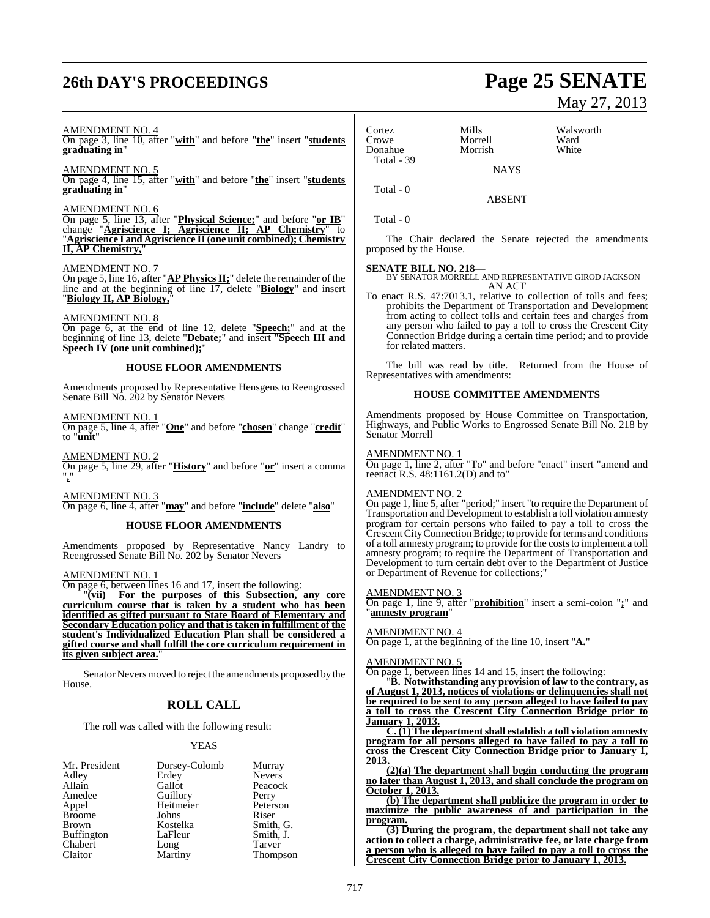AMENDMENT NO. 4

On page 3, line 10, after "**with**" and before "**the**" insert "**students graduating in**"

AMENDMENT NO. 5

On page 4, line 15, after "**with**" and before "**the**" insert "**students graduating in**"

AMENDMENT NO. 6

On page 5, line 13, after "**Physical Science;**" and before "**or IB**" change "**Agriscience I; Agriscience II; AP Chemistry**" to "**Agriscience I and Agriscience II (one unit combined); Chemistry II, AP Chemistry,**"

AMENDMENT NO. 7

On page 5, line 16, after "**AP Physics II;**" delete the remainder of the line and at the beginning of line 17, delete "**Biology**" and insert "**Biology II, AP Biology,**"

AMENDMENT NO. 8

On page 6, at the end of line 12, delete "**Speech;**" and at the beginning of line 13, delete "**Debate;**" and insert "**Speech III and Speech IV (one unit combined);**"

## HOUSE FLOOR AMENDMENTS

Amendments proposed by Representative Hensgens to Reengrossed Senate Bill No. 202 by Senator Nevers

AMENDMENT NO. 1

On page 5, line 4, after "**One**" and before "**chosen**" change "**credit**" to "**unit**"

AMENDMENT NO. 2

On page 5, line 29, after "**History**" and before "**or**" insert a comma "**,**"

AMENDMENT NO. 3

On page 6, line 4, after "**may**" and before "**include**" delete "**also**"

## HOUSE FLOOR AMENDMENTS

Amendments proposed by Representative Nancy Landry to Reengrossed Senate Bill No. 202 by Senator Nevers

AMENDMENT NO. 1

On page 6, between lines 16 and 17, insert the following:

"**(vii) For the purposes of this Subsection, any core curriculum course that is taken by a student who has been identified as gifted pursuant to State Board of Elementary and Secondary Education policy and that is taken in fulfillment of the student's Individualized Education Plan shall be considered a gifted course and shall fulfill the core curriculum requirement in its given subject area.**"

Senator Nevers moved to reject the amendments proposed by the House.

## ROLL CALL

The roll was called with the following result:

YEAS

| | | |
|---|---|---|
| Mr. President | Dorsey-Colomb | Murray |
| Adley | Erdey | Nevers |
| Allain | Gallot | Peacock |
| Amedee | Guillory | Perry |
| Appel | Heitmeier | Peterson |
| Broome | Johns | Riser |
| Brown | Kostelka | Smith, G. |
| Buffington | LaFleur | Smith, J. |
| Chabert | Long | Tarver |
| Claitor | Martiny | Thompson |
| Cortez | Mills | Walsworth |
| Crowe | Morrell | Ward |
| Donahue | Morrish | White |

Total - 39

NAYS

Total - 0

ABSENT

Total - 0

The Chair declared the Senate rejected the amendments proposed by the House.

**SENATE BILL NO. 218—**
BY SENATOR MORRELL AND REPRESENTATIVE GIROD JACKSON
AN ACT

To enact R.S. 47:7013.1, relative to collection of tolls and fees; prohibits the Department of Transportation and Development from acting to collect tolls and certain fees and charges from any person who failed to pay a toll to cross the Crescent City Connection Bridge during a certain time period; and to provide for related matters.

The bill was read by title. Returned from the House of Representatives with amendments:

## HOUSE COMMITTEE AMENDMENTS

Amendments proposed by House Committee on Transportation, Highways, and Public Works to Engrossed Senate Bill No. 218 by Senator Morrell

AMENDMENT NO. 1

On page 1, line 2, after "To" and before "enact" insert "amend and reenact R.S. 48:1161.2(D) and to"

AMENDMENT NO. 2

On page 1, line 5, after "period;" insert "to require the Department of Transportation and Development to establish a toll violation amnesty program for certain persons who failed to pay a toll to cross the Crescent City Connection Bridge; to provide for terms and conditions of a toll amnesty program; to provide for the costs to implement a toll amnesty program; to require the Department of Transportation and Development to turn certain debt over to the Department of Justice or Department of Revenue for collections;"

AMENDMENT NO. 3

On page 1, line 9, after "**prohibition**" insert a semi-colon "**;**" and "**amnesty program**"

AMENDMENT NO. 4

On page 1, at the beginning of the line 10, insert "**A.**"

AMENDMENT NO. 5

On page 1, between lines 14 and 15, insert the following:

"**B. Notwithstanding any provision of law to the contrary, as of August 1, 2013, notices of violations or delinquencies shall not be required to be sent to any person alleged to have failed to pay a toll to cross the Crescent City Connection Bridge prior to January 1, 2013.**

**C. (1) The department shall establish a toll violation amnesty program for all persons alleged to have failed to pay a toll to cross the Crescent City Connection Bridge prior to January 1, 2013.**

**(2)(a) The department shall begin conducting the program no later than August 1, 2013, and shall conclude the program on October 1, 2013.**

**(b) The department shall publicize the program in order to maximize the public awareness of and participation in the program.**

**(3) During the program, the department shall not take any action to collect a charge, administrative fee, or late charge from a person who is alleged to have failed to pay a toll to cross the Crescent City Connection Bridge prior to January 1, 2013.**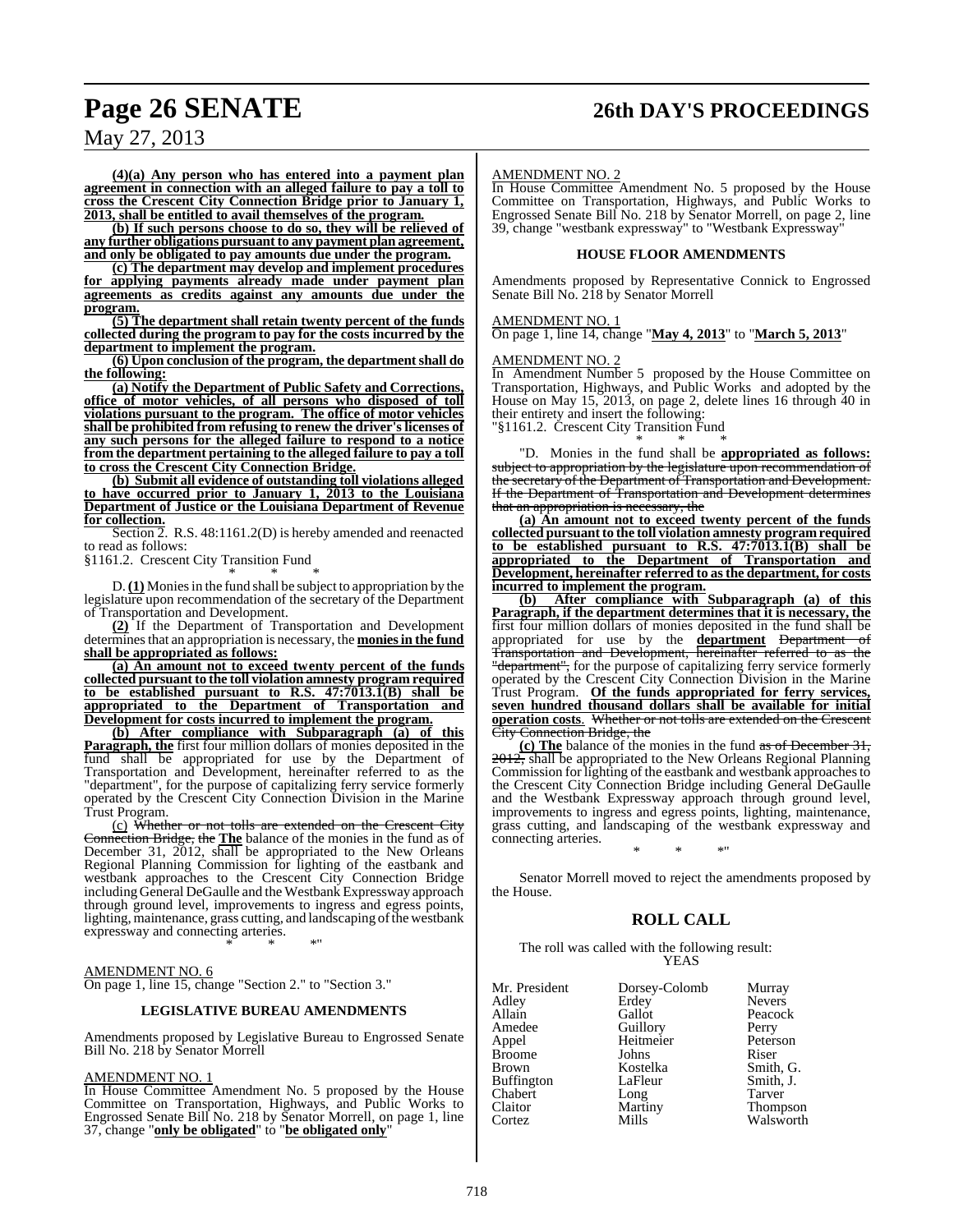**(4)(a) Any person who has entered into a payment plan agreement in connection with an alleged failure to pay a toll to cross the Crescent City Connection Bridge prior to January 1, 2013, shall be entitled to avail themselves of the program.**

**(b) If such persons choose to do so, they will be relieved of any further obligations pursuant to any payment plan agreement, and only be obligated to pay amounts due under the program.**

**(c) The department may develop and implement procedures for applying payments already made under payment plan agreements as credits against any amounts due under the program.**

**(5) The department shall retain twenty percent of the funds collected during the program to pay for the costs incurred by the department to implement the program.**

**(6) Upon conclusion of the program, the department shall do the following:**

**(a) Notify the Department of Public Safety and Corrections, office of motor vehicles, of all persons who disposed of toll violations pursuant to the program. The office of motor vehicles shall be prohibited from refusing to renew the driver's licenses of any such persons for the alleged failure to respond to a notice from the department pertaining to the alleged failure to pay a toll to cross the Crescent City Connection Bridge.**

**(b) Submit all evidence of outstanding toll violations alleged to have occurred prior to January 1, 2013 to the Louisiana Department of Justice or the Louisiana Department of Revenue for collection.**

Section 2. R.S. 48:1161.2(D) is hereby amended and reenacted to read as follows:

§1161.2. Crescent City Transition Fund

\* \* \*

D. **(1)** Monies in the fund shall be subject to appropriation by the legislature upon recommendation of the secretary of the Department of Transportation and Development.

**(2)** If the Department of Transportation and Development determines that an appropriation is necessary, the **monies in the fund shall be appropriated as follows:**

**(a) An amount not to exceed twenty percent of the funds collected pursuant to the toll violation amnesty program required to be established pursuant to R.S. 47:7013.1(B) shall be appropriated to the Department of Transportation and Development for costs incurred to implement the program.**

**(b) After compliance with Subparagraph (a) of this Paragraph, the** first four million dollars of monies deposited in the fund shall be appropriated for use by the Department of Transportation and Development, hereinafter referred to as the "department", for the purpose of capitalizing ferry service formerly operated by the Crescent City Connection Division in the Marine Trust Program.

(c) ~~Whether or not tolls are extended on the Crescent City Connection Bridge, the~~ **The** balance of the monies in the fund as of December 31, 2012, shall be appropriated to the New Orleans Regional Planning Commission for lighting of the eastbank and westbank approaches to the Crescent City Connection Bridge including General DeGaulle and the Westbank Expressway approach through ground level, improvements to ingress and egress points, lighting, maintenance, grass cutting, and landscaping of the westbank expressway and connecting arteries.

\* \* \*"

AMENDMENT NO. 6

On page 1, line 15, change "Section 2." to "Section 3."

### LEGISLATIVE BUREAU AMENDMENTS

Amendments proposed by Legislative Bureau to Engrossed Senate Bill No. 218 by Senator Morrell

AMENDMENT NO. 1

In House Committee Amendment No. 5 proposed by the House Committee on Transportation, Highways, and Public Works to Engrossed Senate Bill No. 218 by Senator Morrell, on page 1, line 37, change "**only be obligated**" to "**be obligated only**"

AMENDMENT NO. 2

In House Committee Amendment No. 5 proposed by the House Committee on Transportation, Highways, and Public Works to Engrossed Senate Bill No. 218 by Senator Morrell, on page 2, line 39, change "westbank expressway" to "Westbank Expressway"

### HOUSE FLOOR AMENDMENTS

Amendments proposed by Representative Connick to Engrossed Senate Bill No. 218 by Senator Morrell

AMENDMENT NO. 1

On page 1, line 14, change "**May 4, 2013**" to "**March 5, 2013**"

AMENDMENT NO. 2

In Amendment Number 5 proposed by the House Committee on Transportation, Highways, and Public Works and adopted by the House on May 15, 2013, on page 2, delete lines 16 through 40 in their entirety and insert the following:

"§1161.2. Crescent City Transition Fund

\* \* \*

"D. Monies in the fund shall be **appropriated as follows:** ~~subject to appropriation by the legislature upon recommendation of the secretary of the Department of Transportation and Development. If the Department of Transportation and Development determines that an appropriation is necessary, the~~

**(a) An amount not to exceed twenty percent of the funds collected pursuant to the toll violation amnesty program required to be established pursuant to R.S. 47:7013.1(B) shall be appropriated to the Department of Transportation and Development, hereinafter referred to as the department, for costs incurred to implement the program.**

**(b) After compliance with Subparagraph (a) of this Paragraph, if the department determines that it is necessary, the** first four million dollars of monies deposited in the fund shall be appropriated for use by the **department** ~~Department of Transportation and Development, hereinafter referred to as the "department",~~ for the purpose of capitalizing ferry service formerly operated by the Crescent City Connection Division in the Marine Trust Program. **Of the funds appropriated for ferry services, seven hundred thousand dollars shall be available for initial operation costs**. ~~Whether or not tolls are extended on the Crescent City Connection Bridge, the~~

**(c) The** balance of the monies in the fund ~~as of December 31, 2012,~~ shall be appropriated to the New Orleans Regional Planning Commission for lighting of the eastbank and westbank approaches to the Crescent City Connection Bridge including General DeGaulle and the Westbank Expressway approach through ground level, improvements to ingress and egress points, lighting, maintenance, grass cutting, and landscaping of the westbank expressway and connecting arteries.

\* \* \*"

Senator Morrell moved to reject the amendments proposed by the House.

## ROLL CALL

The roll was called with the following result:

YEAS

| | | |
|---|---|---|
| Mr. President | Dorsey-Colomb | Murray |
| Adley | Erdey | Nevers |
| Allain | Gallot | Peacock |
| Amedee | Guillory | Perry |
| Appel | Heitmeier | Peterson |
| Broome | Johns | Riser |
| Brown | Kostelka | Smith, G. |
| Buffington | LaFleur | Smith, J. |
| Chabert | Long | Tarver |
| Claitor | Martiny | Thompson |
| Cortez | Mills | Walsworth |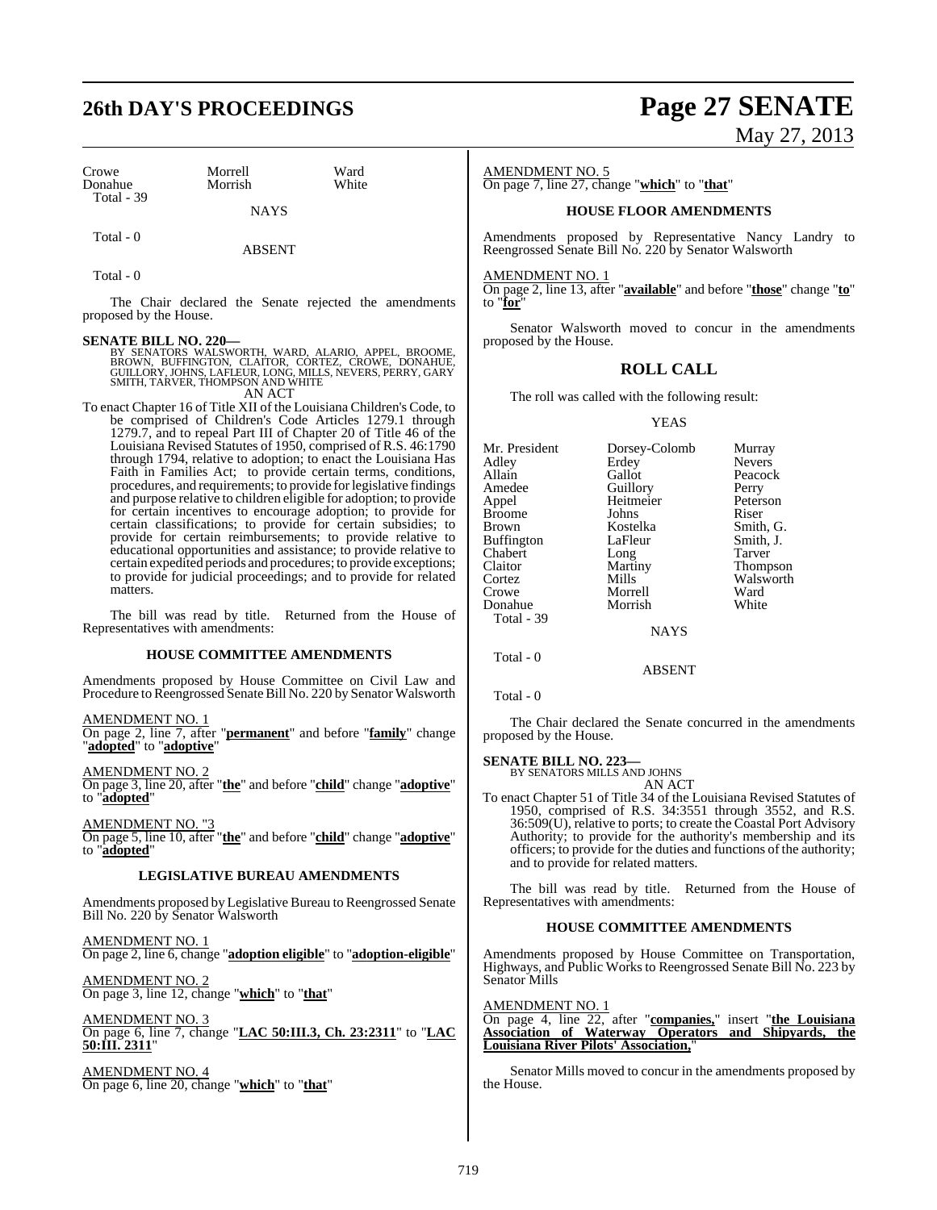| | | |
|---|---|---|
| Crowe | Morrell | Ward |
| Donahue | Morrish | White |
| Total - 39 | | |

NAYS

Total - 0

ABSENT

Total - 0

The Chair declared the Senate rejected the amendments proposed by the House.

**SENATE BILL NO. 220—**
BY SENATORS WALSWORTH, WARD, ALARIO, APPEL, BROOME, BROWN, BUFFINGTON, CLAITOR, CORTEZ, CROWE, DONAHUE, GUILLORY, JOHNS, LAFLEUR, LONG, MILLS, NEVERS, PERRY, GARY SMITH, TARVER, THOMPSON AND WHITE

AN ACT

To enact Chapter 16 of Title XII of the Louisiana Children's Code, to be comprised of Children's Code Articles 1279.1 through 1279.7, and to repeal Part III of Chapter 20 of Title 46 of the Louisiana Revised Statutes of 1950, comprised of R.S. 46:1790 through 1794, relative to adoption; to enact the Louisiana Has Faith in Families Act; to provide certain terms, conditions, procedures, and requirements; to provide for legislative findings and purpose relative to children eligible for adoption; to provide for certain incentives to encourage adoption; to provide for certain classifications; to provide for certain subsidies; to provide for certain reimbursements; to provide relative to educational opportunities and assistance; to provide relative to certain expedited periods and procedures; to provide exceptions; to provide for judicial proceedings; and to provide for related matters.

The bill was read by title. Returned from the House of Representatives with amendments:

**HOUSE COMMITTEE AMENDMENTS**

Amendments proposed by House Committee on Civil Law and Procedure to Reengrossed Senate Bill No. 220 by Senator Walsworth

AMENDMENT NO. 1
On page 2, line 7, after "**permanent**" and before "**family**" change "**adopted**" to "**adoptive**"

AMENDMENT NO. 2
On page 3, line 20, after "**the**" and before "**child**" change "**adoptive**" to "**adopted**"

AMENDMENT NO. "3
On page 5, line 10, after "**the**" and before "**child**" change "**adoptive**" to "**adopted**"

**LEGISLATIVE BUREAU AMENDMENTS**

Amendments proposed by Legislative Bureau to Reengrossed Senate Bill No. 220 by Senator Walsworth

AMENDMENT NO. 1
On page 2, line 6, change "**adoption eligible**" to "**adoption-eligible**"

AMENDMENT NO. 2
On page 3, line 12, change "**which**" to "**that**"

AMENDMENT NO. 3
On page 6, line 7, change "**LAC 50:III.3, Ch. 23:2311**" to "**LAC 50:III. 2311**"

AMENDMENT NO. 4
On page 6, line 20, change "**which**" to "**that**"

AMENDMENT NO. 5
On page 7, line 27, change "**which**" to "**that**"

**HOUSE FLOOR AMENDMENTS**

Amendments proposed by Representative Nancy Landry to Reengrossed Senate Bill No. 220 by Senator Walsworth

AMENDMENT NO. 1
On page 2, line 13, after "**available**" and before "**those**" change "**to**" to "**for**"

Senator Walsworth moved to concur in the amendments proposed by the House.

## ROLL CALL

The roll was called with the following result:

YEAS

| | | |
|---|---|---|
| Mr. President | Dorsey-Colomb | Murray |
| Adley | Erdey | Nevers |
| Allain | Gallot | Peacock |
| Amedee | Guillory | Perry |
| Appel | Heitmeier | Peterson |
| Broome | Johns | Riser |
| Brown | Kostelka | Smith, G. |
| Buffington | LaFleur | Smith, J. |
| Chabert | Long | Tarver |
| Claitor | Martiny | Thompson |
| Cortez | Mills | Walsworth |
| Crowe | Morrell | Ward |
| Donahue | Morrish | White |
| Total - 39 | | |

NAYS

Total - 0

ABSENT

Total - 0

The Chair declared the Senate concurred in the amendments proposed by the House.

**SENATE BILL NO. 223—**
BY SENATORS MILLS AND JOHNS

AN ACT

To enact Chapter 51 of Title 34 of the Louisiana Revised Statutes of 1950, comprised of R.S. 34:3551 through 3552, and R.S. 36:509(U), relative to ports; to create the Coastal Port Advisory Authority; to provide for the authority's membership and its officers; to provide for the duties and functions of the authority; and to provide for related matters.

The bill was read by title. Returned from the House of Representatives with amendments:

**HOUSE COMMITTEE AMENDMENTS**

Amendments proposed by House Committee on Transportation, Highways, and Public Works to Reengrossed Senate Bill No. 223 by Senator Mills

AMENDMENT NO. 1
On page 4, line 22, after "**companies,**" insert "**the Louisiana Association of Waterway Operators and Shipyards, the Louisiana River Pilots' Association,**"

Senator Mills moved to concur in the amendments proposed by the House.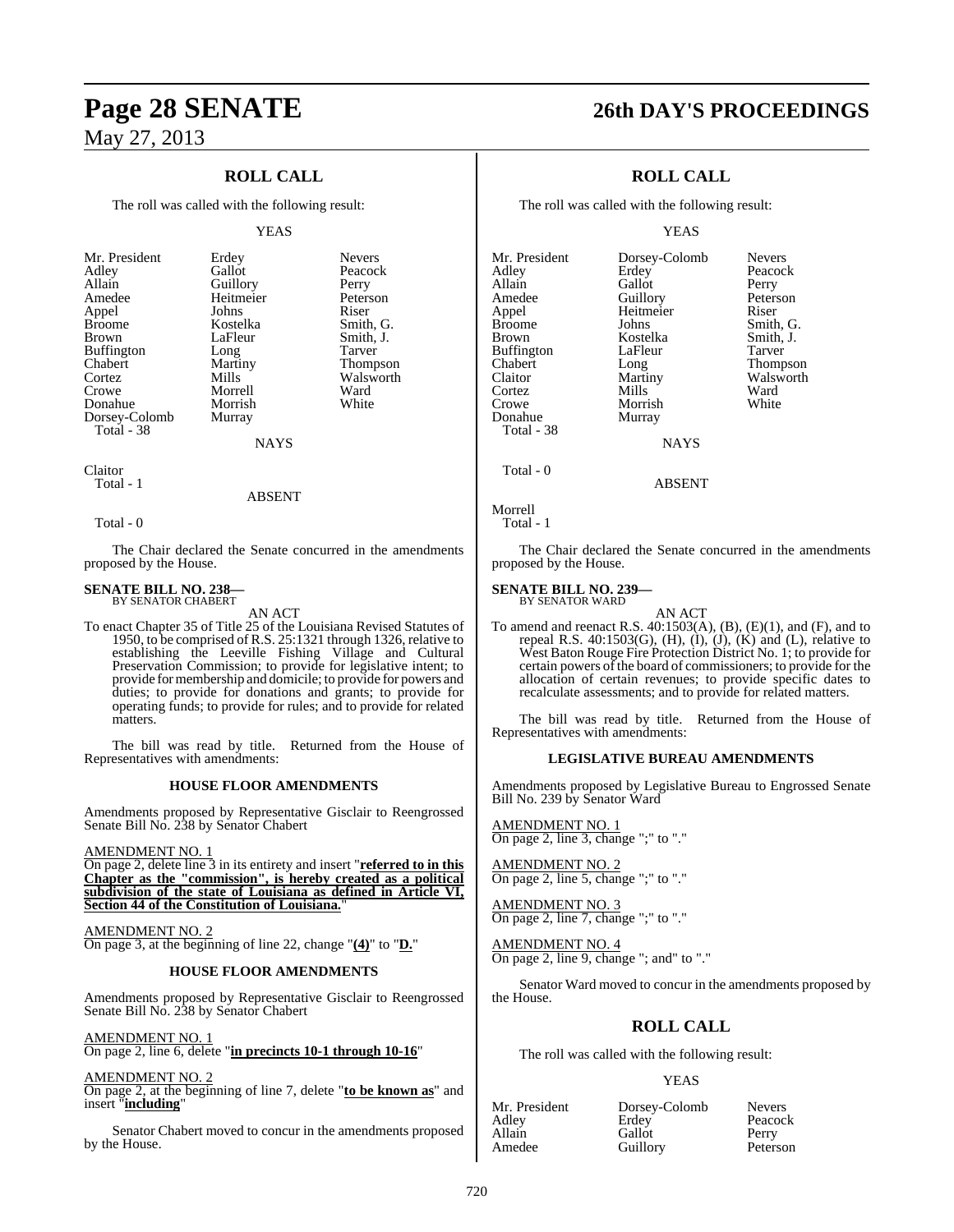## ROLL CALL

The roll was called with the following result:

YEAS

| | | |
|---|---|---|
| Mr. President | Erdey | Nevers |
| Adley | Gallot | Peacock |
| Allain | Guillory | Perry |
| Amedee | Heitmeier | Peterson |
| Appel | Johns | Riser |
| Broome | Kostelka | Smith, G. |
| Brown | LaFleur | Smith, J. |
| Buffington | Long | Tarver |
| Chabert | Martiny | Thompson |
| Cortez | Mills | Walsworth |
| Crowe | Morrell | Ward |
| Donahue | Morrish | White |
| Dorsey-Colomb | Murray | |

Total - 38

NAYS

Claitor
Total - 1

ABSENT

Total - 0

The Chair declared the Senate concurred in the amendments proposed by the House.

**SENATE BILL NO. 238—**
BY SENATOR CHABERT

AN ACT

To enact Chapter 35 of Title 25 of the Louisiana Revised Statutes of 1950, to be comprised of R.S. 25:1321 through 1326, relative to establishing the Leeville Fishing Village and Cultural Preservation Commission; to provide for legislative intent; to provide for membership and domicile; to provide for powers and duties; to provide for donations and grants; to provide for operating funds; to provide for rules; and to provide for related matters.

The bill was read by title. Returned from the House of Representatives with amendments:

### HOUSE FLOOR AMENDMENTS

Amendments proposed by Representative Gisclair to Reengrossed Senate Bill No. 238 by Senator Chabert

AMENDMENT NO. 1
On page 2, delete line 3 in its entirety and insert "**referred to in this Chapter as the "commission", is hereby created as a political subdivision of the state of Louisiana as defined in Article VI, Section 44 of the Constitution of Louisiana.**"

AMENDMENT NO. 2
On page 3, at the beginning of line 22, change "**(4)**" to "**D.**"

### HOUSE FLOOR AMENDMENTS

Amendments proposed by Representative Gisclair to Reengrossed Senate Bill No. 238 by Senator Chabert

AMENDMENT NO. 1
On page 2, line 6, delete "**in precincts 10-1 through 10-16**"

AMENDMENT NO. 2
On page 2, at the beginning of line 7, delete "**to be known as**" and insert "**including**"

Senator Chabert moved to concur in the amendments proposed by the House.

## ROLL CALL

The roll was called with the following result:

YEAS

| | | |
|---|---|---|
| Mr. President | Dorsey-Colomb | Nevers |
| Adley | Erdey | Peacock |
| Allain | Gallot | Perry |
| Amedee | Guillory | Peterson |
| Appel | Heitmeier | Riser |
| Broome | Johns | Smith, G. |
| Brown | Kostelka | Smith, J. |
| Buffington | LaFleur | Tarver |
| Chabert | Long | Thompson |
| Claitor | Martiny | Walsworth |
| Cortez | Mills | Ward |
| Crowe | Morrish | White |
| Donahue | Murray | |

Total - 38

NAYS

Total - 0

ABSENT

Morrell
Total - 1

The Chair declared the Senate concurred in the amendments proposed by the House.

**SENATE BILL NO. 239—**
BY SENATOR WARD

AN ACT

To amend and reenact R.S. 40:1503(A), (B), (E)(1), and (F), and to repeal R.S. 40:1503(G), (H), (I), (J), (K) and (L), relative to West Baton Rouge Fire Protection District No. 1; to provide for certain powers of the board of commissioners; to provide for the allocation of certain revenues; to provide specific dates to recalculate assessments; and to provide for related matters.

The bill was read by title. Returned from the House of Representatives with amendments:

### LEGISLATIVE BUREAU AMENDMENTS

Amendments proposed by Legislative Bureau to Engrossed Senate Bill No. 239 by Senator Ward

AMENDMENT NO. 1
On page 2, line 3, change ";" to "."

AMENDMENT NO. 2
On page 2, line 5, change ";" to "."

AMENDMENT NO. 3
On page 2, line 7, change ";" to "."

AMENDMENT NO. 4
On page 2, line 9, change "; and" to "."

Senator Ward moved to concur in the amendments proposed by the House.

## ROLL CALL

The roll was called with the following result:

YEAS

| | | |
|---|---|---|
| Mr. President | Dorsey-Colomb | Nevers |
| Adley | Erdey | Peacock |
| Allain | Gallot | Perry |
| Amedee | Guillory | Peterson |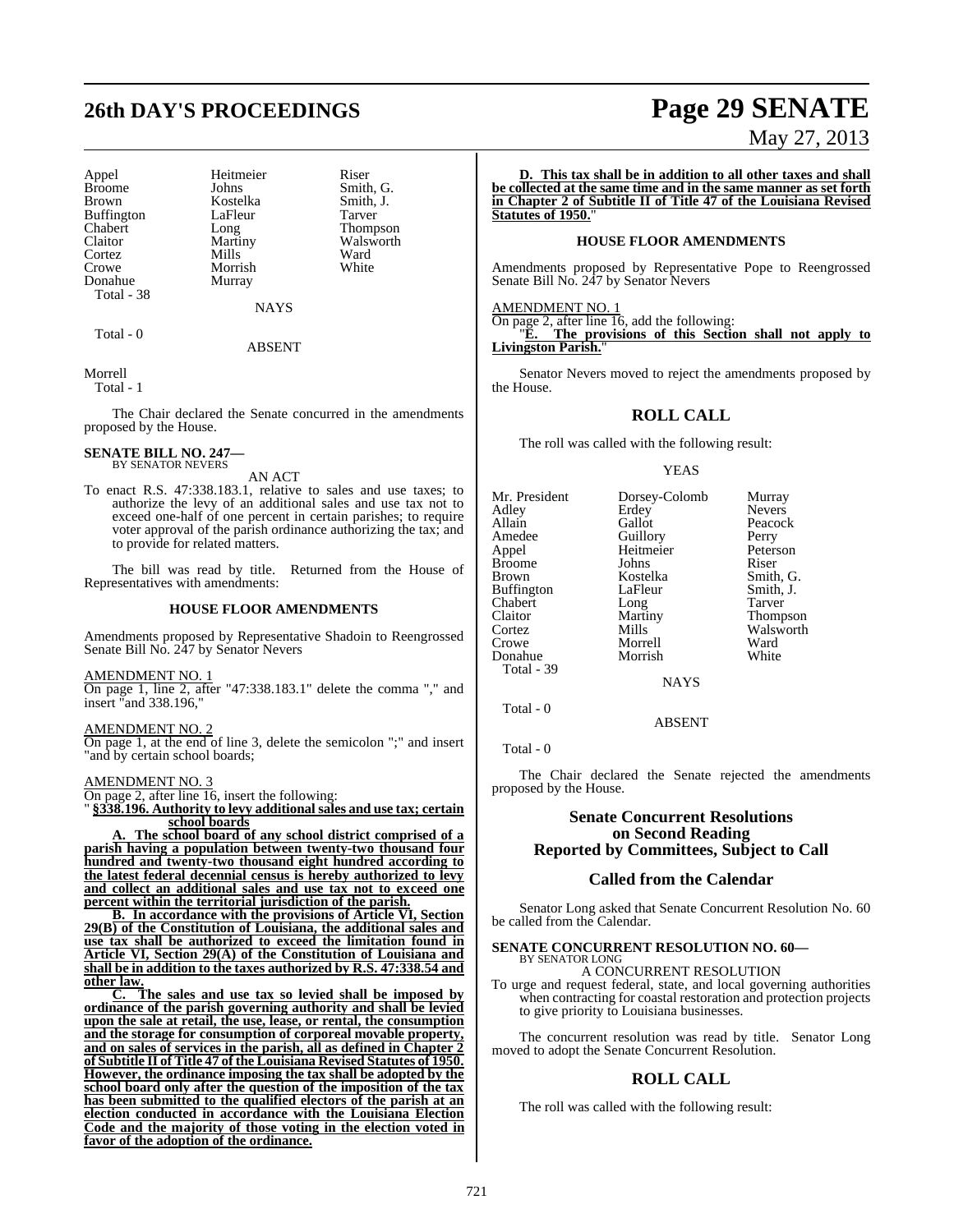| | | |
|---|---|---|
| Appel | Heitmeier | Riser |
| Broome | Johns | Smith, G. |
| Brown | Kostelka | Smith, J. |
| Buffington | LaFleur | Tarver |
| Chabert | Long | Thompson |
| Claitor | Martiny | Walsworth |
| Cortez | Mills | Ward |
| Crowe | Morrish | White |
| Donahue | Murray | |
| Total - 38 | | |

NAYS

Total - 0

ABSENT

Morrell
Total - 1

The Chair declared the Senate concurred in the amendments proposed by the House.

**SENATE BILL NO. 247—**
BY SENATOR NEVERS

AN ACT

To enact R.S. 47:338.183.1, relative to sales and use taxes; to authorize the levy of an additional sales and use tax not to exceed one-half of one percent in certain parishes; to require voter approval of the parish ordinance authorizing the tax; and to provide for related matters.

The bill was read by title. Returned from the House of Representatives with amendments:

**HOUSE FLOOR AMENDMENTS**

Amendments proposed by Representative Shadoin to Reengrossed Senate Bill No. 247 by Senator Nevers

AMENDMENT NO. 1
On page 1, line 2, after "47:338.183.1" delete the comma "," and insert "and 338.196,"

AMENDMENT NO. 2
On page 1, at the end of line 3, delete the semicolon ";" and insert "and by certain school boards;

AMENDMENT NO. 3
On page 2, after line 16, insert the following:
" **§338.196. Authority to levy additional sales and use tax; certain school boards**

**A. The school board of any school district comprised of a parish having a population between twenty-two thousand four hundred and twenty-two thousand eight hundred according to the latest federal decennial census is hereby authorized to levy and collect an additional sales and use tax not to exceed one percent within the territorial jurisdiction of the parish.**

**B. In accordance with the provisions of Article VI, Section 29(B) of the Constitution of Louisiana, the additional sales and use tax shall be authorized to exceed the limitation found in Article VI, Section 29(A) of the Constitution of Louisiana and shall be in addition to the taxes authorized by R.S. 47:338.54 and other law.**

**C. The sales and use tax so levied shall be imposed by ordinance of the parish governing authority and shall be levied upon the sale at retail, the use, lease, or rental, the consumption and the storage for consumption of corporeal movable property, and on sales of services in the parish, all as defined in Chapter 2 of Subtitle II of Title 47 of the Louisiana Revised Statutes of 1950. However, the ordinance imposing the tax shall be adopted by the school board only after the question of the imposition of the tax has been submitted to the qualified electors of the parish at an election conducted in accordance with the Louisiana Election Code and the majority of those voting in the election voted in favor of the adoption of the ordinance.**

**D. This tax shall be in addition to all other taxes and shall be collected at the same time and in the same manner as set forth in Chapter 2 of Subtitle II of Title 47 of the Louisiana Revised Statutes of 1950.**"

**HOUSE FLOOR AMENDMENTS**

Amendments proposed by Representative Pope to Reengrossed Senate Bill No. 247 by Senator Nevers

AMENDMENT NO. 1
On page 2, after line 16, add the following:
"**E. The provisions of this Section shall not apply to Livingston Parish.**"

Senator Nevers moved to reject the amendments proposed by the House.

## ROLL CALL

The roll was called with the following result:

YEAS

| | | |
|---|---|---|
| Mr. President | Dorsey-Colomb | Murray |
| Adley | Erdey | Nevers |
| Allain | Gallot | Peacock |
| Amedee | Guillory | Perry |
| Appel | Heitmeier | Peterson |
| Broome | Johns | Riser |
| Brown | Kostelka | Smith, G. |
| Buffington | LaFleur | Smith, J. |
| Chabert | Long | Tarver |
| Claitor | Martiny | Thompson |
| Cortez | Mills | Walsworth |
| Crowe | Morrell | Ward |
| Donahue | Morrish | White |
| Total - 39 | | |

NAYS

Total - 0

ABSENT

Total - 0

The Chair declared the Senate rejected the amendments proposed by the House.

## Senate Concurrent Resolutions on Second Reading Reported by Committees, Subject to Call

## Called from the Calendar

Senator Long asked that Senate Concurrent Resolution No. 60 be called from the Calendar.

**SENATE CONCURRENT RESOLUTION NO. 60—**
BY SENATOR LONG

A CONCURRENT RESOLUTION

To urge and request federal, state, and local governing authorities when contracting for coastal restoration and protection projects to give priority to Louisiana businesses.

The concurrent resolution was read by title. Senator Long moved to adopt the Senate Concurrent Resolution.

## ROLL CALL

The roll was called with the following result: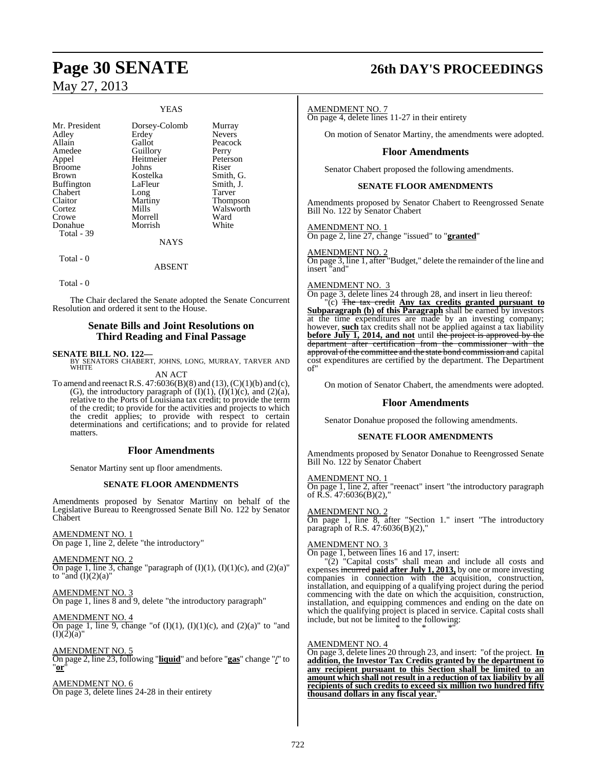YEAS

| | | |
|---|---|---|
| Mr. President | Dorsey-Colomb | Murray |
| Adley | Erdey | Nevers |
| Allain | Gallot | Peacock |
| Amedee | Guillory | Perry |
| Appel | Heitmeier | Peterson |
| Broome | Johns | Riser |
| Brown | Kostelka | Smith, G. |
| Buffington | LaFleur | Smith, J. |
| Chabert | Long | Tarver |
| Claitor | Martiny | Thompson |
| Cortez | Mills | Walsworth |
| Crowe | Morrell | Ward |
| Donahue | Morrish | White |

Total - 39

NAYS

Total - 0

ABSENT

Total - 0

The Chair declared the Senate adopted the Senate Concurrent Resolution and ordered it sent to the House.

## Senate Bills and Joint Resolutions on Third Reading and Final Passage

**SENATE BILL NO. 122—**
BY SENATORS CHABERT, JOHNS, LONG, MURRAY, TARVER AND WHITE

AN ACT

To amend and reenact R.S. 47:6036(B)(8) and (13), (C)(1)(b) and (c), (G), the introductory paragraph of (I)(1), (I)(1)(c), and (2)(a), relative to the Ports of Louisiana tax credit; to provide the term of the credit; to provide for the activities and projects to which the credit applies; to provide with respect to certain determinations and certifications; and to provide for related matters.

### Floor Amendments

Senator Martiny sent up floor amendments.

**SENATE FLOOR AMENDMENTS**

Amendments proposed by Senator Martiny on behalf of the Legislative Bureau to Reengrossed Senate Bill No. 122 by Senator Chabert

AMENDMENT NO. 1
On page 1, line 2, delete "the introductory"

AMENDMENT NO. 2
On page 1, line 3, change "paragraph of (I)(1), (I)(1)(c), and (2)(a)" to "and (I)(2)(a)"

AMENDMENT NO. 3
On page 1, lines 8 and 9, delete "the introductory paragraph"

AMENDMENT NO. 4
On page 1, line 9, change "of (I)(1), (I)(1)(c), and (2)(a)" to "and (I)(2)(a)"

AMENDMENT NO. 5
On page 2, line 23, following "**liquid**" and before "**gas**" change "**/**" to "**or**"

AMENDMENT NO. 6
On page 3, delete lines 24-28 in their entirety

AMENDMENT NO. 7
On page 4, delete lines 11-27 in their entirety

On motion of Senator Martiny, the amendments were adopted.

### Floor Amendments

Senator Chabert proposed the following amendments.

**SENATE FLOOR AMENDMENTS**

Amendments proposed by Senator Chabert to Reengrossed Senate Bill No. 122 by Senator Chabert

AMENDMENT NO. 1
On page 2, line 27, change "issued" to "**granted**"

AMENDMENT NO. 2
On page 3, line 1, after "Budget," delete the remainder of the line and insert "and"

AMENDMENT NO. 3
On page 3, delete lines 24 through 28, and insert in lieu thereof:

"(c) ~~The tax credit~~ **Any tax credits granted pursuant to Subparagraph (b) of this Paragraph** shall be earned by investors at the time expenditures are made by an investing company; however, **such** tax credits shall not be applied against a tax liability **before July 1, 2014, and not** until ~~the project is approved by the department after certification from the commissioner with the approval of the committee and the state bond commission and~~ capital cost expenditures are certified by the department. The Department of"

On motion of Senator Chabert, the amendments were adopted.

### Floor Amendments

Senator Donahue proposed the following amendments.

**SENATE FLOOR AMENDMENTS**

Amendments proposed by Senator Donahue to Reengrossed Senate Bill No. 122 by Senator Chabert

AMENDMENT NO. 1
On page 1, line 2, after "reenact" insert "the introductory paragraph of R.S. 47:6036(B)(2),"

AMENDMENT NO. 2
On page 1, line 8, after "Section 1." insert "The introductory paragraph of R.S. 47:6036(B)(2),"

AMENDMENT NO. 3
On page 1, between lines 16 and 17, insert:

"(2) "Capital costs" shall mean and include all costs and expenses ~~incurred~~ **paid after July 1, 2013,** by one or more investing companies in connection with the acquisition, construction, installation, and equipping of a qualifying project during the period commencing with the date on which the acquisition, construction, installation, and equipping commences and ending on the date on which the qualifying project is placed in service. Capital costs shall include, but not be limited to the following:

\* \* \*"

AMENDMENT NO. 4
On page 3, delete lines 20 through 23, and insert: "of the project. **In addition, the Investor Tax Credits granted by the department to any recipient pursuant to this Section shall be limited to an amount which shall not result in a reduction of tax liability by all recipients of such credits to exceed six million two hundred fifty thousand dollars in any fiscal year.**"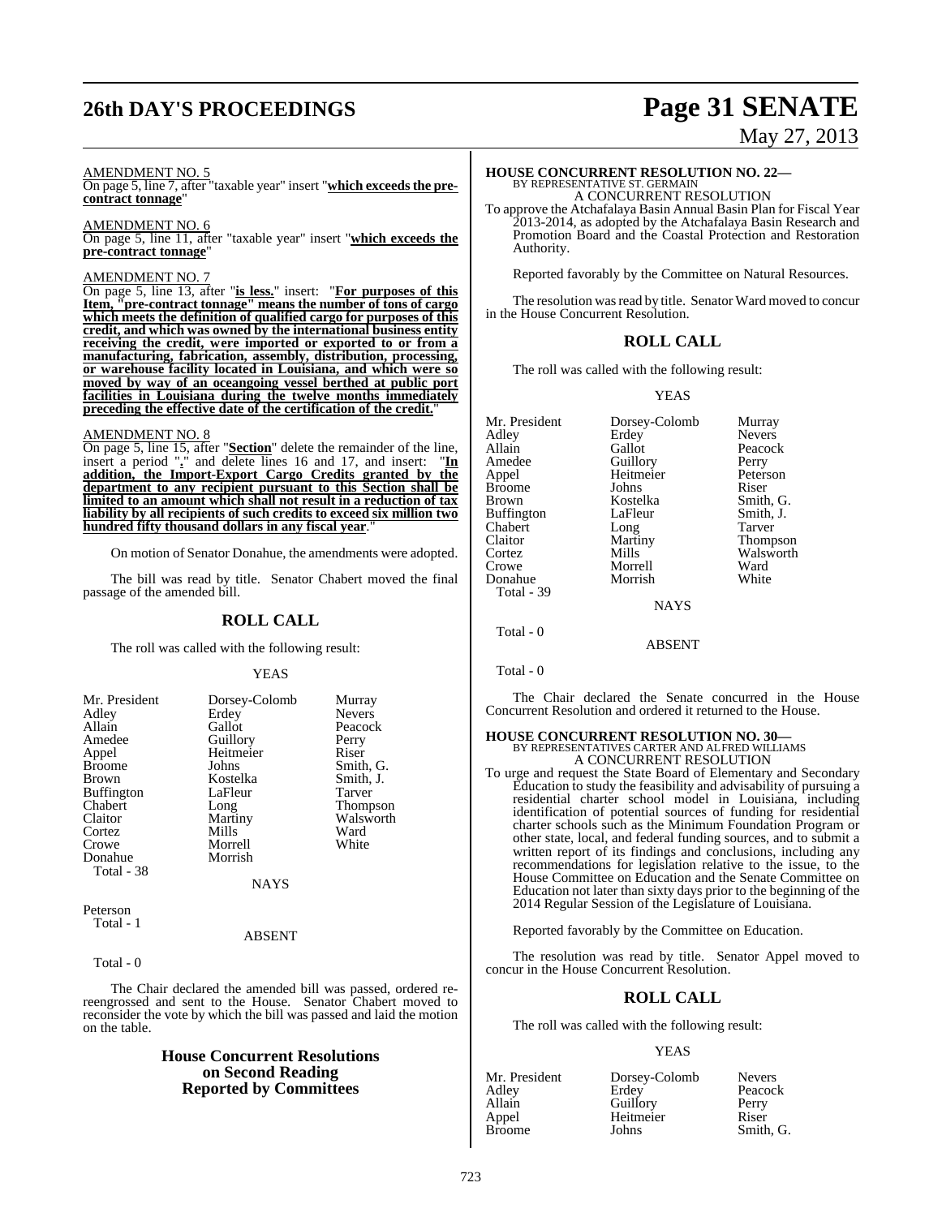AMENDMENT NO. 5

On page 5, line 7, after "taxable year" insert "**which exceeds the pre-contract tonnage**"

AMENDMENT NO. 6

On page 5, line 11, after "taxable year" insert "**which exceeds the pre-contract tonnage**"

AMENDMENT NO. 7

On page 5, line 13, after "**is less.**" insert: "**For purposes of this Item, "pre-contract tonnage" means the number of tons of cargo which meets the definition of qualified cargo for purposes of this credit, and which was owned by the international business entity receiving the credit, were imported or exported to or from a manufacturing, fabrication, assembly, distribution, processing, or warehouse facility located in Louisiana, and which were so moved by way of an oceangoing vessel berthed at public port facilities in Louisiana during the twelve months immediately preceding the effective date of the certification of the credit.**"

AMENDMENT NO. 8

On page 5, line 15, after "**Section**" delete the remainder of the line, insert a period "**.**" and delete lines 16 and 17, and insert: "**In addition, the Import-Export Cargo Credits granted by the department to any recipient pursuant to this Section shall be limited to an amount which shall not result in a reduction of tax liability by all recipients of such credits to exceed six million two hundred fifty thousand dollars in any fiscal year**."

On motion of Senator Donahue, the amendments were adopted.

The bill was read by title. Senator Chabert moved the final passage of the amended bill.

## ROLL CALL

The roll was called with the following result:

YEAS

| | | |
|---|---|---|
| Mr. President | Dorsey-Colomb | Murray |
| Adley | Erdey | Nevers |
| Allain | Gallot | Peacock |
| Amedee | Guillory | Perry |
| Appel | Heitmeier | Riser |
| Broome | Johns | Smith, G. |
| Brown | Kostelka | Smith, J. |
| Buffington | LaFleur | Tarver |
| Chabert | Long | Thompson |
| Claitor | Martiny | Walsworth |
| Cortez | Mills | Ward |
| Crowe | Morrell | White |
| Donahue | Morrish | |

Total - 38

NAYS

Peterson

Total - 1

ABSENT

Total - 0

The Chair declared the amended bill was passed, ordered re-reengrossed and sent to the House. Senator Chabert moved to reconsider the vote by which the bill was passed and laid the motion on the table.

## House Concurrent Resolutions on Second Reading Reported by Committees

**HOUSE CONCURRENT RESOLUTION NO. 22—**
BY REPRESENTATIVE ST. GERMAIN
A CONCURRENT RESOLUTION

To approve the Atchafalaya Basin Annual Basin Plan for Fiscal Year 2013-2014, as adopted by the Atchafalaya Basin Research and Promotion Board and the Coastal Protection and Restoration Authority.

Reported favorably by the Committee on Natural Resources.

The resolution was read by title. Senator Ward moved to concur in the House Concurrent Resolution.

## ROLL CALL

The roll was called with the following result:

YEAS

| | | |
|---|---|---|
| Mr. President | Dorsey-Colomb | Murray |
| Adley | Erdey | Nevers |
| Allain | Gallot | Peacock |
| Amedee | Guillory | Perry |
| Appel | Heitmeier | Peterson |
| Broome | Johns | Riser |
| Brown | Kostelka | Smith, G. |
| Buffington | LaFleur | Smith, J. |
| Chabert | Long | Tarver |
| Claitor | Martiny | Thompson |
| Cortez | Mills | Walsworth |
| Crowe | Morrell | Ward |
| Donahue | Morrish | White |

Total - 39

NAYS

Total - 0

ABSENT

Total - 0

The Chair declared the Senate concurred in the House Concurrent Resolution and ordered it returned to the House.

**HOUSE CONCURRENT RESOLUTION NO. 30—**
BY REPRESENTATIVES CARTER AND ALFRED WILLIAMS
A CONCURRENT RESOLUTION

To urge and request the State Board of Elementary and Secondary Education to study the feasibility and advisability of pursuing a residential charter school model in Louisiana, including identification of potential sources of funding for residential charter schools such as the Minimum Foundation Program or other state, local, and federal funding sources, and to submit a written report of its findings and conclusions, including any recommendations for legislation relative to the issue, to the House Committee on Education and the Senate Committee on Education not later than sixty days prior to the beginning of the 2014 Regular Session of the Legislature of Louisiana.

Reported favorably by the Committee on Education.

The resolution was read by title. Senator Appel moved to concur in the House Concurrent Resolution.

## ROLL CALL

The roll was called with the following result:

YEAS

| | | |
|---|---|---|
| Mr. President | Dorsey-Colomb | Nevers |
| Adley | Erdey | Peacock |
| Allain | Guillory | Perry |
| Appel | Heitmeier | Riser |
| Broome | Johns | Smith, G. |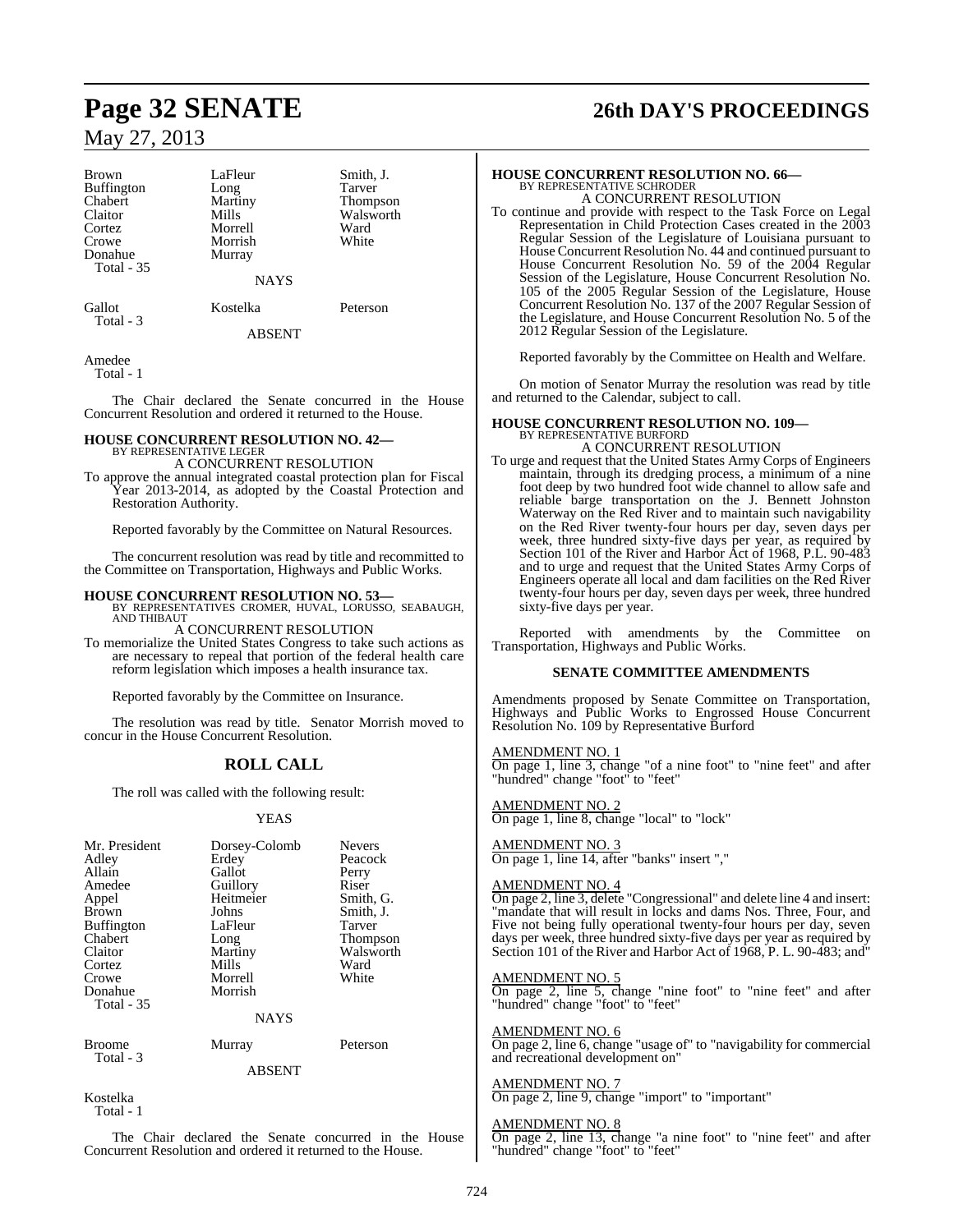| Brown | LaFleur | Smith, J. |
|---|---|---|
| Buffington | Long | Tarver |
| Chabert | Martiny | Thompson |
| Claitor | Mills | Walsworth |
| Cortez | Morrell | Ward |
| Crowe | Morrish | White |
| Donahue | Murray | |
| Total - 35 | | |

NAYS

| Gallot | Kostelka | Peterson |
|---|---|---|
| Total - 3 | | |

ABSENT

Amedee
Total - 1

The Chair declared the Senate concurred in the House Concurrent Resolution and ordered it returned to the House.

**HOUSE CONCURRENT RESOLUTION NO. 42—**
BY REPRESENTATIVE LEGER
A CONCURRENT RESOLUTION

To approve the annual integrated coastal protection plan for Fiscal Year 2013-2014, as adopted by the Coastal Protection and Restoration Authority.

Reported favorably by the Committee on Natural Resources.

The concurrent resolution was read by title and recommitted to the Committee on Transportation, Highways and Public Works.

**HOUSE CONCURRENT RESOLUTION NO. 53—**
BY REPRESENTATIVES CROMER, HUVAL, LORUSSO, SEABAUGH, AND THIBAUT
A CONCURRENT RESOLUTION

To memorialize the United States Congress to take such actions as are necessary to repeal that portion of the federal health care reform legislation which imposes a health insurance tax.

Reported favorably by the Committee on Insurance.

The resolution was read by title. Senator Morrish moved to concur in the House Concurrent Resolution.

## ROLL CALL

The roll was called with the following result:

YEAS

| Mr. President | Dorsey-Colomb | Nevers |
|---|---|---|
| Adley | Erdey | Peacock |
| Allain | Gallot | Perry |
| Amedee | Guillory | Riser |
| Appel | Heitmeier | Smith, G. |
| Brown | Johns | Smith, J. |
| Buffington | LaFleur | Tarver |
| Chabert | Long | Thompson |
| Claitor | Martiny | Walsworth |
| Cortez | Mills | Ward |
| Crowe | Morrell | White |
| Donahue | Morrish | |
| Total - 35 | | |

NAYS

| Broome | Murray | Peterson |
|---|---|---|
| Total - 3 | | |

ABSENT

Kostelka
Total - 1

The Chair declared the Senate concurred in the House Concurrent Resolution and ordered it returned to the House.

**HOUSE CONCURRENT RESOLUTION NO. 66—**
BY REPRESENTATIVE SCHRODER
A CONCURRENT RESOLUTION

To continue and provide with respect to the Task Force on Legal Representation in Child Protection Cases created in the 2003 Regular Session of the Legislature of Louisiana pursuant to House Concurrent Resolution No. 44 and continued pursuant to House Concurrent Resolution No. 59 of the 2004 Regular Session of the Legislature, House Concurrent Resolution No. 105 of the 2005 Regular Session of the Legislature, House Concurrent Resolution No. 137 of the 2007 Regular Session of the Legislature, and House Concurrent Resolution No. 5 of the 2012 Regular Session of the Legislature.

Reported favorably by the Committee on Health and Welfare.

On motion of Senator Murray the resolution was read by title and returned to the Calendar, subject to call.

**HOUSE CONCURRENT RESOLUTION NO. 109—**
BY REPRESENTATIVE BURFORD
A CONCURRENT RESOLUTION

To urge and request that the United States Army Corps of Engineers maintain, through its dredging process, a minimum of a nine foot deep by two hundred foot wide channel to allow safe and reliable barge transportation on the J. Bennett Johnston Waterway on the Red River and to maintain such navigability on the Red River twenty-four hours per day, seven days per week, three hundred sixty-five days per year, as required by Section 101 of the River and Harbor Act of 1968, P.L. 90-483 and to urge and request that the United States Army Corps of Engineers operate all local and dam facilities on the Red River twenty-four hours per day, seven days per week, three hundred sixty-five days per year.

Reported with amendments by the Committee on Transportation, Highways and Public Works.

### SENATE COMMITTEE AMENDMENTS

Amendments proposed by Senate Committee on Transportation, Highways and Public Works to Engrossed House Concurrent Resolution No. 109 by Representative Burford

AMENDMENT NO. 1
On page 1, line 3, change "of a nine foot" to "nine feet" and after "hundred" change "foot" to "feet"

AMENDMENT NO. 2
On page 1, line 8, change "local" to "lock"

AMENDMENT NO. 3
On page 1, line 14, after "banks" insert ","

AMENDMENT NO. 4
On page 2, line 3, delete "Congressional" and delete line 4 and insert: "mandate that will result in locks and dams Nos. Three, Four, and Five not being fully operational twenty-four hours per day, seven days per week, three hundred sixty-five days per year as required by Section 101 of the River and Harbor Act of 1968, P. L. 90-483; and"

AMENDMENT NO. 5
On page 2, line 5, change "nine foot" to "nine feet" and after "hundred" change "foot" to "feet"

AMENDMENT NO. 6
On page 2, line 6, change "usage of" to "navigability for commercial and recreational development on"

AMENDMENT NO. 7
On page 2, line 9, change "import" to "important"

AMENDMENT NO. 8
On page 2, line 13, change "a nine foot" to "nine feet" and after "hundred" change "foot" to "feet"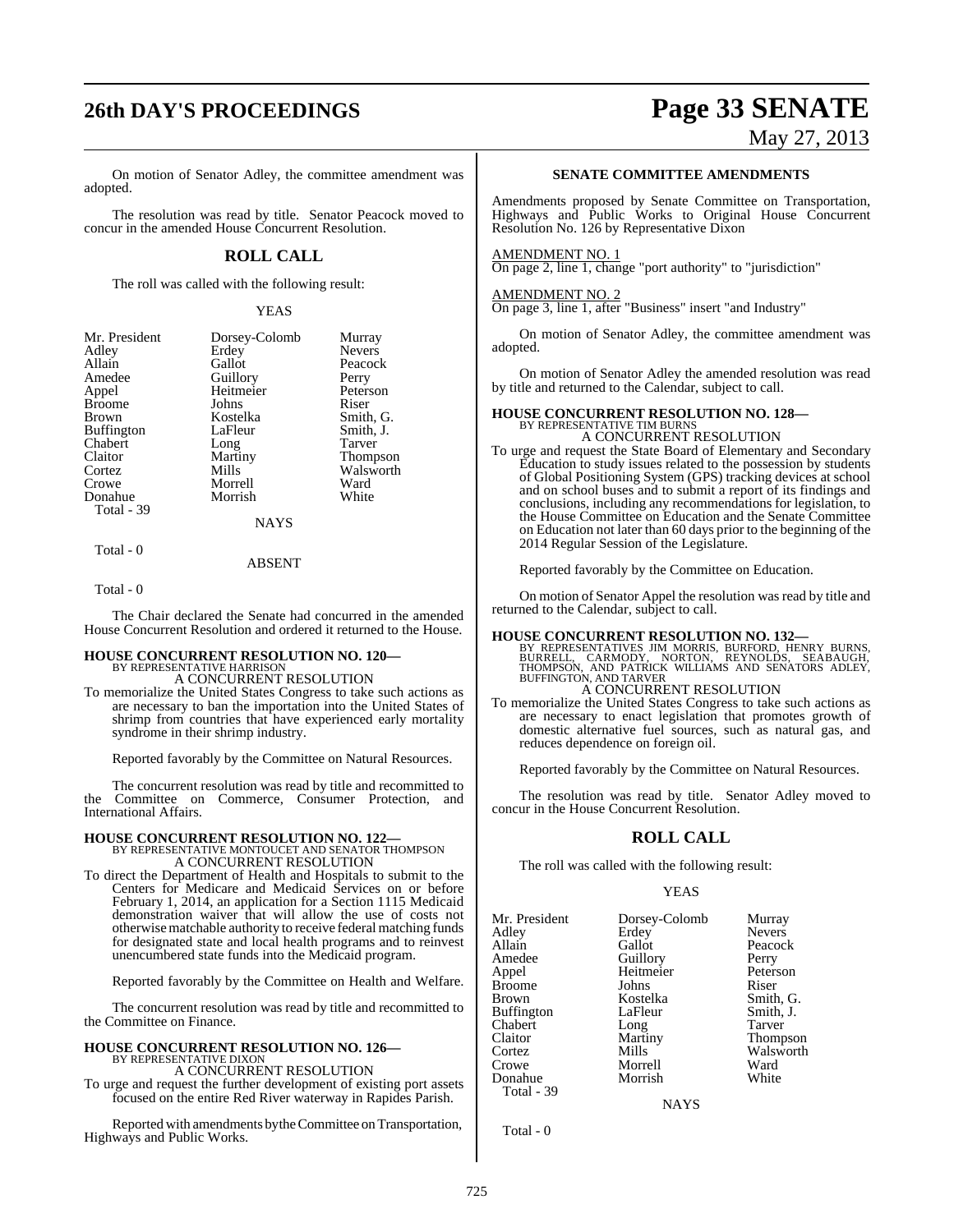On motion of Senator Adley, the committee amendment was adopted.

The resolution was read by title. Senator Peacock moved to concur in the amended House Concurrent Resolution.

## ROLL CALL

The roll was called with the following result:

YEAS

| | | |
|---|---|---|
| Mr. President | Dorsey-Colomb | Murray |
| Adley | Erdey | Nevers |
| Allain | Gallot | Peacock |
| Amedee | Guillory | Perry |
| Appel | Heitmeier | Peterson |
| Broome | Johns | Riser |
| Brown | Kostelka | Smith, G. |
| Buffington | LaFleur | Smith, J. |
| Chabert | Long | Tarver |
| Claitor | Martiny | Thompson |
| Cortez | Mills | Walsworth |
| Crowe | Morrell | Ward |
| Donahue | Morrish | White |

Total - 39

NAYS

Total - 0

ABSENT

Total - 0

The Chair declared the Senate had concurred in the amended House Concurrent Resolution and ordered it returned to the House.

### HOUSE CONCURRENT RESOLUTION NO. 120—
BY REPRESENTATIVE HARRISON

A CONCURRENT RESOLUTION

To memorialize the United States Congress to take such actions as are necessary to ban the importation into the United States of shrimp from countries that have experienced early mortality syndrome in their shrimp industry.

Reported favorably by the Committee on Natural Resources.

The concurrent resolution was read by title and recommitted to the Committee on Commerce, Consumer Protection, and International Affairs.

### HOUSE CONCURRENT RESOLUTION NO. 122—
BY REPRESENTATIVE MONTOUCET AND SENATOR THOMPSON

A CONCURRENT RESOLUTION

To direct the Department of Health and Hospitals to submit to the Centers for Medicare and Medicaid Services on or before February 1, 2014, an application for a Section 1115 Medicaid demonstration waiver that will allow the use of costs not otherwise matchable authority to receive federal matching funds for designated state and local health programs and to reinvest unencumbered state funds into the Medicaid program.

Reported favorably by the Committee on Health and Welfare.

The concurrent resolution was read by title and recommitted to the Committee on Finance.

### HOUSE CONCURRENT RESOLUTION NO. 126—
BY REPRESENTATIVE DIXON

A CONCURRENT RESOLUTION

To urge and request the further development of existing port assets focused on the entire Red River waterway in Rapides Parish.

Reported with amendments by the Committee on Transportation, Highways and Public Works.

## SENATE COMMITTEE AMENDMENTS

Amendments proposed by Senate Committee on Transportation, Highways and Public Works to Original House Concurrent Resolution No. 126 by Representative Dixon

AMENDMENT NO. 1

On page 2, line 1, change "port authority" to "jurisdiction"

AMENDMENT NO. 2

On page 3, line 1, after "Business" insert "and Industry"

On motion of Senator Adley, the committee amendment was adopted.

On motion of Senator Adley the amended resolution was read by title and returned to the Calendar, subject to call.

### HOUSE CONCURRENT RESOLUTION NO. 128—
BY REPRESENTATIVE TIM BURNS

A CONCURRENT RESOLUTION

To urge and request the State Board of Elementary and Secondary Education to study issues related to the possession by students of Global Positioning System (GPS) tracking devices at school and on school buses and to submit a report of its findings and conclusions, including any recommendations for legislation, to the House Committee on Education and the Senate Committee on Education not later than 60 days prior to the beginning of the 2014 Regular Session of the Legislature.

Reported favorably by the Committee on Education.

On motion of Senator Appel the resolution was read by title and returned to the Calendar, subject to call.

### HOUSE CONCURRENT RESOLUTION NO. 132—
BY REPRESENTATIVES JIM MORRIS, BURFORD, HENRY BURNS, BURRELL, CARMODY, NORTON, REYNOLDS, SEABAUGH, THOMPSON, AND PATRICK WILLIAMS AND SENATORS ADLEY, BUFFINGTON, AND TARVER

A CONCURRENT RESOLUTION

To memorialize the United States Congress to take such actions as are necessary to enact legislation that promotes growth of domestic alternative fuel sources, such as natural gas, and reduces dependence on foreign oil.

Reported favorably by the Committee on Natural Resources.

The resolution was read by title. Senator Adley moved to concur in the House Concurrent Resolution.

## ROLL CALL

The roll was called with the following result:

YEAS

| | | |
|---|---|---|
| Mr. President | Dorsey-Colomb | Murray |
| Adley | Erdey | Nevers |
| Allain | Gallot | Peacock |
| Amedee | Guillory | Perry |
| Appel | Heitmeier | Peterson |
| Broome | Johns | Riser |
| Brown | Kostelka | Smith, G. |
| Buffington | LaFleur | Smith, J. |
| Chabert | Long | Tarver |
| Claitor | Martiny | Thompson |
| Cortez | Mills | Walsworth |
| Crowe | Morrell | Ward |
| Donahue | Morrish | White |

Total - 39

NAYS

Total - 0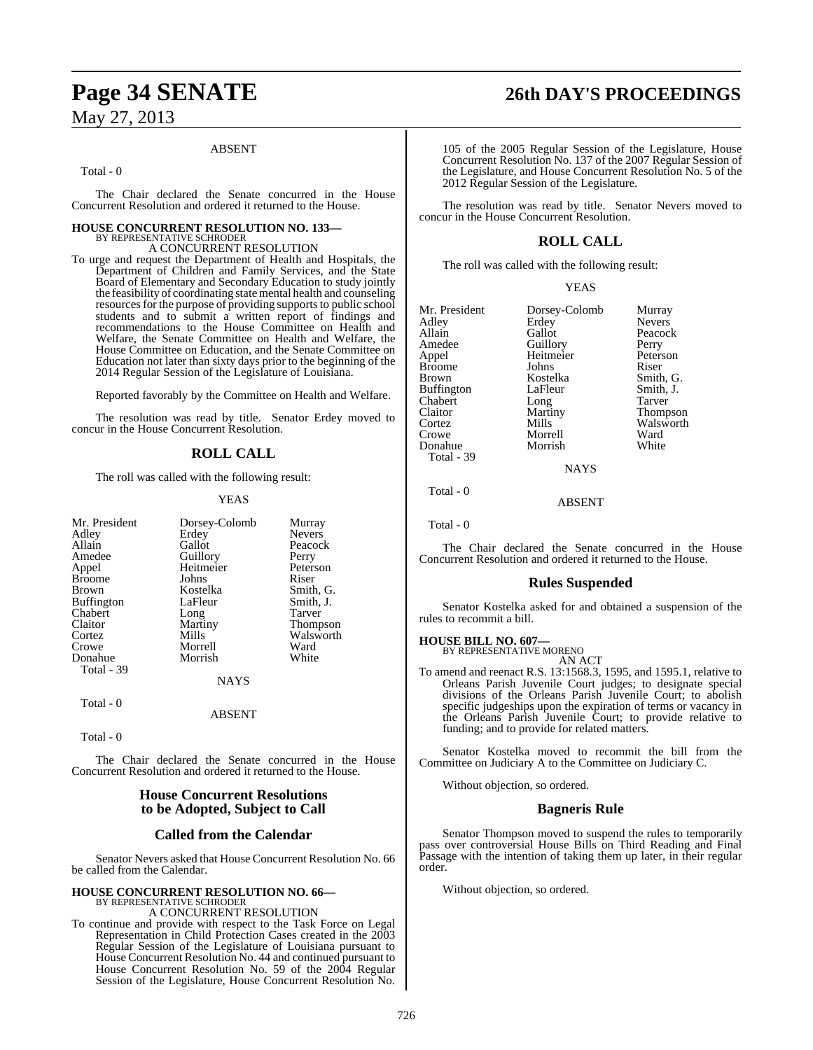ABSENT

Total - 0

The Chair declared the Senate concurred in the House Concurrent Resolution and ordered it returned to the House.

**HOUSE CONCURRENT RESOLUTION NO. 133—**
BY REPRESENTATIVE SCHRODER

A CONCURRENT RESOLUTION

To urge and request the Department of Health and Hospitals, the Department of Children and Family Services, and the State Board of Elementary and Secondary Education to study jointly the feasibility of coordinating state mental health and counseling resources for the purpose of providing supports to public school students and to submit a written report of findings and recommendations to the House Committee on Health and Welfare, the Senate Committee on Health and Welfare, the House Committee on Education, and the Senate Committee on Education not later than sixty days prior to the beginning of the 2014 Regular Session of the Legislature of Louisiana.

Reported favorably by the Committee on Health and Welfare.

The resolution was read by title. Senator Erdey moved to concur in the House Concurrent Resolution.

## ROLL CALL

The roll was called with the following result:

YEAS

| | | |
|---|---|---|
| Mr. President | Dorsey-Colomb | Murray |
| Adley | Erdey | Nevers |
| Allain | Gallot | Peacock |
| Amedee | Guillory | Perry |
| Appel | Heitmeier | Peterson |
| Broome | Johns | Riser |
| Brown | Kostelka | Smith, G. |
| Buffington | LaFleur | Smith, J. |
| Chabert | Long | Tarver |
| Claitor | Martiny | Thompson |
| Cortez | Mills | Walsworth |
| Crowe | Morrell | Ward |
| Donahue | Morrish | White |

Total - 39

NAYS

Total - 0

ABSENT

Total - 0

The Chair declared the Senate concurred in the House Concurrent Resolution and ordered it returned to the House.

## House Concurrent Resolutions to be Adopted, Subject to Call

## Called from the Calendar

Senator Nevers asked that House Concurrent Resolution No. 66 be called from the Calendar.

**HOUSE CONCURRENT RESOLUTION NO. 66—**
BY REPRESENTATIVE SCHRODER

A CONCURRENT RESOLUTION

To continue and provide with respect to the Task Force on Legal Representation in Child Protection Cases created in the 2003 Regular Session of the Legislature of Louisiana pursuant to House Concurrent Resolution No. 44 and continued pursuant to House Concurrent Resolution No. 59 of the 2004 Regular Session of the Legislature, House Concurrent Resolution No. 105 of the 2005 Regular Session of the Legislature, House Concurrent Resolution No. 137 of the 2007 Regular Session of the Legislature, and House Concurrent Resolution No. 5 of the 2012 Regular Session of the Legislature.

The resolution was read by title. Senator Nevers moved to concur in the House Concurrent Resolution.

## ROLL CALL

The roll was called with the following result:

YEAS

| | | |
|---|---|---|
| Mr. President | Dorsey-Colomb | Murray |
| Adley | Erdey | Nevers |
| Allain | Gallot | Peacock |
| Amedee | Guillory | Perry |
| Appel | Heitmeier | Peterson |
| Broome | Johns | Riser |
| Brown | Kostelka | Smith, G. |
| Buffington | LaFleur | Smith, J. |
| Chabert | Long | Tarver |
| Claitor | Martiny | Thompson |
| Cortez | Mills | Walsworth |
| Crowe | Morrell | Ward |
| Donahue | Morrish | White |

Total - 39

NAYS

Total - 0

ABSENT

Total - 0

The Chair declared the Senate concurred in the House Concurrent Resolution and ordered it returned to the House.

## Rules Suspended

Senator Kostelka asked for and obtained a suspension of the rules to recommit a bill.

**HOUSE BILL NO. 607—**
BY REPRESENTATIVE MORENO

AN ACT

To amend and reenact R.S. 13:1568.3, 1595, and 1595.1, relative to Orleans Parish Juvenile Court judges; to designate special divisions of the Orleans Parish Juvenile Court; to abolish specific judgeships upon the expiration of terms or vacancy in the Orleans Parish Juvenile Court; to provide relative to funding; and to provide for related matters.

Senator Kostelka moved to recommit the bill from the Committee on Judiciary A to the Committee on Judiciary C.

Without objection, so ordered.

## Bagneris Rule

Senator Thompson moved to suspend the rules to temporarily pass over controversial House Bills on Third Reading and Final Passage with the intention of taking them up later, in their regular order.

Without objection, so ordered.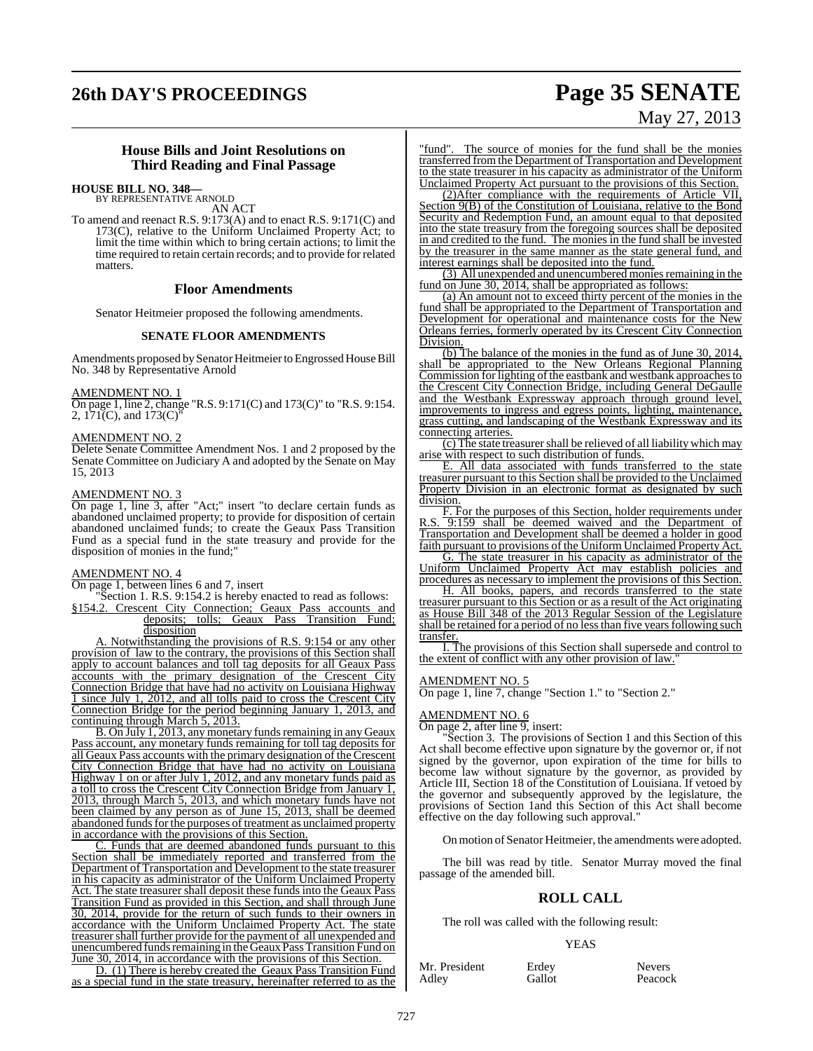## House Bills and Joint Resolutions on Third Reading and Final Passage

**HOUSE BILL NO. 348—**
BY REPRESENTATIVE ARNOLD

AN ACT

To amend and reenact R.S. 9:173(A) and to enact R.S. 9:171(C) and 173(C), relative to the Uniform Unclaimed Property Act; to limit the time within which to bring certain actions; to limit the time required to retain certain records; and to provide for related matters.

### Floor Amendments

Senator Heitmeier proposed the following amendments.

#### SENATE FLOOR AMENDMENTS

Amendments proposed by Senator Heitmeier to Engrossed House Bill No. 348 by Representative Arnold

AMENDMENT NO. 1

On page 1, line 2, change "R.S. 9:171(C) and 173(C)" to "R.S. 9:154.2, 171(C), and 173(C)"

AMENDMENT NO. 2

Delete Senate Committee Amendment Nos. 1 and 2 proposed by the Senate Committee on Judiciary A and adopted by the Senate on May 15, 2013

AMENDMENT NO. 3

On page 1, line 3, after "Act;" insert "to declare certain funds as abandoned unclaimed property; to provide for disposition of certain abandoned unclaimed funds; to create the Geaux Pass Transition Fund as a special fund in the state treasury and provide for the disposition of monies in the fund;"

AMENDMENT NO. 4

On page 1, between lines 6 and 7, insert

"Section 1. R.S. 9:154.2 is hereby enacted to read as follows:

§154.2. Crescent City Connection; Geaux Pass accounts and deposits; tolls; Geaux Pass Transition Fund; disposition

A. Notwithstanding the provisions of R.S. 9:154 or any other provision of law to the contrary, the provisions of this Section shall apply to account balances and toll tag deposits for all Geaux Pass accounts with the primary designation of the Crescent City Connection Bridge that have had no activity on Louisiana Highway 1 since July 1, 2012, and all tolls paid to cross the Crescent City Connection Bridge for the period beginning January 1, 2013, and continuing through March 5, 2013.

B. On July 1, 2013, any monetary funds remaining in any Geaux Pass account, any monetary funds remaining for toll tag deposits for all Geaux Pass accounts with the primary designation of the Crescent City Connection Bridge that have had no activity on Louisiana Highway 1 on or after July 1, 2012, and any monetary funds paid as a toll to cross the Crescent City Connection Bridge from January 1, 2013, through March 5, 2013, and which monetary funds have not been claimed by any person as of June 15, 2013, shall be deemed abandoned funds for the purposes of treatment as unclaimed property in accordance with the provisions of this Section.

C. Funds that are deemed abandoned funds pursuant to this Section shall be immediately reported and transferred from the Department of Transportation and Development to the state treasurer in his capacity as administrator of the Uniform Unclaimed Property Act. The state treasurer shall deposit these funds into the Geaux Pass Transition Fund as provided in this Section, and shall through June 30, 2014, provide for the return of such funds to their owners in accordance with the Uniform Unclaimed Property Act. The state treasurer shall further provide for the payment of all unexpended and unencumbered funds remaining in the Geaux Pass Transition Fund on June 30, 2014, in accordance with the provisions of this Section.

D. (1) There is hereby created the Geaux Pass Transition Fund as a special fund in the state treasury, hereinafter referred to as the "fund". The source of monies for the fund shall be the monies transferred from the Department of Transportation and Development to the state treasurer in his capacity as administrator of the Uniform Unclaimed Property Act pursuant to the provisions of this Section.

(2)After compliance with the requirements of Article VII, Section 9(B) of the Constitution of Louisiana, relative to the Bond Security and Redemption Fund, an amount equal to that deposited into the state treasury from the foregoing sources shall be deposited in and credited to the fund. The monies in the fund shall be invested by the treasurer in the same manner as the state general fund, and interest earnings shall be deposited into the fund.

(3) All unexpended and unencumbered monies remaining in the fund on June 30, 2014, shall be appropriated as follows:

(a) An amount not to exceed thirty percent of the monies in the fund shall be appropriated to the Department of Transportation and Development for operational and maintenance costs for the New Orleans ferries, formerly operated by its Crescent City Connection Division.

(b) The balance of the monies in the fund as of June 30, 2014, shall be appropriated to the New Orleans Regional Planning Commission for lighting of the eastbank and westbank approaches to the Crescent City Connection Bridge, including General DeGaulle and the Westbank Expressway approach through ground level, improvements to ingress and egress points, lighting, maintenance, grass cutting, and landscaping of the Westbank Expressway and its connecting arteries.

(c) The state treasurer shall be relieved of all liability which may arise with respect to such distribution of funds.

E. All data associated with funds transferred to the state treasurer pursuant to this Section shall be provided to the Unclaimed Property Division in an electronic format as designated by such division.

F. For the purposes of this Section, holder requirements under R.S. 9:159 shall be deemed waived and the Department of Transportation and Development shall be deemed a holder in good faith pursuant to provisions of the Uniform Unclaimed Property Act.

G. The state treasurer in his capacity as administrator of the Uniform Unclaimed Property Act may establish policies and procedures as necessary to implement the provisions of this Section.

H. All books, papers, and records transferred to the state treasurer pursuant to this Section or as a result of the Act originating as House Bill 348 of the 2013 Regular Session of the Legislature shall be retained for a period of no less than five years following such transfer.

I. The provisions of this Section shall supersede and control to the extent of conflict with any other provision of law."

AMENDMENT NO. 5

On page 1, line 7, change "Section 1." to "Section 2."

AMENDMENT NO. 6

On page 2, after line 9, insert:

"Section 3. The provisions of Section 1 and this Section of this Act shall become effective upon signature by the governor or, if not signed by the governor, upon expiration of the time for bills to become law without signature by the governor, as provided by Article III, Section 18 of the Constitution of Louisiana. If vetoed by the governor and subsequently approved by the legislature, the provisions of Section 1and this Section of this Act shall become effective on the day following such approval."

On motion of Senator Heitmeier, the amendments were adopted.

The bill was read by title. Senator Murray moved the final passage of the amended bill.

### ROLL CALL

The roll was called with the following result:

YEAS

| | | |
|---|---|---|
| Mr. President | Erdey | Nevers |
| Adley | Gallot | Peacock |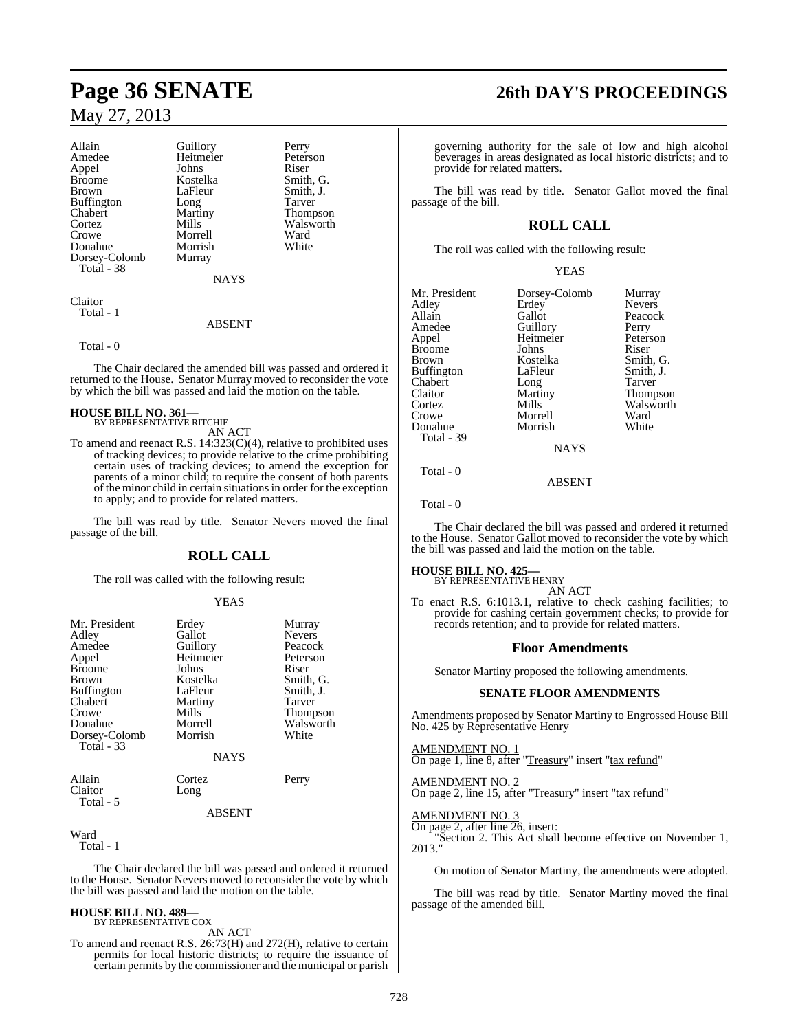| | | |
|---|---|---|
| Allain | Guillory | Perry |
| Amedee | Heitmeier | Peterson |
| Appel | Johns | Riser |
| Broome | Kostelka | Smith, G. |
| Brown | LaFleur | Smith, J. |
| Buffington | Long | Tarver |
| Chabert | Martiny | Thompson |
| Cortez | Mills | Walsworth |
| Crowe | Morrell | Ward |
| Donahue | Morrish | White |
| Dorsey-Colomb | Murray | |
| Total - 38 | | |

NAYS

Claitor
Total - 1

ABSENT

Total - 0

The Chair declared the amended bill was passed and ordered it returned to the House. Senator Murray moved to reconsider the vote by which the bill was passed and laid the motion on the table.

**HOUSE BILL NO. 361—**
BY REPRESENTATIVE RITCHIE

AN ACT

To amend and reenact R.S. 14:323(C)(4), relative to prohibited uses of tracking devices; to provide relative to the crime prohibiting certain uses of tracking devices; to amend the exception for parents of a minor child; to require the consent of both parents of the minor child in certain situations in order for the exception to apply; and to provide for related matters.

The bill was read by title. Senator Nevers moved the final passage of the bill.

## ROLL CALL

The roll was called with the following result:

YEAS

| | | |
|---|---|---|
| Mr. President | Erdey | Murray |
| Adley | Gallot | Nevers |
| Amedee | Guillory | Peacock |
| Appel | Heitmeier | Peterson |
| Broome | Johns | Riser |
| Brown | Kostelka | Smith, G. |
| Buffington | LaFleur | Smith, J. |
| Chabert | Martiny | Tarver |
| Crowe | Mills | Thompson |
| Donahue | Morrell | Walsworth |
| Dorsey-Colomb | Morrish | White |
| Total - 33 | | |

NAYS

| | | |
|---|---|---|
| Allain | Cortez | Perry |
| Claitor | Long | |
| Total - 5 | | |

ABSENT

Ward
Total - 1

The Chair declared the bill was passed and ordered it returned to the House. Senator Nevers moved to reconsider the vote by which the bill was passed and laid the motion on the table.

**HOUSE BILL NO. 489—**
BY REPRESENTATIVE COX

AN ACT

To amend and reenact R.S. 26:73(H) and 272(H), relative to certain permits for local historic districts; to require the issuance of certain permits by the commissioner and the municipal or parish governing authority for the sale of low and high alcohol beverages in areas designated as local historic districts; and to provide for related matters.

The bill was read by title. Senator Gallot moved the final passage of the bill.

## ROLL CALL

The roll was called with the following result:

YEAS

| | | |
|---|---|---|
| Mr. President | Dorsey-Colomb | Murray |
| Adley | Erdey | Nevers |
| Allain | Gallot | Peacock |
| Amedee | Guillory | Perry |
| Appel | Heitmeier | Peterson |
| Broome | Johns | Riser |
| Brown | Kostelka | Smith, G. |
| Buffington | LaFleur | Smith, J. |
| Chabert | Long | Tarver |
| Claitor | Martiny | Thompson |
| Cortez | Mills | Walsworth |
| Crowe | Morrell | Ward |
| Donahue | Morrish | White |
| Total - 39 | | |

NAYS

Total - 0

ABSENT

Total - 0

The Chair declared the bill was passed and ordered it returned to the House. Senator Gallot moved to reconsider the vote by which the bill was passed and laid the motion on the table.

**HOUSE BILL NO. 425—**
BY REPRESENTATIVE HENRY

AN ACT

To enact R.S. 6:1013.1, relative to check cashing facilities; to provide for cashing certain government checks; to provide for records retention; and to provide for related matters.

## Floor Amendments

Senator Martiny proposed the following amendments.

### SENATE FLOOR AMENDMENTS

Amendments proposed by Senator Martiny to Engrossed House Bill No. 425 by Representative Henry

AMENDMENT NO. 1
On page 1, line 8, after "Treasury" insert "tax refund"

AMENDMENT NO. 2
On page 2, line 15, after "Treasury" insert "tax refund"

AMENDMENT NO. 3
On page 2, after line 26, insert:
"Section 2. This Act shall become effective on November 1, 2013."

On motion of Senator Martiny, the amendments were adopted.

The bill was read by title. Senator Martiny moved the final passage of the amended bill.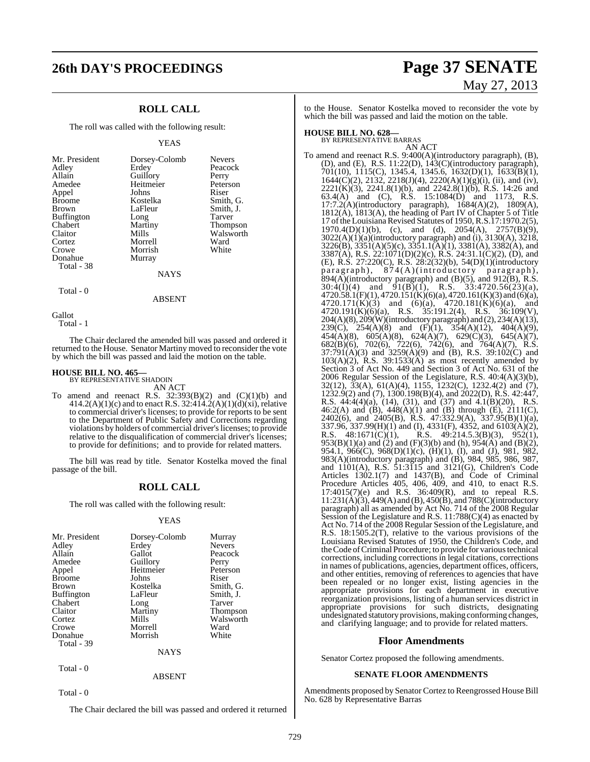## ROLL CALL

The roll was called with the following result:

YEAS

| | | |
|---|---|---|
| Mr. President | Dorsey-Colomb | Nevers |
| Adley | Erdey | Peacock |
| Allain | Guillory | Perry |
| Amedee | Heitmeier | Peterson |
| Appel | Johns | Riser |
| Broome | Kostelka | Smith, G. |
| Brown | LaFleur | Smith, J. |
| Buffington | Long | Tarver |
| Chabert | Martiny | Thompson |
| Claitor | Mills | Walsworth |
| Cortez | Morrell | Ward |
| Crowe | Morrish | White |
| Donahue | Murray | |
| Total - 38 | | |

NAYS

Total - 0

ABSENT

Gallot
Total - 1

The Chair declared the amended bill was passed and ordered it returned to the House. Senator Martiny moved to reconsider the vote by which the bill was passed and laid the motion on the table.

**HOUSE BILL NO. 465—**
BY REPRESENTATIVE SHADOIN
AN ACT

To amend and reenact R.S. 32:393(B)(2) and (C)(1)(b) and 414.2(A)(1)(c) and to enact R.S. 32:414.2(A)(1)(d)(xi), relative to commercial driver's licenses; to provide for reports to be sent to the Department of Public Safety and Corrections regarding violations by holders of commercial driver's licenses; to provide relative to the disqualification of commercial driver's licenses; to provide for definitions; and to provide for related matters.

The bill was read by title. Senator Kostelka moved the final passage of the bill.

## ROLL CALL

The roll was called with the following result:

YEAS

| | | |
|---|---|---|
| Mr. President | Dorsey-Colomb | Murray |
| Adley | Erdey | Nevers |
| Allain | Gallot | Peacock |
| Amedee | Guillory | Perry |
| Appel | Heitmeier | Peterson |
| Broome | Johns | Riser |
| Brown | Kostelka | Smith, G. |
| Buffington | LaFleur | Smith, J. |
| Chabert | Long | Tarver |
| Claitor | Martiny | Thompson |
| Cortez | Mills | Walsworth |
| Crowe | Morrell | Ward |
| Donahue | Morrish | White |
| Total - 39 | | |

NAYS

Total - 0

ABSENT

Total - 0

The Chair declared the bill was passed and ordered it returned to the House. Senator Kostelka moved to reconsider the vote by which the bill was passed and laid the motion on the table.

**HOUSE BILL NO. 628—**
BY REPRESENTATIVE BARRAS
AN ACT

To amend and reenact R.S. 9:400(A)(introductory paragraph), (B), (D), and (E), R.S. 11:22(D), 143(C)(introductory paragraph), 701(10), 1115(C), 1345.4, 1345.6, 1632(D)(1), 1633(B)(1), 1644(C)(2), 2132, 2218(J)(4), 2220(A)(1)(g)(i), (ii), and (iv), 2221(K)(3), 2241.8(1)(b), and 2242.8(1)(b), R.S. 14:26 and 63.4(A) and (C), R.S. 15:1084(D) and 1173, R.S. 17:7.2(A)(introductory paragraph), 1684(A)(2), 1809(A), 1812(A), 1813(A), the heading of Part IV of Chapter 5 of Title 17 of the Louisiana Revised Statutes of 1950, R.S.17:1970.2(5), 1970.4(D)(1)(b), (c), and (d), 2054(A), 2757(B)(9), 3022(A)(1)(a)(introductory paragraph) and (i), 3130(A), 3218, 3226(B), 3351(A)(5)(c), 3351.1(A)(1), 3381(A), 3382(A), and 3387(A), R.S. 22:1071(D)(2)(c), R.S. 24:31.1(C)(2), (D), and (E), R.S. 27:220(C), R.S. 28:2(32)(b), 54(D)(1)(introductory paragraph), 874(A)(introductory paragraph), 894(A)(introductory paragraph) and (B)(5), and 912(B), R.S. 30:4(I)(4) and 91(B)(1), R.S. 33:4720.56(23)(a), 4720.58.1(F)(1), 4720.151(K)(6)(a), 4720.161(K)(3) and (6)(a), 4720.171(K)(3) and (6)(a), 4720.181(K)(6)(a), and 4720.191(K)(6)(a), R.S. 35:191.2(4), R.S. 36:109(V), 204(A)(8), 209(W)(introductory paragraph) and (2), 234(A)(13), 239(C), 254(A)(8) and (F)(1), 354(A)(12), 404(A)(9), 454(A)(8), 605(A)(8), 624(A)(7), 629(C)(3), 645(A)(7), 682(B)(6), 702(6), 722(6), 742(6), and 764(A)(7), R.S. 37:791(A)(3) and 3259(A)(9) and (B), R.S. 39:102(C) and 103(A)(2), R.S. 39:1533(A) as most recently amended by Section 3 of Act No. 449 and Section 3 of Act No. 631 of the 2006 Regular Session of the Legislature, R.S. 40:4(A)(3)(b), 32(12), 33(A), 61(A)(4), 1155, 1232(C), 1232.4(2) and (7), 1232.9(2) and (7), 1300.198(B)(4), and 2022(D), R.S. 42:447, R.S. 44:4(4)(a), (14), (31), and (37) and 4.1(B)(20), R.S. 46:2(A) and (B), 448(A)(1) and (B) through (E), 2111(C), 2402(6), and 2405(B), R.S. 47:332.9(A), 337.95(B)(1)(a), 337.96, 337.99(H)(1) and (I), 4331(F), 4352, and 6103(A)(2), R.S. 48:1671(C)(1), R.S. 49:214.5.3(B)(3), 952(1), 953(B)(1)(a) and (2) and (F)(3)(b) and (h), 954(A) and (B)(2), 954.1, 966(C), 968(D)(1)(c), (H)(1), (I), and (J), 981, 982, 983(A)(introductory paragraph) and (B), 984, 985, 986, 987, and 1101(A), R.S. 51:3115 and 3121(G), Children's Code Articles 1302.1(7) and 1437(B), and Code of Criminal Procedure Articles 405, 406, 409, and 410, to enact R.S. 17:4015(7)(e) and R.S. 36:409(R), and to repeal R.S. 11:231(A)(3), 449(A) and (B), 450(B), and 788(C)(introductory paragraph) all as amended by Act No. 714 of the 2008 Regular Session of the Legislature and R.S. 11:788(C)(4) as enacted by Act No. 714 of the 2008 Regular Session of the Legislature, and R.S. 18:1505.2(T), relative to the various provisions of the Louisiana Revised Statutes of 1950, the Children's Code, and the Code of Criminal Procedure; to provide for various technical corrections, including corrections in legal citations, corrections in names of publications, agencies, department offices, officers, and other entities, removing of references to agencies that have been repealed or no longer exist, listing agencies in the appropriate provisions for each department in executive reorganization provisions, listing of a human services district in appropriate provisions for such districts, designating undesignated statutory provisions, making conforming changes, and clarifying language; and to provide for related matters.

## Floor Amendments

Senator Cortez proposed the following amendments.

### SENATE FLOOR AMENDMENTS

Amendments proposed by Senator Cortez to Reengrossed House Bill No. 628 by Representative Barras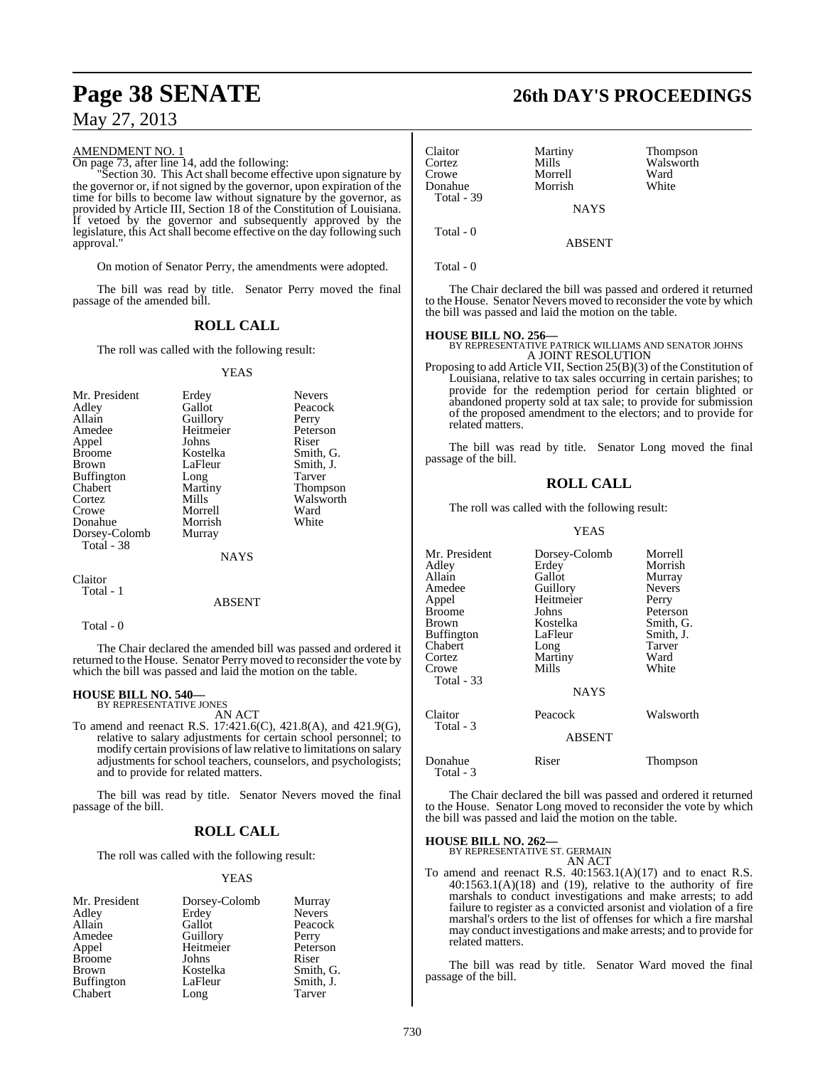AMENDMENT NO. 1

On page 73, after line 14, add the following:

"Section 30. This Act shall become effective upon signature by the governor or, if not signed by the governor, upon expiration of the time for bills to become law without signature by the governor, as provided by Article III, Section 18 of the Constitution of Louisiana. If vetoed by the governor and subsequently approved by the legislature, this Act shall become effective on the day following such approval."

On motion of Senator Perry, the amendments were adopted.

The bill was read by title. Senator Perry moved the final passage of the amended bill.

## ROLL CALL

The roll was called with the following result:

YEAS

| | | |
|---|---|---|
| Mr. President | Erdey | Nevers |
| Adley | Gallot | Peacock |
| Allain | Guillory | Perry |
| Amedee | Heitmeier | Peterson |
| Appel | Johns | Riser |
| Broome | Kostelka | Smith, G. |
| Brown | LaFleur | Smith, J. |
| Buffington | Long | Tarver |
| Chabert | Martiny | Thompson |
| Cortez | Mills | Walsworth |
| Crowe | Morrell | Ward |
| Donahue | Morrish | White |
| Dorsey-Colomb | Murray | |

Total - 38

NAYS

Claitor

Total - 1

ABSENT

Total - 0

The Chair declared the amended bill was passed and ordered it returned to the House. Senator Perry moved to reconsider the vote by which the bill was passed and laid the motion on the table.

**HOUSE BILL NO. 540—**
BY REPRESENTATIVE JONES
AN ACT

To amend and reenact R.S. 17:421.6(C), 421.8(A), and 421.9(G), relative to salary adjustments for certain school personnel; to modify certain provisions of law relative to limitations on salary adjustments for school teachers, counselors, and psychologists; and to provide for related matters.

The bill was read by title. Senator Nevers moved the final passage of the bill.

## ROLL CALL

The roll was called with the following result:

YEAS

| | | |
|---|---|---|
| Mr. President | Dorsey-Colomb | Murray |
| Adley | Erdey | Nevers |
| Allain | Gallot | Peacock |
| Amedee | Guillory | Perry |
| Appel | Heitmeier | Peterson |
| Broome | Johns | Riser |
| Brown | Kostelka | Smith, G. |
| Buffington | LaFleur | Smith, J. |
| Chabert | Long | Tarver |
| Claitor | Martiny | Thompson |
| Cortez | Mills | Walsworth |
| Crowe | Morrell | Ward |
| Donahue | Morrish | White |

Total - 39

NAYS

Total - 0

ABSENT

Total - 0

The Chair declared the bill was passed and ordered it returned to the House. Senator Nevers moved to reconsider the vote by which the bill was passed and laid the motion on the table.

**HOUSE BILL NO. 256—**
BY REPRESENTATIVE PATRICK WILLIAMS AND SENATOR JOHNS
A JOINT RESOLUTION

Proposing to add Article VII, Section 25(B)(3) of the Constitution of Louisiana, relative to tax sales occurring in certain parishes; to provide for the redemption period for certain blighted or abandoned property sold at tax sale; to provide for submission of the proposed amendment to the electors; and to provide for related matters.

The bill was read by title. Senator Long moved the final passage of the bill.

## ROLL CALL

The roll was called with the following result:

YEAS

| | | |
|---|---|---|
| Mr. President | Dorsey-Colomb | Morrell |
| Adley | Erdey | Morrish |
| Allain | Gallot | Murray |
| Amedee | Guillory | Nevers |
| Appel | Heitmeier | Perry |
| Broome | Johns | Peterson |
| Brown | Kostelka | Smith, G. |
| Buffington | LaFleur | Smith, J. |
| Chabert | Long | Tarver |
| Cortez | Martiny | Ward |
| Crowe | Mills | White |

Total - 33

NAYS

| | | |
|---|---|---|
| Claitor | Peacock | Walsworth |

Total - 3

ABSENT

| | | |
|---|---|---|
| Donahue | Riser | Thompson |

Total - 3

The Chair declared the bill was passed and ordered it returned to the House. Senator Long moved to reconsider the vote by which the bill was passed and laid the motion on the table.

**HOUSE BILL NO. 262—**
BY REPRESENTATIVE ST. GERMAIN
AN ACT

To amend and reenact R.S. 40:1563.1(A)(17) and to enact R.S. 40:1563.1(A)(18) and (19), relative to the authority of fire marshals to conduct investigations and make arrests; to add failure to register as a convicted arsonist and violation of a fire marshal's orders to the list of offenses for which a fire marshal may conduct investigations and make arrests; and to provide for related matters.

The bill was read by title. Senator Ward moved the final passage of the bill.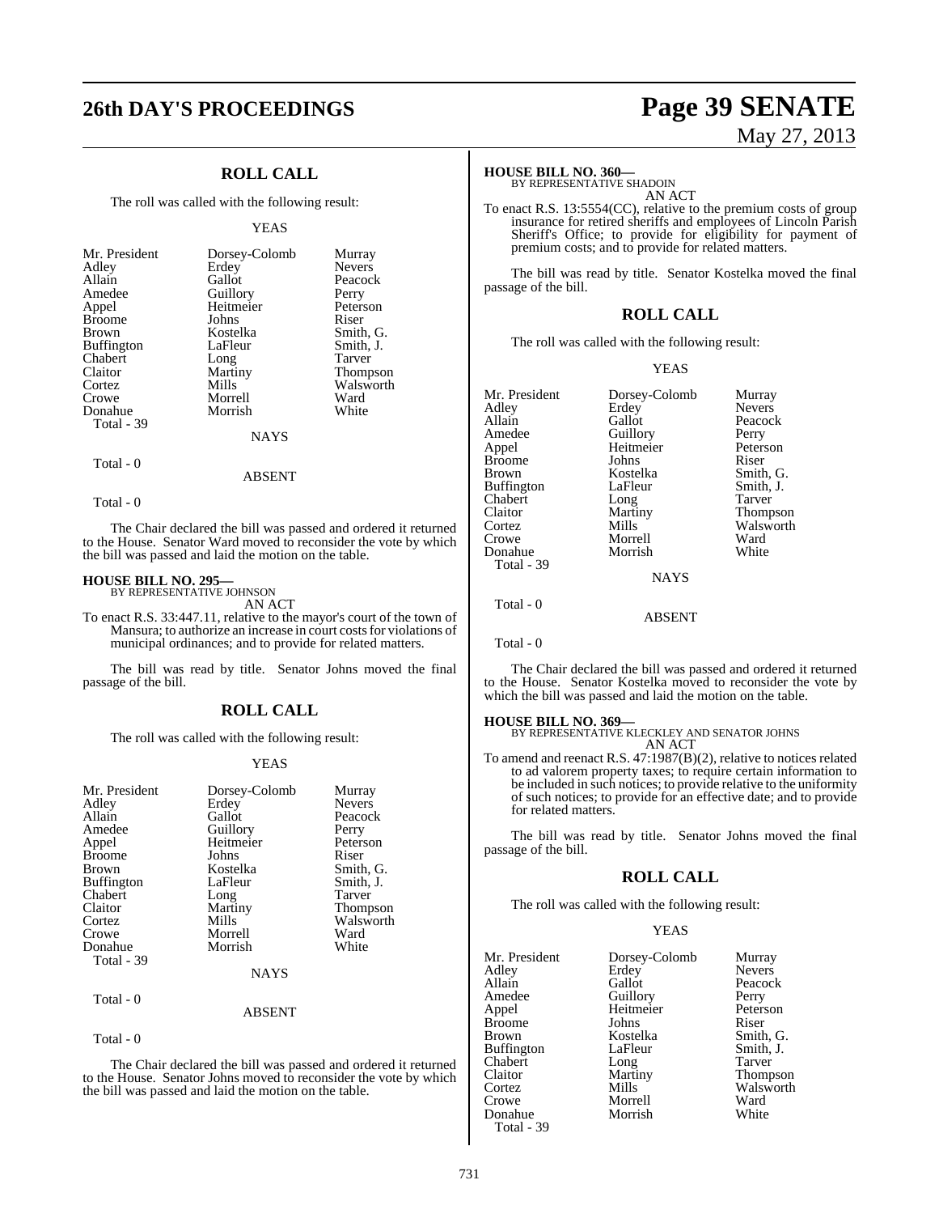## ROLL CALL

The roll was called with the following result:

YEAS

| | | |
|---|---|---|
| Mr. President | Dorsey-Colomb | Murray |
| Adley | Erdey | Nevers |
| Allain | Gallot | Peacock |
| Amedee | Guillory | Perry |
| Appel | Heitmeier | Peterson |
| Broome | Johns | Riser |
| Brown | Kostelka | Smith, G. |
| Buffington | LaFleur | Smith, J. |
| Chabert | Long | Tarver |
| Claitor | Martiny | Thompson |
| Cortez | Mills | Walsworth |
| Crowe | Morrell | Ward |
| Donahue | Morrish | White |

Total - 39

NAYS

Total - 0

ABSENT

Total - 0

The Chair declared the bill was passed and ordered it returned to the House. Senator Ward moved to reconsider the vote by which the bill was passed and laid the motion on the table.

**HOUSE BILL NO. 295—**
BY REPRESENTATIVE JOHNSON
AN ACT

To enact R.S. 33:447.11, relative to the mayor's court of the town of Mansura; to authorize an increase in court costs for violations of municipal ordinances; and to provide for related matters.

The bill was read by title. Senator Johns moved the final passage of the bill.

## ROLL CALL

The roll was called with the following result:

YEAS

| | | |
|---|---|---|
| Mr. President | Dorsey-Colomb | Murray |
| Adley | Erdey | Nevers |
| Allain | Gallot | Peacock |
| Amedee | Guillory | Perry |
| Appel | Heitmeier | Peterson |
| Broome | Johns | Riser |
| Brown | Kostelka | Smith, G. |
| Buffington | LaFleur | Smith, J. |
| Chabert | Long | Tarver |
| Claitor | Martiny | Thompson |
| Cortez | Mills | Walsworth |
| Crowe | Morrell | Ward |
| Donahue | Morrish | White |

Total - 39

NAYS

Total - 0

ABSENT

Total - 0

The Chair declared the bill was passed and ordered it returned to the House. Senator Johns moved to reconsider the vote by which the bill was passed and laid the motion on the table.

**HOUSE BILL NO. 360—**
BY REPRESENTATIVE SHADOIN
AN ACT

To enact R.S. 13:5554(CC), relative to the premium costs of group insurance for retired sheriffs and employees of Lincoln Parish Sheriff's Office; to provide for eligibility for payment of premium costs; and to provide for related matters.

The bill was read by title. Senator Kostelka moved the final passage of the bill.

## ROLL CALL

The roll was called with the following result:

YEAS

| | | |
|---|---|---|
| Mr. President | Dorsey-Colomb | Murray |
| Adley | Erdey | Nevers |
| Allain | Gallot | Peacock |
| Amedee | Guillory | Perry |
| Appel | Heitmeier | Peterson |
| Broome | Johns | Riser |
| Brown | Kostelka | Smith, G. |
| Buffington | LaFleur | Smith, J. |
| Chabert | Long | Tarver |
| Claitor | Martiny | Thompson |
| Cortez | Mills | Walsworth |
| Crowe | Morrell | Ward |
| Donahue | Morrish | White |

Total - 39

NAYS

Total - 0

ABSENT

Total - 0

The Chair declared the bill was passed and ordered it returned to the House. Senator Kostelka moved to reconsider the vote by which the bill was passed and laid the motion on the table.

**HOUSE BILL NO. 369—**
BY REPRESENTATIVE KLECKLEY AND SENATOR JOHNS
AN ACT

To amend and reenact R.S. 47:1987(B)(2), relative to notices related to ad valorem property taxes; to require certain information to be included in such notices; to provide relative to the uniformity of such notices; to provide for an effective date; and to provide for related matters.

The bill was read by title. Senator Johns moved the final passage of the bill.

## ROLL CALL

The roll was called with the following result:

YEAS

| | | |
|---|---|---|
| Mr. President | Dorsey-Colomb | Murray |
| Adley | Erdey | Nevers |
| Allain | Gallot | Peacock |
| Amedee | Guillory | Perry |
| Appel | Heitmeier | Peterson |
| Broome | Johns | Riser |
| Brown | Kostelka | Smith, G. |
| Buffington | LaFleur | Smith, J. |
| Chabert | Long | Tarver |
| Claitor | Martiny | Thompson |
| Cortez | Mills | Walsworth |
| Crowe | Morrell | Ward |
| Donahue | Morrish | White |

Total - 39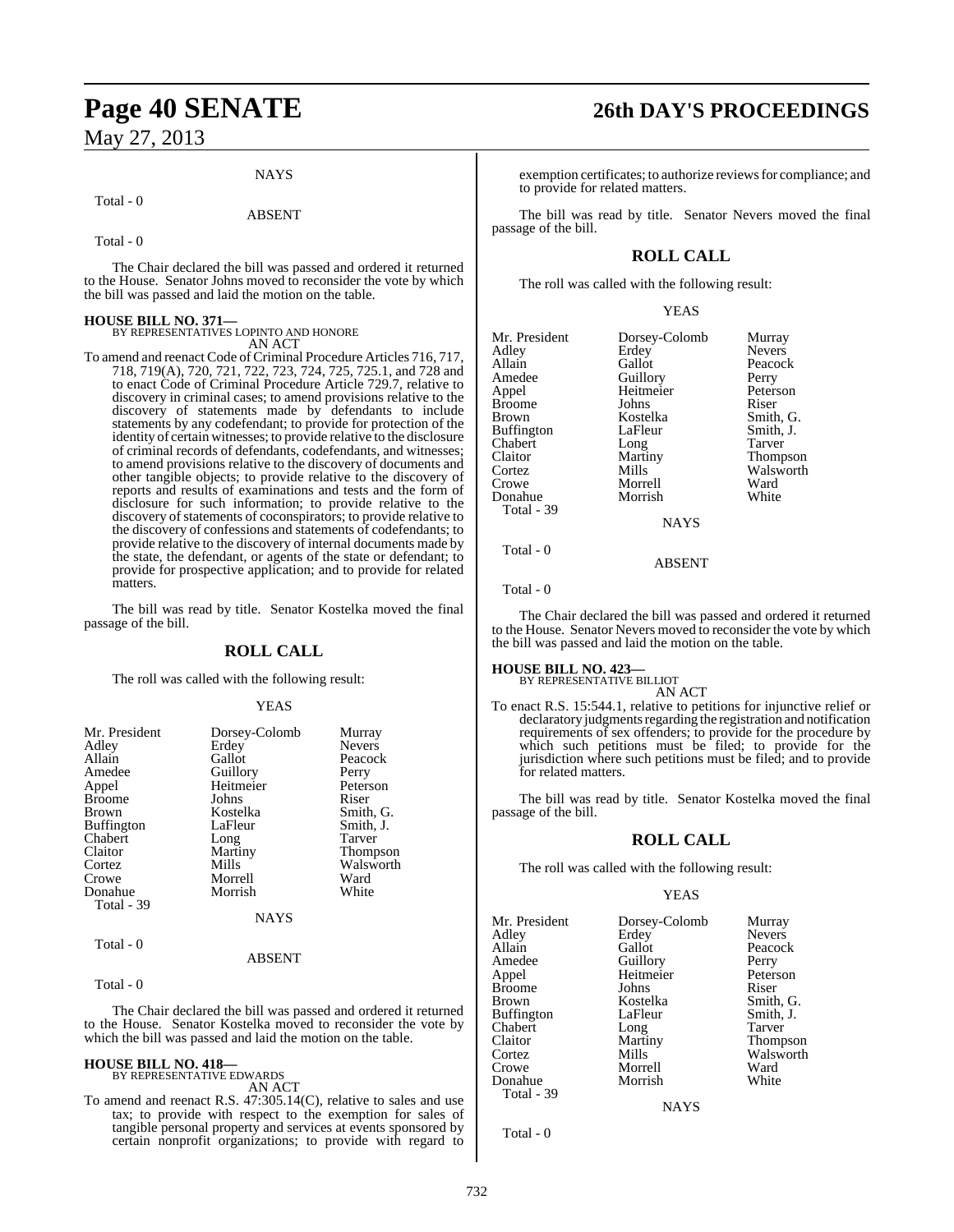NAYS

Total - 0

ABSENT

Total - 0

The Chair declared the bill was passed and ordered it returned to the House. Senator Johns moved to reconsider the vote by which the bill was passed and laid the motion on the table.

**HOUSE BILL NO. 371—**
BY REPRESENTATIVES LOPINTO AND HONORE
AN ACT

To amend and reenact Code of Criminal Procedure Articles 716, 717, 718, 719(A), 720, 721, 722, 723, 724, 725, 725.1, and 728 and to enact Code of Criminal Procedure Article 729.7, relative to discovery in criminal cases; to amend provisions relative to the discovery of statements made by defendants to include statements by any codefendant; to provide for protection of the identity of certain witnesses; to provide relative to the disclosure of criminal records of defendants, codefendants, and witnesses; to amend provisions relative to the discovery of documents and other tangible objects; to provide relative to the discovery of reports and results of examinations and tests and the form of disclosure for such information; to provide relative to the discovery of statements of coconspirators; to provide relative to the discovery of confessions and statements of codefendants; to provide relative to the discovery of internal documents made by the state, the defendant, or agents of the state or defendant; to provide for prospective application; and to provide for related matters.

The bill was read by title. Senator Kostelka moved the final passage of the bill.

## ROLL CALL

The roll was called with the following result:

YEAS

| | | |
|---|---|---|
| Mr. President | Dorsey-Colomb | Murray |
| Adley | Erdey | Nevers |
| Allain | Gallot | Peacock |
| Amedee | Guillory | Perry |
| Appel | Heitmeier | Peterson |
| Broome | Johns | Riser |
| Brown | Kostelka | Smith, G. |
| Buffington | LaFleur | Smith, J. |
| Chabert | Long | Tarver |
| Claitor | Martiny | Thompson |
| Cortez | Mills | Walsworth |
| Crowe | Morrell | Ward |
| Donahue | Morrish | White |
| Total - 39 | | |

NAYS

Total - 0

ABSENT

Total - 0

The Chair declared the bill was passed and ordered it returned to the House. Senator Kostelka moved to reconsider the vote by which the bill was passed and laid the motion on the table.

**HOUSE BILL NO. 418—**
BY REPRESENTATIVE EDWARDS
AN ACT

To amend and reenact R.S. 47:305.14(C), relative to sales and use tax; to provide with respect to the exemption for sales of tangible personal property and services at events sponsored by certain nonprofit organizations; to provide with regard to exemption certificates; to authorize reviews for compliance; and to provide for related matters.

The bill was read by title. Senator Nevers moved the final passage of the bill.

## ROLL CALL

The roll was called with the following result:

YEAS

| | | |
|---|---|---|
| Mr. President | Dorsey-Colomb | Murray |
| Adley | Erdey | Nevers |
| Allain | Gallot | Peacock |
| Amedee | Guillory | Perry |
| Appel | Heitmeier | Peterson |
| Broome | Johns | Riser |
| Brown | Kostelka | Smith, G. |
| Buffington | LaFleur | Smith, J. |
| Chabert | Long | Tarver |
| Claitor | Martiny | Thompson |
| Cortez | Mills | Walsworth |
| Crowe | Morrell | Ward |
| Donahue | Morrish | White |
| Total - 39 | | |

NAYS

Total - 0

ABSENT

Total - 0

The Chair declared the bill was passed and ordered it returned to the House. Senator Nevers moved to reconsider the vote by which the bill was passed and laid the motion on the table.

**HOUSE BILL NO. 423—**
BY REPRESENTATIVE BILLIOT
AN ACT

To enact R.S. 15:544.1, relative to petitions for injunctive relief or declaratory judgments regarding the registration and notification requirements of sex offenders; to provide for the procedure by which such petitions must be filed; to provide for the jurisdiction where such petitions must be filed; and to provide for related matters.

The bill was read by title. Senator Kostelka moved the final passage of the bill.

## ROLL CALL

The roll was called with the following result:

YEAS

| | | |
|---|---|---|
| Mr. President | Dorsey-Colomb | Murray |
| Adley | Erdey | Nevers |
| Allain | Gallot | Peacock |
| Amedee | Guillory | Perry |
| Appel | Heitmeier | Peterson |
| Broome | Johns | Riser |
| Brown | Kostelka | Smith, G. |
| Buffington | LaFleur | Smith, J. |
| Chabert | Long | Tarver |
| Claitor | Martiny | Thompson |
| Cortez | Mills | Walsworth |
| Crowe | Morrell | Ward |
| Donahue | Morrish | White |
| Total - 39 | | |

NAYS

Total - 0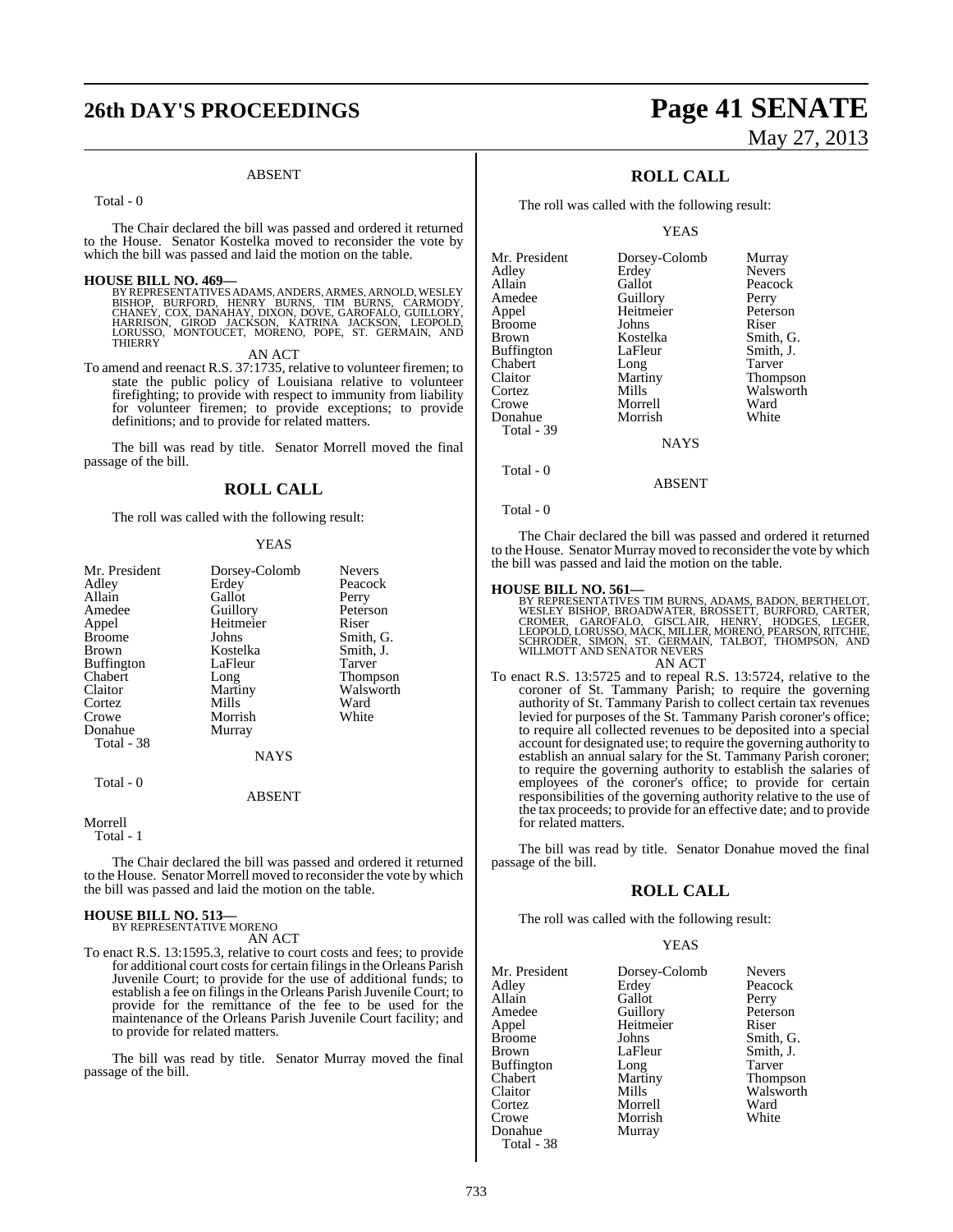ABSENT

Total - 0

The Chair declared the bill was passed and ordered it returned to the House. Senator Kostelka moved to reconsider the vote by which the bill was passed and laid the motion on the table.

**HOUSE BILL NO. 469—**
BY REPRESENTATIVES ADAMS, ANDERS, ARMES, ARNOLD, WESLEY BISHOP, BURFORD, HENRY BURNS, TIM BURNS, CARMODY, CHANEY, COX, DANAHAY, DIXON, DOVE, GAROFALO, GUILLORY, HARRISON, GIROD JACKSON, KATRINA JACKSON, LEOPOLD, LORUSSO, MONTOUCET, MORENO, POPE, ST. GERMAIN, AND THIERRY

AN ACT

To amend and reenact R.S. 37:1735, relative to volunteer firemen; to state the public policy of Louisiana relative to volunteer firefighting; to provide with respect to immunity from liability for volunteer firemen; to provide exceptions; to provide definitions; and to provide for related matters.

The bill was read by title. Senator Morrell moved the final passage of the bill.

## ROLL CALL

The roll was called with the following result:

YEAS

| | | |
|---|---|---|
| Mr. President | Dorsey-Colomb | Nevers |
| Adley | Erdey | Peacock |
| Allain | Gallot | Perry |
| Amedee | Guillory | Peterson |
| Appel | Heitmeier | Riser |
| Broome | Johns | Smith, G. |
| Brown | Kostelka | Smith, J. |
| Buffington | LaFleur | Tarver |
| Chabert | Long | Thompson |
| Claitor | Martiny | Walsworth |
| Cortez | Mills | Ward |
| Crowe | Morrish | White |
| Donahue | Murray | |

Total - 38

NAYS

Total - 0

ABSENT

Morrell

Total - 1

The Chair declared the bill was passed and ordered it returned to the House. Senator Morrell moved to reconsider the vote by which the bill was passed and laid the motion on the table.

**HOUSE BILL NO. 513—**
BY REPRESENTATIVE MORENO

AN ACT

To enact R.S. 13:1595.3, relative to court costs and fees; to provide for additional court costs for certain filings in the Orleans Parish Juvenile Court; to provide for the use of additional funds; to establish a fee on filings in the Orleans Parish Juvenile Court; to provide for the remittance of the fee to be used for the maintenance of the Orleans Parish Juvenile Court facility; and to provide for related matters.

The bill was read by title. Senator Murray moved the final passage of the bill.

## ROLL CALL

The roll was called with the following result:

YEAS

| | | |
|---|---|---|
| Mr. President | Dorsey-Colomb | Murray |
| Adley | Erdey | Nevers |
| Allain | Gallot | Peacock |
| Amedee | Guillory | Perry |
| Appel | Heitmeier | Peterson |
| Broome | Johns | Riser |
| Brown | Kostelka | Smith, G. |
| Buffington | LaFleur | Smith, J. |
| Chabert | Long | Tarver |
| Claitor | Martiny | Thompson |
| Cortez | Mills | Walsworth |
| Crowe | Morrell | Ward |
| Donahue | Morrish | White |

Total - 39

NAYS

Total - 0

ABSENT

Total - 0

The Chair declared the bill was passed and ordered it returned to the House. Senator Murray moved to reconsider the vote by which the bill was passed and laid the motion on the table.

**HOUSE BILL NO. 561—**
BY REPRESENTATIVES TIM BURNS, ADAMS, BADON, BERTHELOT, WESLEY BISHOP, BROADWATER, BROSSETT, BURFORD, CARTER, CROMER, GAROFALO, GISCLAIR, HENRY, HODGES, LEGER, LEOPOLD, LORUSSO, MACK, MILLER, MORENO, PEARSON, RITCHIE, SCHRODER, SIMON, ST. GERMAIN, TALBOT, THOMPSON, AND WILLMOTT AND SENATOR NEVERS

AN ACT

To enact R.S. 13:5725 and to repeal R.S. 13:5724, relative to the coroner of St. Tammany Parish; to require the governing authority of St. Tammany Parish to collect certain tax revenues levied for purposes of the St. Tammany Parish coroner's office; to require all collected revenues to be deposited into a special account for designated use; to require the governing authority to establish an annual salary for the St. Tammany Parish coroner; to require the governing authority to establish the salaries of employees of the coroner's office; to provide for certain responsibilities of the governing authority relative to the use of the tax proceeds; to provide for an effective date; and to provide for related matters.

The bill was read by title. Senator Donahue moved the final passage of the bill.

## ROLL CALL

The roll was called with the following result:

YEAS

| | | |
|---|---|---|
| Mr. President | Dorsey-Colomb | Nevers |
| Adley | Erdey | Peacock |
| Allain | Gallot | Perry |
| Amedee | Guillory | Peterson |
| Appel | Heitmeier | Riser |
| Broome | Johns | Smith, G. |
| Brown | LaFleur | Smith, J. |
| Buffington | Long | Tarver |
| Chabert | Martiny | Thompson |
| Claitor | Mills | Walsworth |
| Cortez | Morrell | Ward |
| Crowe | Morrish | White |
| Donahue | Murray | |

Total - 38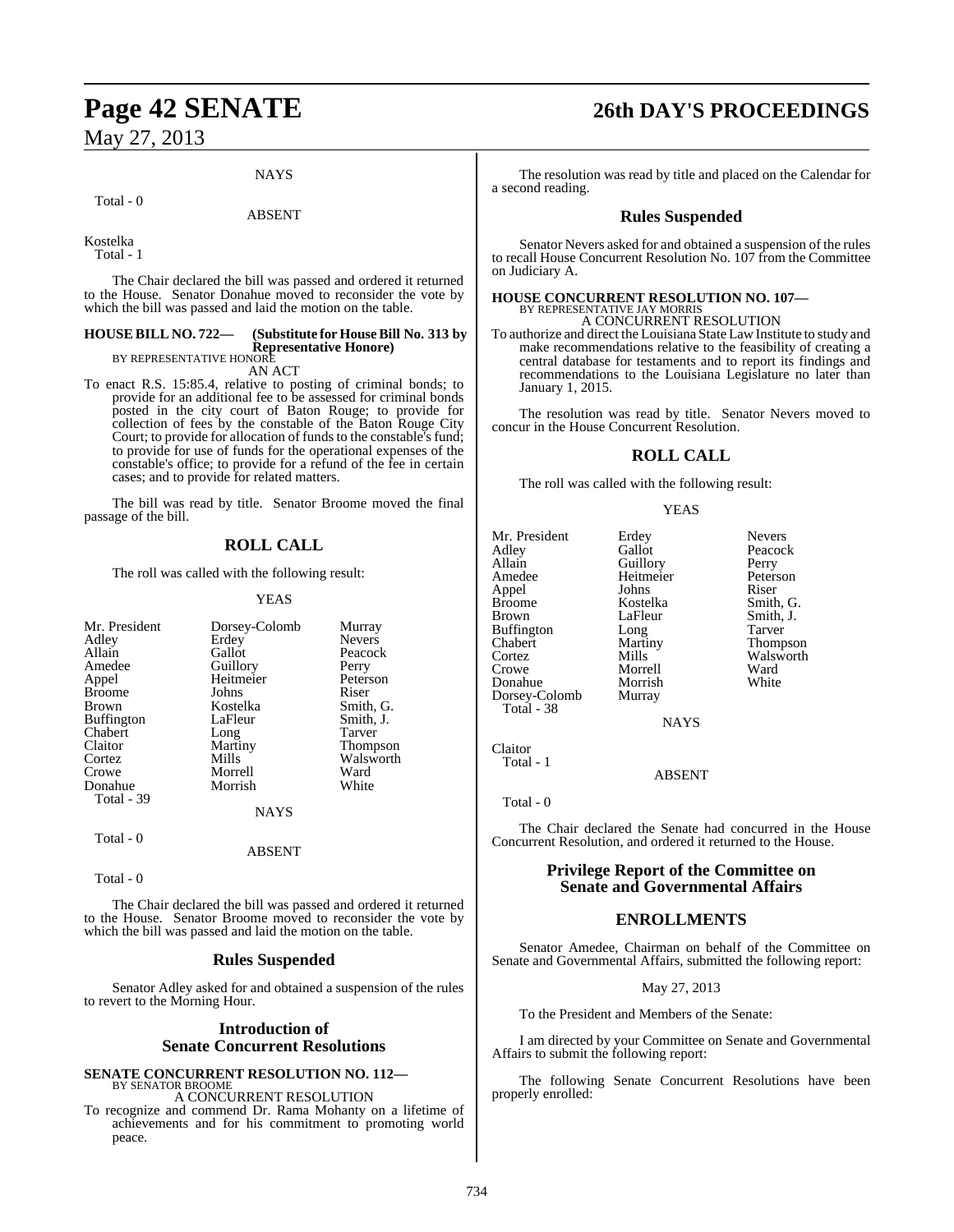NAYS

Total - 0

ABSENT

Kostelka
Total - 1

The Chair declared the bill was passed and ordered it returned to the House. Senator Donahue moved to reconsider the vote by which the bill was passed and laid the motion on the table.

**HOUSE BILL NO. 722— (Substitute for House Bill No. 313 by Representative Honore)**
BY REPRESENTATIVE HONORE
AN ACT

To enact R.S. 15:85.4, relative to posting of criminal bonds; to provide for an additional fee to be assessed for criminal bonds posted in the city court of Baton Rouge; to provide for collection of fees by the constable of the Baton Rouge City Court; to provide for allocation of funds to the constable's fund; to provide for use of funds for the operational expenses of the constable's office; to provide for a refund of the fee in certain cases; and to provide for related matters.

The bill was read by title. Senator Broome moved the final passage of the bill.

## ROLL CALL

The roll was called with the following result:

YEAS

| | | |
|---|---|---|
| Mr. President | Dorsey-Colomb | Murray |
| Adley | Erdey | Nevers |
| Allain | Gallot | Peacock |
| Amedee | Guillory | Perry |
| Appel | Heitmeier | Peterson |
| Broome | Johns | Riser |
| Brown | Kostelka | Smith, G. |
| Buffington | LaFleur | Smith, J. |
| Chabert | Long | Tarver |
| Claitor | Martiny | Thompson |
| Cortez | Mills | Walsworth |
| Crowe | Morrell | Ward |
| Donahue | Morrish | White |

Total - 39

NAYS

Total - 0

ABSENT

Total - 0

The Chair declared the bill was passed and ordered it returned to the House. Senator Broome moved to reconsider the vote by which the bill was passed and laid the motion on the table.

## Rules Suspended

Senator Adley asked for and obtained a suspension of the rules to revert to the Morning Hour.

## Introduction of Senate Concurrent Resolutions

**SENATE CONCURRENT RESOLUTION NO. 112—**
BY SENATOR BROOME
A CONCURRENT RESOLUTION

To recognize and commend Dr. Rama Mohanty on a lifetime of achievements and for his commitment to promoting world peace.

The resolution was read by title and placed on the Calendar for a second reading.

## Rules Suspended

Senator Nevers asked for and obtained a suspension of the rules to recall House Concurrent Resolution No. 107 from the Committee on Judiciary A.

**HOUSE CONCURRENT RESOLUTION NO. 107—**
BY REPRESENTATIVE JAY MORRIS
A CONCURRENT RESOLUTION

To authorize and direct the Louisiana State Law Institute to study and make recommendations relative to the feasibility of creating a central database for testaments and to report its findings and recommendations to the Louisiana Legislature no later than January 1, 2015.

The resolution was read by title. Senator Nevers moved to concur in the House Concurrent Resolution.

## ROLL CALL

The roll was called with the following result:

YEAS

| | | |
|---|---|---|
| Mr. President | Erdey | Nevers |
| Adley | Gallot | Peacock |
| Allain | Guillory | Perry |
| Amedee | Heitmeier | Peterson |
| Appel | Johns | Riser |
| Broome | Kostelka | Smith, G. |
| Brown | LaFleur | Smith, J. |
| Buffington | Long | Tarver |
| Chabert | Martiny | Thompson |
| Cortez | Mills | Walsworth |
| Crowe | Morrell | Ward |
| Donahue | Morrish | White |
| Dorsey-Colomb | Murray | |

Total - 38

NAYS

Claitor
Total - 1

ABSENT

Total - 0

The Chair declared the Senate had concurred in the House Concurrent Resolution, and ordered it returned to the House.

## Privilege Report of the Committee on Senate and Governmental Affairs

## ENROLLMENTS

Senator Amedee, Chairman on behalf of the Committee on Senate and Governmental Affairs, submitted the following report:

May 27, 2013

To the President and Members of the Senate:

I am directed by your Committee on Senate and Governmental Affairs to submit the following report:

The following Senate Concurrent Resolutions have been properly enrolled: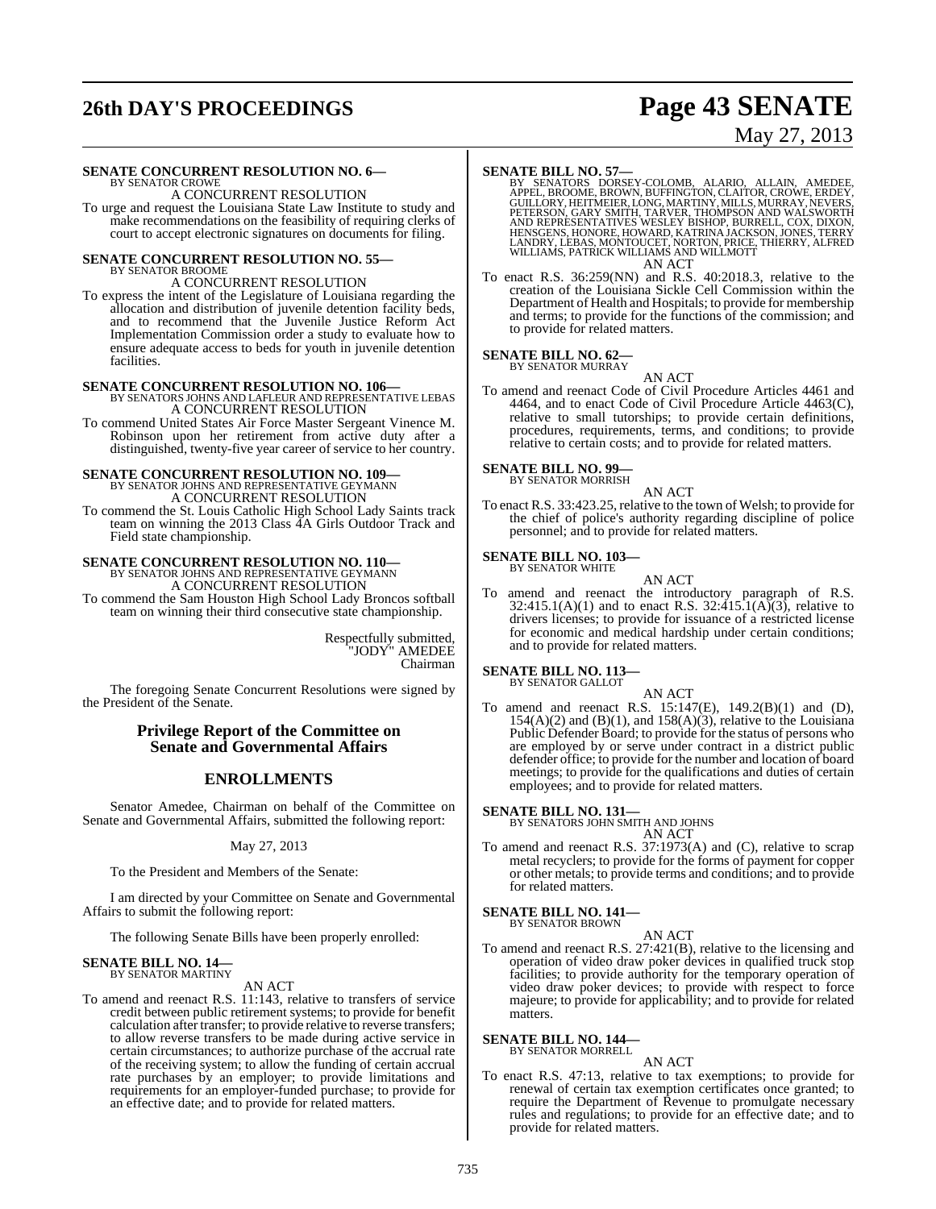**SENATE CONCURRENT RESOLUTION NO. 6—**
BY SENATOR CROWE

A CONCURRENT RESOLUTION

To urge and request the Louisiana State Law Institute to study and make recommendations on the feasibility of requiring clerks of court to accept electronic signatures on documents for filing.

**SENATE CONCURRENT RESOLUTION NO. 55—**
BY SENATOR BROOME

A CONCURRENT RESOLUTION

To express the intent of the Legislature of Louisiana regarding the allocation and distribution of juvenile detention facility beds, and to recommend that the Juvenile Justice Reform Act Implementation Commission order a study to evaluate how to ensure adequate access to beds for youth in juvenile detention facilities.

**SENATE CONCURRENT RESOLUTION NO. 106—**
BY SENATORS JOHNS AND LAFLEUR AND REPRESENTATIVE LEBAS

A CONCURRENT RESOLUTION

To commend United States Air Force Master Sergeant Vinence M. Robinson upon her retirement from active duty after a distinguished, twenty-five year career of service to her country.

**SENATE CONCURRENT RESOLUTION NO. 109—**
BY SENATOR JOHNS AND REPRESENTATIVE GEYMANN

A CONCURRENT RESOLUTION

To commend the St. Louis Catholic High School Lady Saints track team on winning the 2013 Class 4A Girls Outdoor Track and Field state championship.

**SENATE CONCURRENT RESOLUTION NO. 110—**
BY SENATOR JOHNS AND REPRESENTATIVE GEYMANN

A CONCURRENT RESOLUTION

To commend the Sam Houston High School Lady Broncos softball team on winning their third consecutive state championship.

Respectfully submitted,
"JODY" AMEDEE
Chairman

The foregoing Senate Concurrent Resolutions were signed by the President of the Senate.

## Privilege Report of the Committee on Senate and Governmental Affairs

## ENROLLMENTS

Senator Amedee, Chairman on behalf of the Committee on Senate and Governmental Affairs, submitted the following report:

May 27, 2013

To the President and Members of the Senate:

I am directed by your Committee on Senate and Governmental Affairs to submit the following report:

The following Senate Bills have been properly enrolled:

**SENATE BILL NO. 14—**
BY SENATOR MARTINY

AN ACT

To amend and reenact R.S. 11:143, relative to transfers of service credit between public retirement systems; to provide for benefit calculation after transfer; to provide relative to reverse transfers; to allow reverse transfers to be made during active service in certain circumstances; to authorize purchase of the accrual rate of the receiving system; to allow the funding of certain accrual rate purchases by an employer; to provide limitations and requirements for an employer-funded purchase; to provide for an effective date; and to provide for related matters.

**SENATE BILL NO. 57—**
BY SENATORS DORSEY-COLOMB, ALARIO, ALLAIN, AMEDEE, APPEL, BROOME, BROWN, BUFFINGTON, CLAITOR, CROWE, ERDEY, GUILLORY, HEITMEIER, LONG, MARTINY, MILLS, MURRAY, NEVERS, PETERSON, GARY SMITH, TARVER, THOMPSON AND WALSWORTH AND REPRESENTATIVES WESLEY BISHOP, BURRELL, COX, DIXON, HENSGENS, HONORE, HOWARD, KATRINA JACKSON, JONES, TERRY LANDRY, LEBAS, MONTOUCET, NORTON, PRICE, THIERRY, ALFRED WILLIAMS, PATRICK WILLIAMS AND WILLMOTT

AN ACT

To enact R.S. 36:259(NN) and R.S. 40:2018.3, relative to the creation of the Louisiana Sickle Cell Commission within the Department of Health and Hospitals; to provide for membership and terms; to provide for the functions of the commission; and to provide for related matters.

**SENATE BILL NO. 62—**
BY SENATOR MURRAY

AN ACT

To amend and reenact Code of Civil Procedure Articles 4461 and 4464, and to enact Code of Civil Procedure Article 4463(C), relative to small tutorships; to provide certain definitions, procedures, requirements, terms, and conditions; to provide relative to certain costs; and to provide for related matters.

**SENATE BILL NO. 99—**
BY SENATOR MORRISH

AN ACT

To enact R.S. 33:423.25, relative to the town of Welsh; to provide for the chief of police's authority regarding discipline of police personnel; and to provide for related matters.

**SENATE BILL NO. 103—**
BY SENATOR WHITE

AN ACT

To amend and reenact the introductory paragraph of R.S. 32:415.1(A)(1) and to enact R.S. 32:415.1(A)(3), relative to drivers licenses; to provide for issuance of a restricted license for economic and medical hardship under certain conditions; and to provide for related matters.

**SENATE BILL NO. 113—**
BY SENATOR GALLOT

AN ACT

To amend and reenact R.S. 15:147(E), 149.2(B)(1) and (D), 154(A)(2) and (B)(1), and 158(A)(3), relative to the Louisiana Public Defender Board; to provide for the status of persons who are employed by or serve under contract in a district public defender office; to provide for the number and location of board meetings; to provide for the qualifications and duties of certain employees; and to provide for related matters.

**SENATE BILL NO. 131—**
BY SENATORS JOHN SMITH AND JOHNS

AN ACT

To amend and reenact R.S. 37:1973(A) and (C), relative to scrap metal recyclers; to provide for the forms of payment for copper or other metals; to provide terms and conditions; and to provide for related matters.

**SENATE BILL NO. 141—**
BY SENATOR BROWN

AN ACT

To amend and reenact R.S. 27:421(B), relative to the licensing and operation of video draw poker devices in qualified truck stop facilities; to provide authority for the temporary operation of video draw poker devices; to provide with respect to force majeure; to provide for applicability; and to provide for related matters.

**SENATE BILL NO. 144—**
BY SENATOR MORRELL

AN ACT

To enact R.S. 47:13, relative to tax exemptions; to provide for renewal of certain tax exemption certificates once granted; to require the Department of Revenue to promulgate necessary rules and regulations; to provide for an effective date; and to provide for related matters.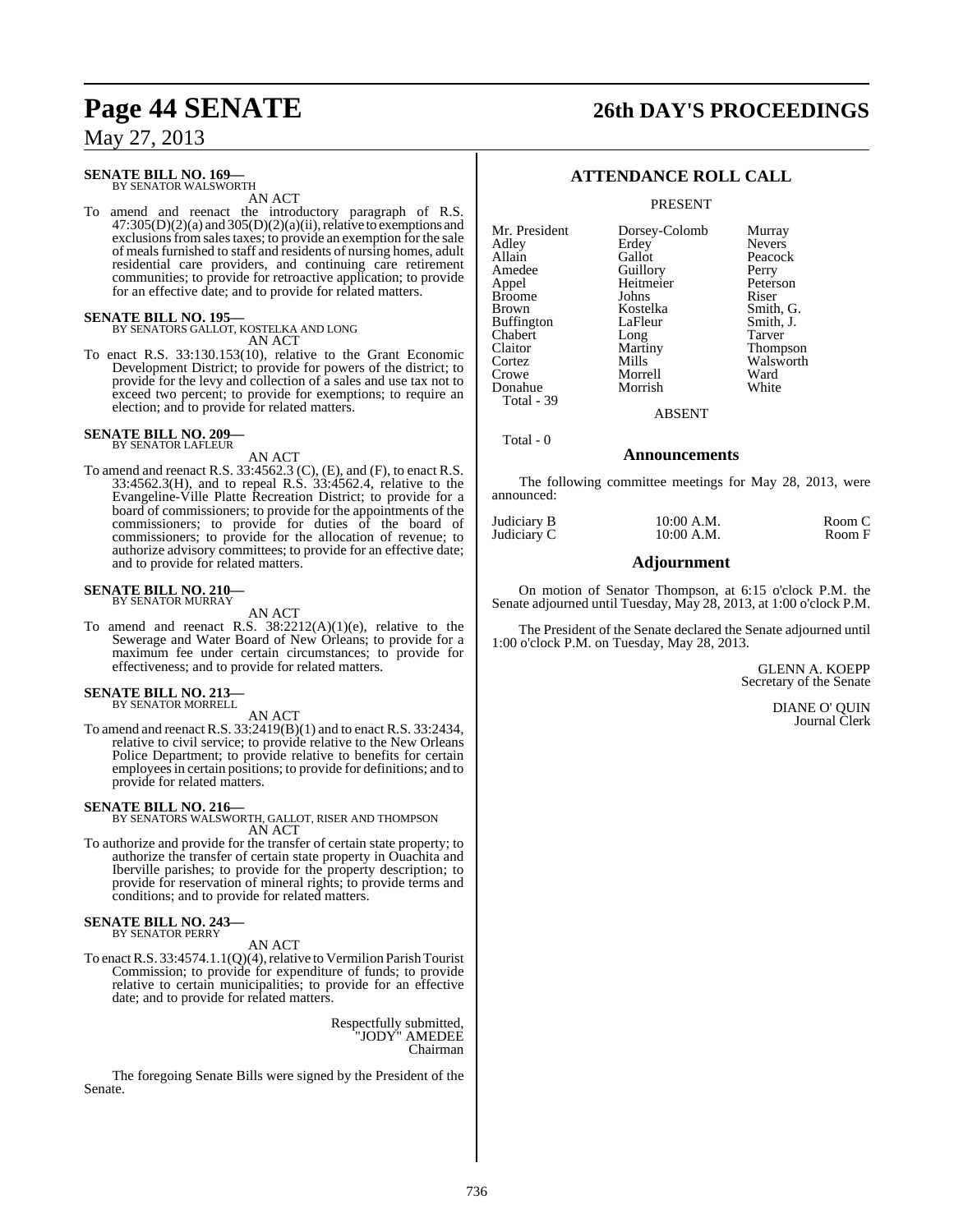**SENATE BILL NO. 169—**
BY SENATOR WALSWORTH

AN ACT

To amend and reenact the introductory paragraph of R.S. 47:305(D)(2)(a) and 305(D)(2)(a)(ii), relative to exemptions and exclusions from sales taxes; to provide an exemption for the sale of meals furnished to staff and residents of nursing homes, adult residential care providers, and continuing care retirement communities; to provide for retroactive application; to provide for an effective date; and to provide for related matters.

**SENATE BILL NO. 195—**
BY SENATORS GALLOT, KOSTELKA AND LONG

AN ACT

To enact R.S. 33:130.153(10), relative to the Grant Economic Development District; to provide for powers of the district; to provide for the levy and collection of a sales and use tax not to exceed two percent; to provide for exemptions; to require an election; and to provide for related matters.

**SENATE BILL NO. 209—**
BY SENATOR LAFLEUR

AN ACT

To amend and reenact R.S. 33:4562.3 (C), (E), and (F), to enact R.S. 33:4562.3(H), and to repeal R.S. 33:4562.4, relative to the Evangeline-Ville Platte Recreation District; to provide for a board of commissioners; to provide for the appointments of the commissioners; to provide for duties of the board of commissioners; to provide for the allocation of revenue; to authorize advisory committees; to provide for an effective date; and to provide for related matters.

**SENATE BILL NO. 210—**
BY SENATOR MURRAY

AN ACT

To amend and reenact R.S. 38:2212(A)(1)(e), relative to the Sewerage and Water Board of New Orleans; to provide for a maximum fee under certain circumstances; to provide for effectiveness; and to provide for related matters.

**SENATE BILL NO. 213—**
BY SENATOR MORRELL

AN ACT

To amend and reenact R.S. 33:2419(B)(1) and to enact R.S. 33:2434, relative to civil service; to provide relative to the New Orleans Police Department; to provide relative to benefits for certain employees in certain positions; to provide for definitions; and to provide for related matters.

**SENATE BILL NO. 216—**
BY SENATORS WALSWORTH, GALLOT, RISER AND THOMPSON

AN ACT

To authorize and provide for the transfer of certain state property; to authorize the transfer of certain state property in Ouachita and Iberville parishes; to provide for the property description; to provide for reservation of mineral rights; to provide terms and conditions; and to provide for related matters.

**SENATE BILL NO. 243—**
BY SENATOR PERRY

AN ACT

To enact R.S. 33:4574.1.1(Q)(4), relative to Vermilion Parish Tourist Commission; to provide for expenditure of funds; to provide relative to certain municipalities; to provide for an effective date; and to provide for related matters.

Respectfully submitted,
"JODY" AMEDEE
Chairman

The foregoing Senate Bills were signed by the President of the Senate.

## ATTENDANCE ROLL CALL

PRESENT

| | | |
|---|---|---|
| Mr. President | Dorsey-Colomb | Murray |
| Adley | Erdey | Nevers |
| Allain | Gallot | Peacock |
| Amedee | Guillory | Perry |
| Appel | Heitmeier | Peterson |
| Broome | Johns | Riser |
| Brown | Kostelka | Smith, G. |
| Buffington | LaFleur | Smith, J. |
| Chabert | Long | Tarver |
| Claitor | Martiny | Thompson |
| Cortez | Mills | Walsworth |
| Crowe | Morrell | Ward |
| Donahue | Morrish | White |

Total - 39

ABSENT

Total - 0

## Announcements

The following committee meetings for May 28, 2013, were announced:

| | | |
|---|---|---|
| Judiciary B | 10:00 A.M. | Room C |
| Judiciary C | 10:00 A.M. | Room F |

## Adjournment

On motion of Senator Thompson, at 6:15 o'clock P.M. the Senate adjourned until Tuesday, May 28, 2013, at 1:00 o'clock P.M.

The President of the Senate declared the Senate adjourned until 1:00 o'clock P.M. on Tuesday, May 28, 2013.

GLENN A. KOEPP
Secretary of the Senate

DIANE O' QUIN
Journal Clerk